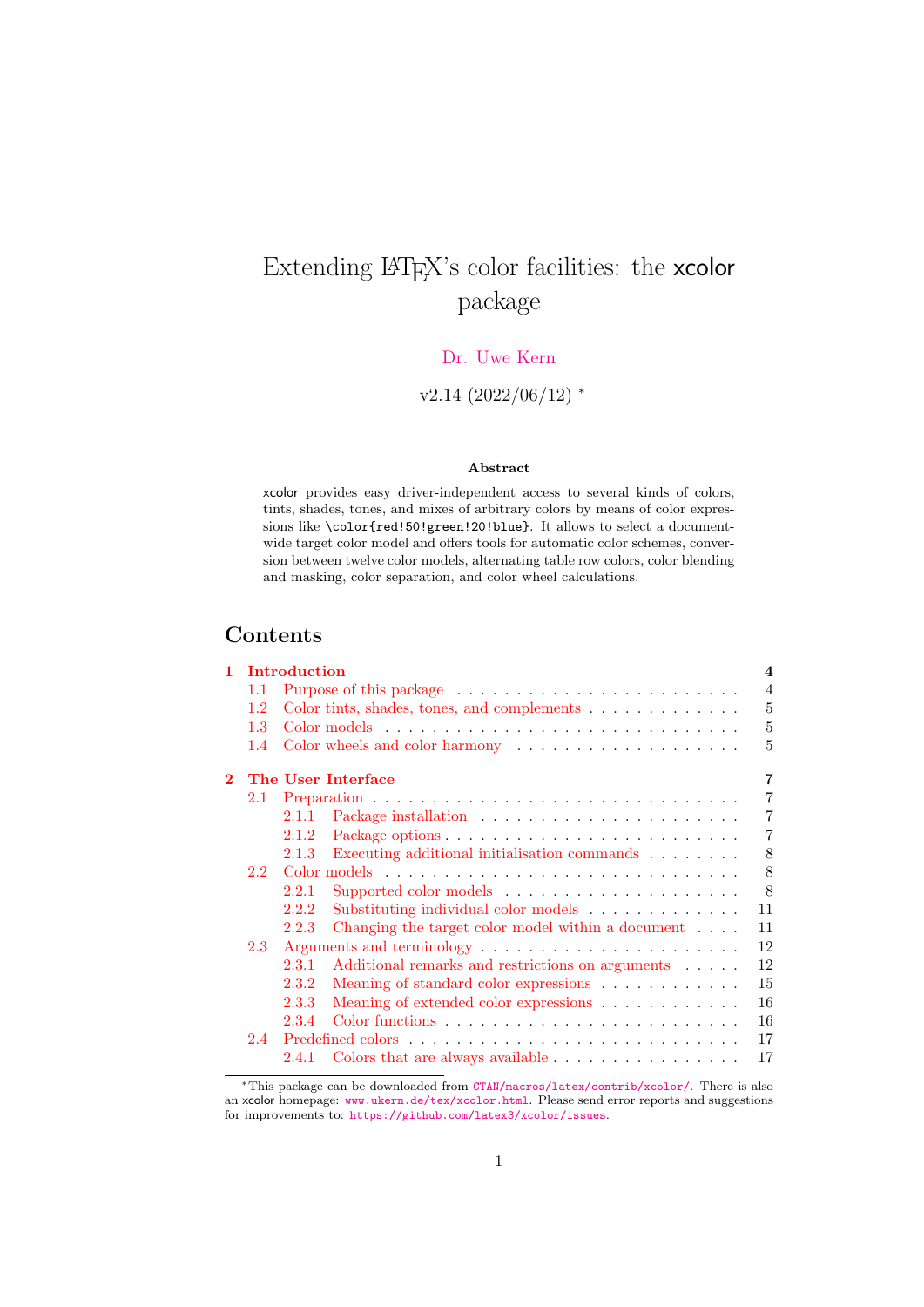# Extending LaTeX's color facilities: the xcolor package

Dr. Uwe Kern

v2.14 (2022/06/12) *

**Abstract**

xcolor provides easy driver-independent access to several kinds of colors, tints, shades, tones, and mixes of arbitrary colors by means of color expressions like `\color{red!50!green!20!blue}`. It allows to select a document-wide target color model and offers tools for automatic color schemes, conversion between twelve color models, alternating table row colors, color blending and masking, color separation, and color wheel calculations.

## Contents

**1 Introduction** — 4
- 1.1 Purpose of this package — 4
- 1.2 Color tints, shades, tones, and complements — 5
- 1.3 Color models — 5
- 1.4 Color wheels and color harmony — 5

**2 The User Interface** — 7
- 2.1 Preparation — 7
  - 2.1.1 Package installation — 7
  - 2.1.2 Package options — 7
  - 2.1.3 Executing additional initialisation commands — 8
- 2.2 Color models — 8
  - 2.2.1 Supported color models — 8
  - 2.2.2 Substituting individual color models — 11
  - 2.2.3 Changing the target color model within a document — 11
- 2.3 Arguments and terminology — 12
  - 2.3.1 Additional remarks and restrictions on arguments — 12
  - 2.3.2 Meaning of standard color expressions — 15
  - 2.3.3 Meaning of extended color expressions — 16
  - 2.3.4 Color functions — 16
- 2.4 Predefined colors — 17
  - 2.4.1 Colors that are always available — 17

*This package can be downloaded from CTAN/macros/latex/contrib/xcolor/. There is also an xcolor homepage: www.ukern.de/tex/xcolor.html. Please send error reports and suggestions for improvements to: https://github.com/latex3/xcolor/issues.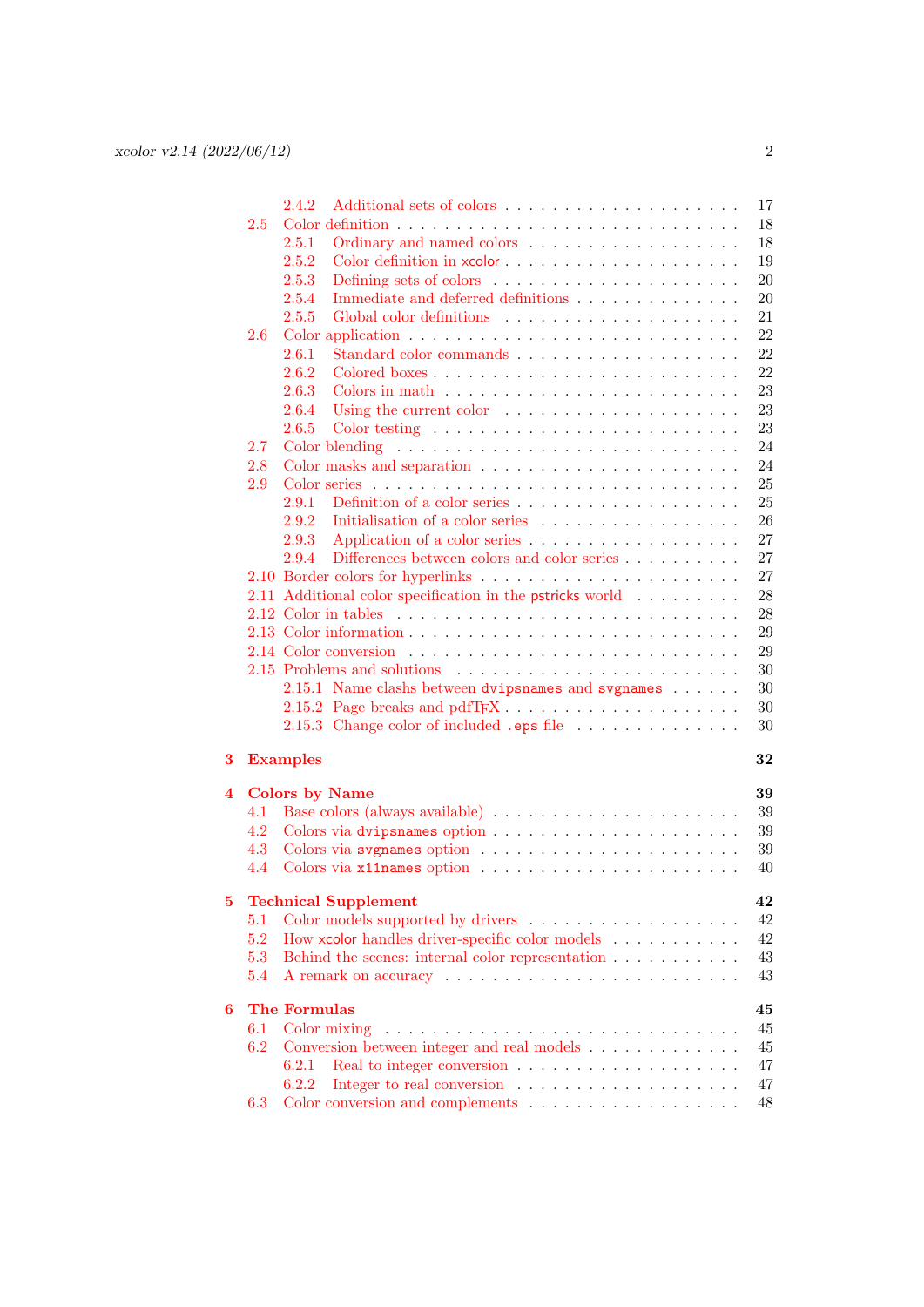- 2.4.2 Additional sets of colors . . . . . 17
- 2.5 Color definition . . . . . 18
  - 2.5.1 Ordinary and named colors . . . . . 18
  - 2.5.2 Color definition in xcolor . . . . . 19
  - 2.5.3 Defining sets of colors . . . . . 20
  - 2.5.4 Immediate and deferred definitions . . . . . 20
  - 2.5.5 Global color definitions . . . . . 21
- 2.6 Color application . . . . . 22
  - 2.6.1 Standard color commands . . . . . 22
  - 2.6.2 Colored boxes . . . . . 22
  - 2.6.3 Colors in math . . . . . 23
  - 2.6.4 Using the current color . . . . . 23
  - 2.6.5 Color testing . . . . . 23
- 2.7 Color blending . . . . . 24
- 2.8 Color masks and separation . . . . . 24
- 2.9 Color series . . . . . 25
  - 2.9.1 Definition of a color series . . . . . 25
  - 2.9.2 Initialisation of a color series . . . . . 26
  - 2.9.3 Application of a color series . . . . . 27
  - 2.9.4 Differences between colors and color series . . . . . 27
- 2.10 Border colors for hyperlinks . . . . . 27
- 2.11 Additional color specification in the pstricks world . . . . . 28
- 2.12 Color in tables . . . . . 28
- 2.13 Color information . . . . . 29
- 2.14 Color conversion . . . . . 29
- 2.15 Problems and solutions . . . . . 30
  - 2.15.1 Name clashs between `dvipsnames` and `svgnames` . . . . . 30
  - 2.15.2 Page breaks and pdfTEX . . . . . 30
  - 2.15.3 Change color of included `.eps` file . . . . . 30

**3 Examples** **32**

**4 Colors by Name** **39**
- 4.1 Base colors (always available) . . . . . 39
- 4.2 Colors via `dvipsnames` option . . . . . 39
- 4.3 Colors via `svgnames` option . . . . . 39
- 4.4 Colors via `x11names` option . . . . . 40

**5 Technical Supplement** **42**
- 5.1 Color models supported by drivers . . . . . 42
- 5.2 How xcolor handles driver-specific color models . . . . . 42
- 5.3 Behind the scenes: internal color representation . . . . . 43
- 5.4 A remark on accuracy . . . . . 43

**6 The Formulas** **45**
- 6.1 Color mixing . . . . . 45
- 6.2 Conversion between integer and real models . . . . . 45
  - 6.2.1 Real to integer conversion . . . . . 47
  - 6.2.2 Integer to real conversion . . . . . 47
- 6.3 Color conversion and complements . . . . . 48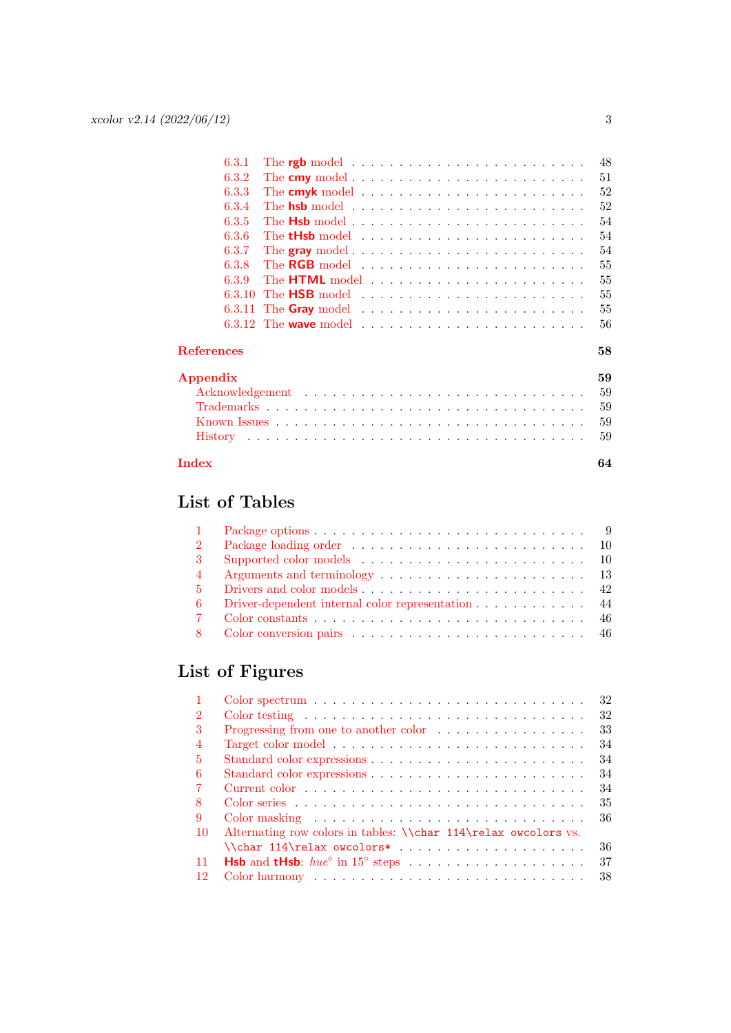6.3.1 The **rgb** model . . . . . 48
6.3.2 The **cmy** model . . . . . 51
6.3.3 The **cmyk** model . . . . . 52
6.3.4 The **hsb** model . . . . . 52
6.3.5 The **Hsb** model . . . . . 54
6.3.6 The **tHsb** model . . . . . 54
6.3.7 The **gray** model . . . . . 54
6.3.8 The **RGB** model . . . . . 55
6.3.9 The **HTML** model . . . . . 55
6.3.10 The **HSB** model . . . . . 55
6.3.11 The **Gray** model . . . . . 55
6.3.12 The **wave** model . . . . . 56

**References** **58**

**Appendix** **59**

Acknowledgement . . . . . 59
Trademarks . . . . . 59
Known Issues . . . . . 59
History . . . . . 59

**Index** **64**

## List of Tables

1 Package options . . . . . 9
2 Package loading order . . . . . 10
3 Supported color models . . . . . 10
4 Arguments and terminology . . . . . 13
5 Drivers and color models . . . . . 42
6 Driver-dependent internal color representation . . . . . 44
7 Color constants . . . . . 46
8 Color conversion pairs . . . . . 46

## List of Figures

1 Color spectrum . . . . . 32
2 Color testing . . . . . 32
3 Progressing from one to another color . . . . . 33
4 Target color model . . . . . 34
5 Standard color expressions . . . . . 34
6 Standard color expressions . . . . . 34
7 Current color . . . . . 34
8 Color series . . . . . 35
9 Color masking . . . . . 36
10 Alternating row colors in tables: `\\char 114\relax owcolors` vs. `\\char 114\relax owcolors*` . . . . . 36
11 **Hsb** and **tHsb**: *hue*° in 15° steps . . . . . 37
12 Color harmony . . . . . 38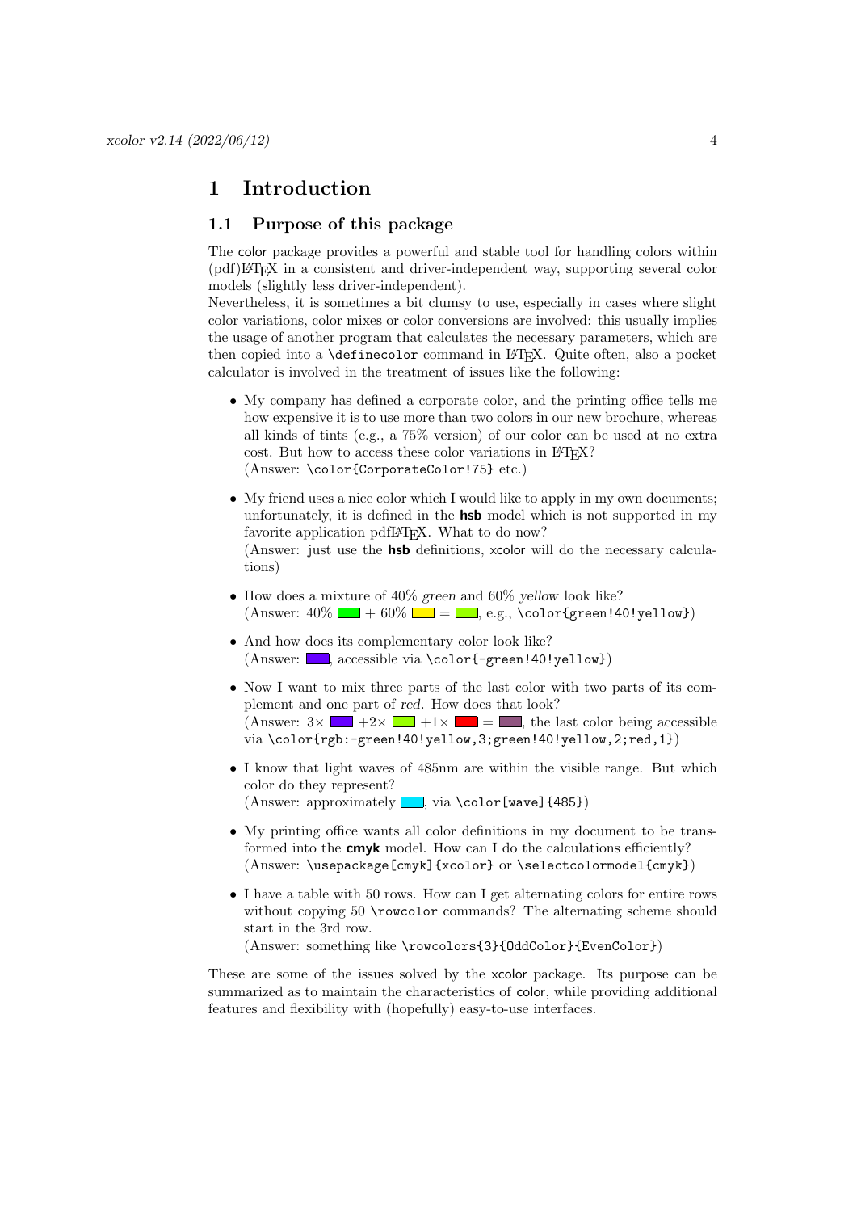# 1 Introduction

## 1.1 Purpose of this package

The color package provides a powerful and stable tool for handling colors within (pdf)LaTeX in a consistent and driver-independent way, supporting several color models (slightly less driver-independent).

Nevertheless, it is sometimes a bit clumsy to use, especially in cases where slight color variations, color mixes or color conversions are involved: this usually implies the usage of another program that calculates the necessary parameters, which are then copied into a `\definecolor` command in LaTeX. Quite often, also a pocket calculator is involved in the treatment of issues like the following:

- My company has defined a corporate color, and the printing office tells me how expensive it is to use more than two colors in our new brochure, whereas all kinds of tints (e.g., a 75% version) of our color can be used at no extra cost. But how to access these color variations in LaTeX?
  (Answer: `\color{CorporateColor!75}` etc.)
- My friend uses a nice color which I would like to apply in my own documents; unfortunately, it is defined in the **hsb** model which is not supported in my favorite application pdfLaTeX. What to do now?
  (Answer: just use the **hsb** definitions, xcolor will do the necessary calculations)
- How does a mixture of 40% *green* and 60% *yellow* look like?
  (Answer: 40% + 60% = , e.g., `\color{green!40!yellow}`)
- And how does its complementary color look like?
  (Answer: , accessible via `\color{-green!40!yellow}`)
- Now I want to mix three parts of the last color with two parts of its complement and one part of *red*. How does that look?
  (Answer: 3× +2× +1× = , the last color being accessible via `\color{rgb:-green!40!yellow,3;green!40!yellow,2;red,1}`)
- I know that light waves of 485nm are within the visible range. But which color do they represent?
  (Answer: approximately , via `\color[wave]{485}`)
- My printing office wants all color definitions in my document to be transformed into the **cmyk** model. How can I do the calculations efficiently?
  (Answer: `\usepackage[cmyk]{xcolor}` or `\selectcolormodel{cmyk}`)
- I have a table with 50 rows. How can I get alternating colors for entire rows without copying 50 `\rowcolor` commands? The alternating scheme should start in the 3rd row.
  (Answer: something like `\rowcolors{3}{OddColor}{EvenColor}`)

These are some of the issues solved by the xcolor package. Its purpose can be summarized as to maintain the characteristics of color, while providing additional features and flexibility with (hopefully) easy-to-use interfaces.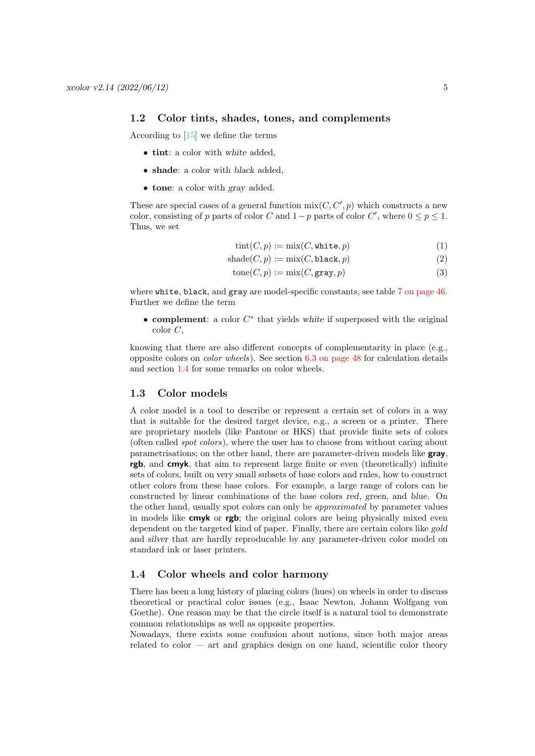### 1.2 Color tints, shades, tones, and complements

According to [15] we define the terms

- **tint**: a color with *white* added,
- **shade**: a color with *black* added,
- **tone**: a color with *gray* added.

These are special cases of a general function $\text{mix}(C, C', p)$ which constructs a new color, consisting of $p$ parts of color $C$ and $1-p$ parts of color $C'$, where $0 \le p \le 1$. Thus, we set

$$\text{tint}(C, p) := \text{mix}(C, \texttt{white}, p) \tag{1}$$

$$\text{shade}(C, p) := \text{mix}(C, \texttt{black}, p) \tag{2}$$

$$\text{tone}(C, p) := \text{mix}(C, \texttt{gray}, p) \tag{3}$$

where `white`, `black`, and `gray` are model-specific constants, see table 7 on page 46. Further we define the term

- **complement**: a color $C^*$ that yields *white* if superposed with the original color $C$,

knowing that there are also different concepts of complementarity in place (e.g., opposite colors on *color wheels*). See section 6.3 on page 48 for calculation details and section 1.4 for some remarks on color wheels.

### 1.3 Color models

A color model is a tool to describe or represent a certain set of colors in a way that is suitable for the desired target device, e.g., a screen or a printer. There are proprietary models (like Pantone or HKS) that provide finite sets of colors (often called *spot colors*), where the user has to choose from without caring about parametrisations; on the other hand, there are parameter-driven models like **gray**, **rgb**, and **cmyk**, that aim to represent large finite or even (theoretically) infinite sets of colors, built on very small subsets of base colors and rules, how to construct other colors from these base colors. For example, a large range of colors can be constructed by linear combinations of the base colors *red*, *green*, and *blue*. On the other hand, usually spot colors can only be *approximated* by parameter values in models like **cmyk** or **rgb**; the original colors are being physically mixed even dependent on the targeted kind of paper. Finally, there are certain colors like *gold* and *silver* that are hardly reproducable by any parameter-driven color model on standard ink or laser printers.

### 1.4 Color wheels and color harmony

There has been a long history of placing colors (hues) on wheels in order to discuss theoretical or practical color issues (e.g., Isaac Newton, Johann Wolfgang von Goethe). One reason may be that the circle itself is a natural tool to demonstrate common relationships as well as opposite properties.

Nowadays, there exists some confusion about notions, since both major areas related to color — art and graphics design on one hand, scientific color theory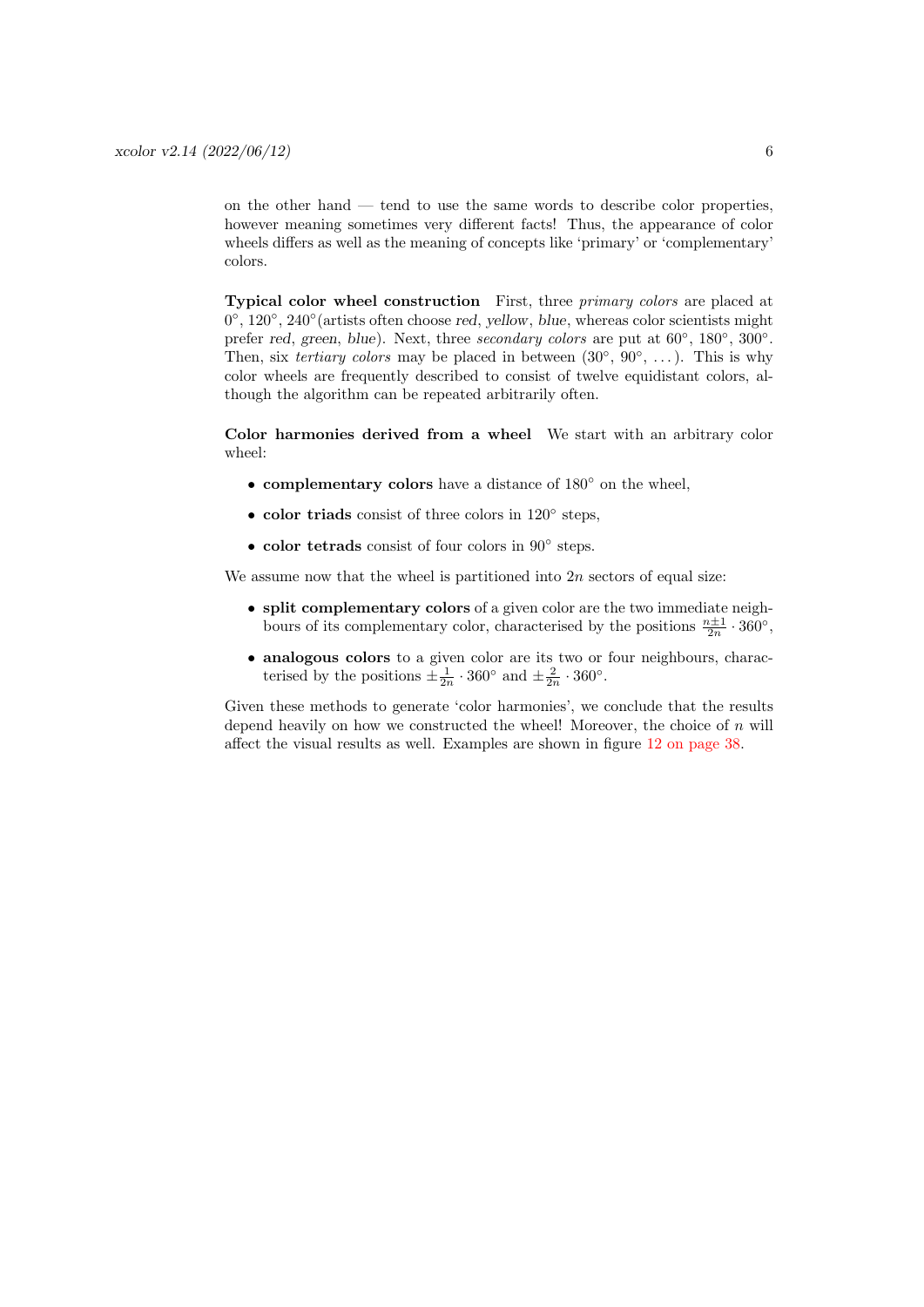on the other hand — tend to use the same words to describe color properties, however meaning sometimes very different facts! Thus, the appearance of color wheels differs as well as the meaning of concepts like 'primary' or 'complementary' colors.

**Typical color wheel construction** First, three *primary colors* are placed at $0°$, $120°$, $240°$(artists often choose *red*, *yellow*, *blue*, whereas color scientists might prefer *red*, *green*, *blue*). Next, three *secondary colors* are put at $60°$, $180°$, $300°$. Then, six *tertiary colors* may be placed in between ($30°$, $90°$, ...). This is why color wheels are frequently described to consist of twelve equidistant colors, although the algorithm can be repeated arbitrarily often.

**Color harmonies derived from a wheel** We start with an arbitrary color wheel:

- **complementary colors** have a distance of $180°$ on the wheel,
- **color triads** consist of three colors in $120°$ steps,
- **color tetrads** consist of four colors in $90°$ steps.

We assume now that the wheel is partitioned into $2n$ sectors of equal size:

- **split complementary colors** of a given color are the two immediate neighbours of its complementary color, characterised by the positions $\frac{n\pm1}{2n} \cdot 360°$,
- **analogous colors** to a given color are its two or four neighbours, characterised by the positions $\pm\frac{1}{2n} \cdot 360°$ and $\pm\frac{2}{2n} \cdot 360°$.

Given these methods to generate 'color harmonies', we conclude that the results depend heavily on how we constructed the wheel! Moreover, the choice of $n$ will affect the visual results as well. Examples are shown in figure 12 on page 38.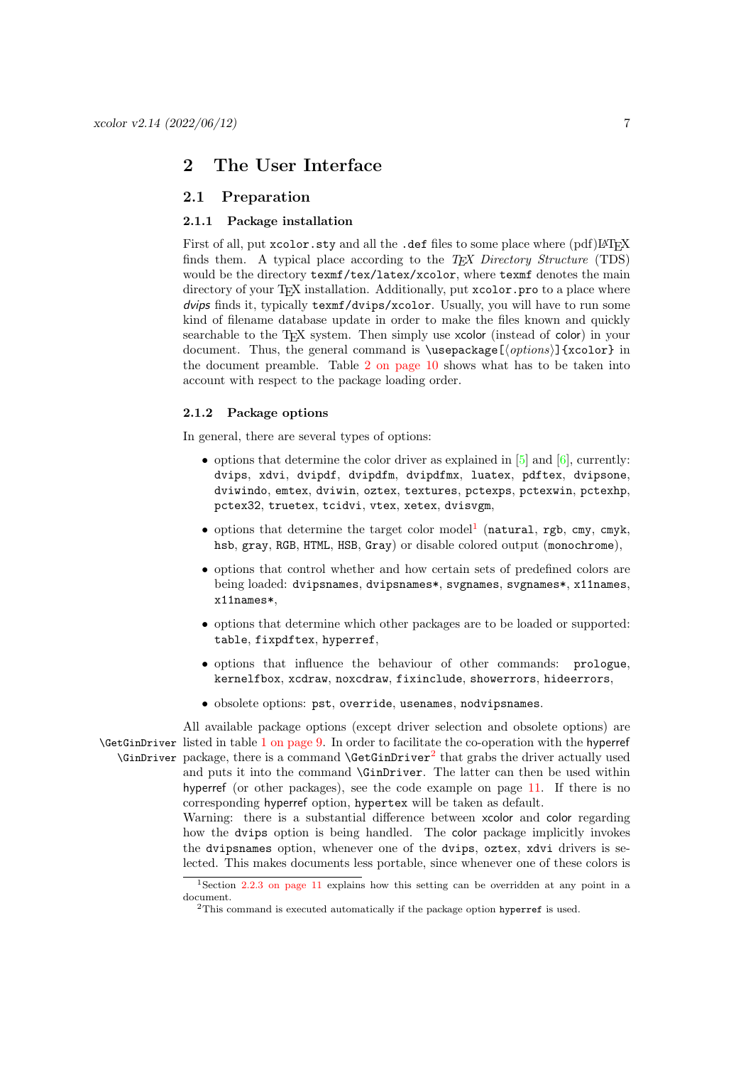# 2 The User Interface

## 2.1 Preparation

### 2.1.1 Package installation

First of all, put `xcolor.sty` and all the `.def` files to some place where (pdf)LaTeX finds them. A typical place according to the *TEX Directory Structure* (TDS) would be the directory `texmf/tex/latex/xcolor`, where `texmf` denotes the main directory of your TEX installation. Additionally, put `xcolor.pro` to a place where *dvips* finds it, typically `texmf/dvips/xcolor`. Usually, you will have to run some kind of filename database update in order to make the files known and quickly searchable to the TEX system. Then simply use xcolor (instead of color) in your document. Thus, the general command is `\usepackage[`⟨*options*⟩`]{xcolor}` in the document preamble. Table 2 on page 10 shows what has to be taken into account with respect to the package loading order.

### 2.1.2 Package options

In general, there are several types of options:

- options that determine the color driver as explained in [5] and [6], currently: `dvips`, `xdvi`, `dvipdf`, `dvipdfm`, `dvipdfmx`, `luatex`, `pdftex`, `dvipsone`, `dviwindo`, `emtex`, `dviwin`, `oztex`, `textures`, `pctexps`, `pctexwin`, `pctexhp`, `pctex32`, `truetex`, `tcidvi`, `vtex`, `xetex`, `dvisvgm`,
- options that determine the target color model[1] (`natural`, `rgb`, `cmy`, `cmyk`, `hsb`, `gray`, `RGB`, `HTML`, `HSB`, `Gray`) or disable colored output (`monochrome`),
- options that control whether and how certain sets of predefined colors are being loaded: `dvipsnames`, `dvipsnames*`, `svgnames`, `svgnames*`, `x11names`, `x11names*`,
- options that determine which other packages are to be loaded or supported: `table`, `fixpdftex`, `hyperref`,
- options that influence the behaviour of other commands: `prologue`, `kernelfbox`, `xcdraw`, `noxcdraw`, `fixinclude`, `showerrors`, `hideerrors`,
- obsolete options: `pst`, `override`, `usenames`, `nodvipsnames`.

`\GetGinDriver` `\GinDriver`

All available package options (except driver selection and obsolete options) are listed in table 1 on page 9. In order to facilitate the co-operation with the hyperref package, there is a command `\GetGinDriver`[2] that grabs the driver actually used and puts it into the command `\GinDriver`. The latter can then be used within hyperref (or other packages), see the code example on page 11. If there is no corresponding hyperref option, `hypertex` will be taken as default.

Warning: there is a substantial difference between xcolor and color regarding how the `dvips` option is being handled. The color package implicitly invokes the `dvipsnames` option, whenever one of the `dvips`, `oztex`, `xdvi` drivers is selected. This makes documents less portable, since whenever one of these colors is

---

[1] Section 2.2.3 on page 11 explains how this setting can be overridden at any point in a document.

[2] This command is executed automatically if the package option `hyperref` is used.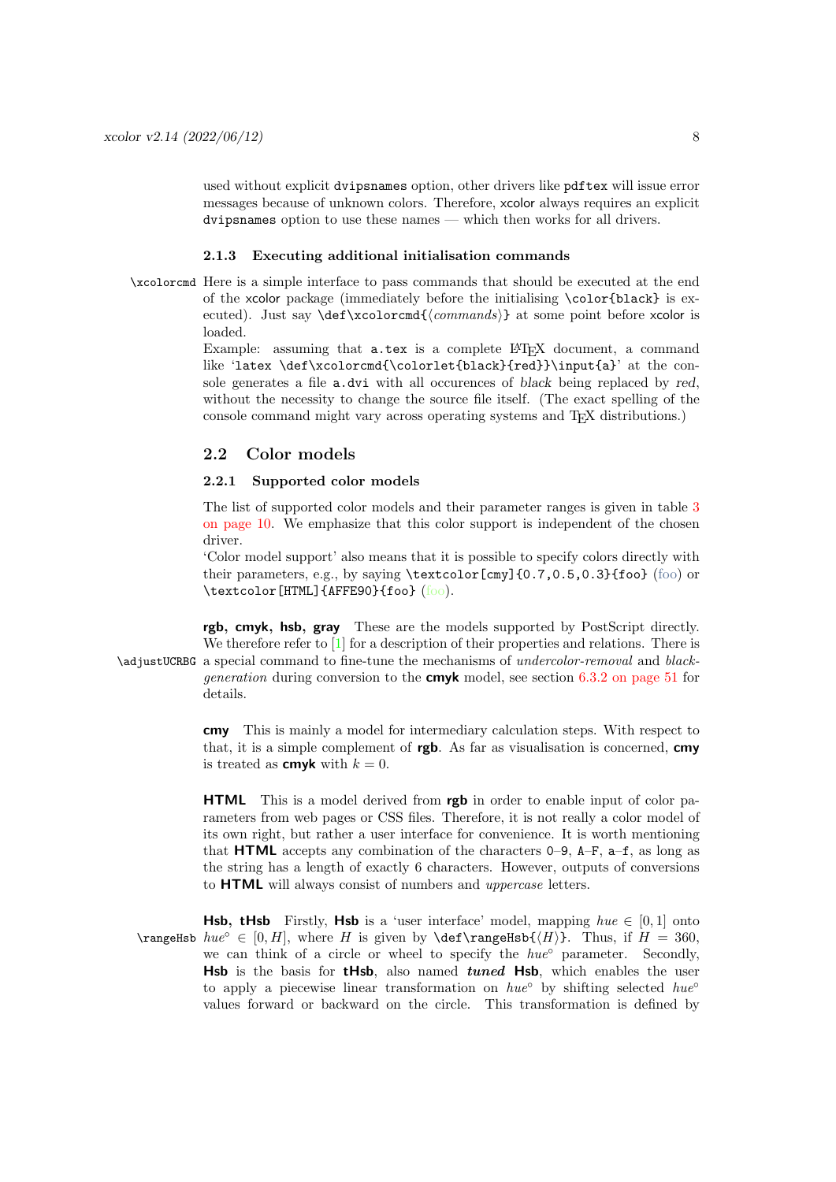used without explicit `dvipsnames` option, other drivers like `pdftex` will issue error messages because of unknown colors. Therefore, xcolor always requires an explicit `dvipsnames` option to use these names — which then works for all drivers.

#### 2.1.3 Executing additional initialisation commands

`\xcolorcmd` Here is a simple interface to pass commands that should be executed at the end of the xcolor package (immediately before the initialising `\color{black}` is executed). Just say `\def\xcolorcmd{⟨commands⟩}` at some point before xcolor is loaded.

Example: assuming that `a.tex` is a complete LaTeX document, a command like '`latex \def\xcolorcmd{\colorlet{black}{red}}\input{a}`' at the console generates a file `a.dvi` with all occurences of *black* being replaced by *red*, without the necessity to change the source file itself. (The exact spelling of the console command might vary across operating systems and TeX distributions.)

## 2.2 Color models

### 2.2.1 Supported color models

The list of supported color models and their parameter ranges is given in table 3 on page 10. We emphasize that this color support is independent of the chosen driver.

'Color model support' also means that it is possible to specify colors directly with their parameters, e.g., by saying `\textcolor[cmy]{0.7,0.5,0.3}{foo}` (foo) or `\textcolor[HTML]{AFFE90}{foo}` (foo).

**rgb, cmyk, hsb, gray** These are the models supported by PostScript directly. We therefore refer to [1] for a description of their properties and relations. There is `\adjustUCRBG` a special command to fine-tune the mechanisms of *undercolor-removal* and *black-generation* during conversion to the **cmyk** model, see section 6.3.2 on page 51 for details.

**cmy** This is mainly a model for intermediary calculation steps. With respect to that, it is a simple complement of **rgb**. As far as visualisation is concerned, **cmy** is treated as **cmyk** with $k = 0$.

**HTML** This is a model derived from **rgb** in order to enable input of color parameters from web pages or CSS files. Therefore, it is not really a color model of its own right, but rather a user interface for convenience. It is worth mentioning that **HTML** accepts any combination of the characters `0`–`9`, `A`–`F`, `a`–`f`, as long as the string has a length of exactly 6 characters. However, outputs of conversions to **HTML** will always consist of numbers and *uppercase* letters.

**Hsb, tHsb** Firstly, **Hsb** is a 'user interface' model, mapping $hue \in [0, 1]$ onto `\rangeHsb` $hue^\circ \in [0, H]$, where $H$ is given by `\def\rangeHsb{⟨H⟩}`. Thus, if $H = 360$, we can think of a circle or wheel to specify the $hue^\circ$ parameter. Secondly, **Hsb** is the basis for **tHsb**, also named ***tuned*** **Hsb**, which enables the user to apply a piecewise linear transformation on $hue^\circ$ by shifting selected $hue^\circ$ values forward or backward on the circle. This transformation is defined by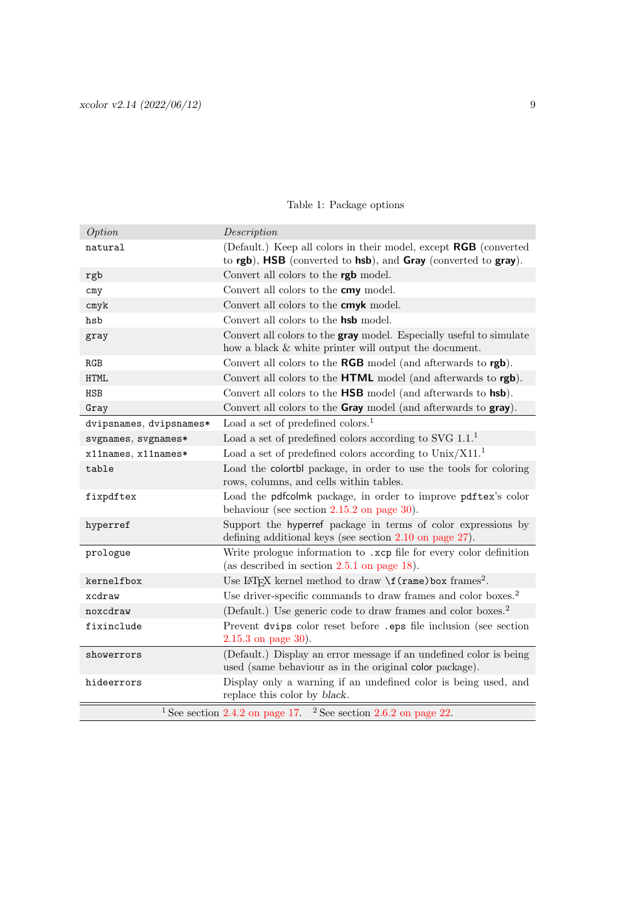Table 1: Package options

| *Option* | *Description* |
|---|---|
| `natural` | (Default.) Keep all colors in their model, except **RGB** (converted to **rgb**), **HSB** (converted to **hsb**), and **Gray** (converted to **gray**). |
| `rgb` | Convert all colors to the **rgb** model. |
| `cmy` | Convert all colors to the **cmy** model. |
| `cmyk` | Convert all colors to the **cmyk** model. |
| `hsb` | Convert all colors to the **hsb** model. |
| `gray` | Convert all colors to the **gray** model. Especially useful to simulate how a black & white printer will output the document. |
| `RGB` | Convert all colors to the **RGB** model (and afterwards to **rgb**). |
| `HTML` | Convert all colors to the **HTML** model (and afterwards to **rgb**). |
| `HSB` | Convert all colors to the **HSB** model (and afterwards to **hsb**). |
| `Gray` | Convert all colors to the **Gray** model (and afterwards to **gray**). |
| `dvipsnames`, `dvipsnames*` | Load a set of predefined colors.[1] |
| `svgnames`, `svgnames*` | Load a set of predefined colors according to SVG 1.1.[1] |
| `x11names`, `x11names*` | Load a set of predefined colors according to Unix/X11.[1] |
| `table` | Load the colortbl package, in order to use the tools for coloring rows, columns, and cells within tables. |
| `fixpdftex` | Load the pdfcolmk package, in order to improve `pdftex`'s color behaviour (see section 2.15.2 on page 30). |
| `hyperref` | Support the hyperref package in terms of color expressions by defining additional keys (see section 2.10 on page 27). |
| `prologue` | Write prologue information to `.xcp` file for every color definition (as described in section 2.5.1 on page 18). |
| `kernelfbox` | Use LaTeX kernel method to draw `\f(rame)box` frames[2]. |
| `xcdraw` | Use driver-specific commands to draw frames and color boxes.[2] |
| `noxcdraw` | (Default.) Use generic code to draw frames and color boxes.[2] |
| `fixinclude` | Prevent `dvips` color reset before `.eps` file inclusion (see section 2.15.3 on page 30). |
| `showerrors` | (Default.) Display an error message if an undefined color is being used (same behaviour as in the original color package). |
| `hideerrors` | Display only a warning if an undefined color is being used, and replace this color by *black*. |

[1] See section 2.4.2 on page 17. [2] See section 2.6.2 on page 22.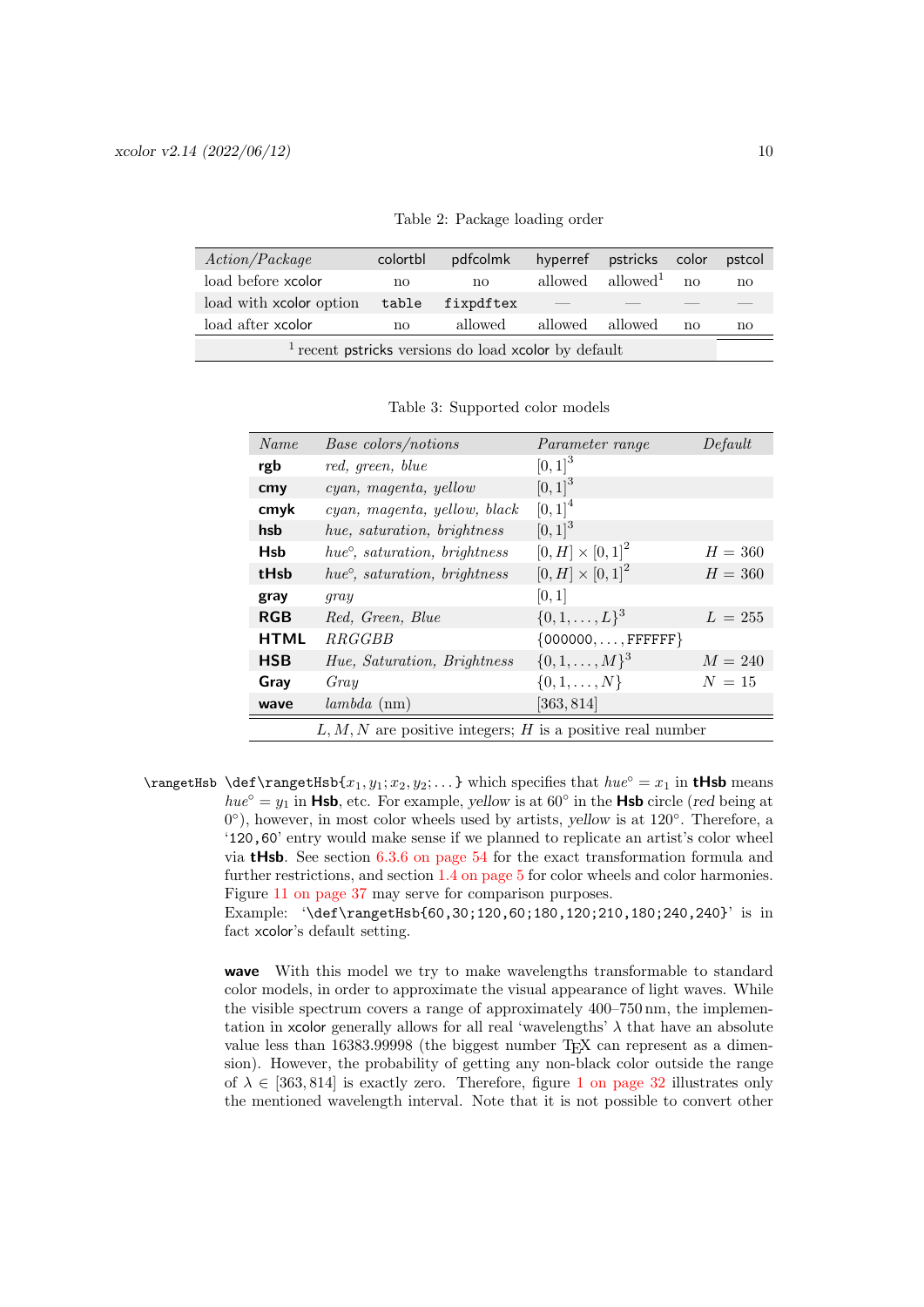Table 2: Package loading order

| *Action/Package* | colortbl | pdfcolmk | hyperref | pstricks | color | pstcol |
|---|---|---|---|---|---|---|
| load before xcolor | no | no | allowed | allowed[1] | no | no |
| load with xcolor option | `table` | `fixpdftex` | — | — | — | — |
| load after xcolor | no | allowed | allowed | allowed | no | no |

[1] recent pstricks versions do load xcolor by default

Table 3: Supported color models

| *Name* | *Base colors/notions* | *Parameter range* | *Default* |
|---|---|---|---|
| **rgb** | *red, green, blue* | $[0,1]^3$ | |
| **cmy** | *cyan, magenta, yellow* | $[0,1]^3$ | |
| **cmyk** | *cyan, magenta, yellow, black* | $[0,1]^4$ | |
| **hsb** | *hue, saturation, brightness* | $[0,1]^3$ | |
| **Hsb** | *hue°, saturation, brightness* | $[0,H] \times [0,1]^2$ | $H = 360$ |
| **tHsb** | *hue°, saturation, brightness* | $[0,H] \times [0,1]^2$ | $H = 360$ |
| **gray** | *gray* | $[0,1]$ | |
| **RGB** | *Red, Green, Blue* | $\{0,1,\ldots,L\}^3$ | $L = 255$ |
| **HTML** | *RRGGBB* | $\{000000,\ldots,\mathrm{FFFFFF}\}$ | |
| **HSB** | *Hue, Saturation, Brightness* | $\{0,1,\ldots,M\}^3$ | $M = 240$ |
| **Gray** | *Gray* | $\{0,1,\ldots,N\}$ | $N = 15$ |
| **wave** | *lambda* (nm) | $[363, 814]$ | |

$L, M, N$ are positive integers; $H$ is a positive real number

`\rangetHsb` `\def\rangetHsb{`$x_1, y_1; x_2, y_2; \ldots$`}` which specifies that $hue^\circ = x_1$ in **tHsb** means $hue^\circ = y_1$ in **Hsb**, etc. For example, *yellow* is at 60° in the **Hsb** circle (*red* being at 0°), however, in most color wheels used by artists, *yellow* is at 120°. Therefore, a '`120,60`' entry would make sense if we planned to replicate an artist's color wheel via **tHsb**. See section 6.3.6 on page 54 for the exact transformation formula and further restrictions, and section 1.4 on page 5 for color wheels and color harmonies. Figure 11 on page 37 may serve for comparison purposes.

Example: '`\def\rangetHsb{60,30;120,60;180,120;210,180;240,240}`' is in fact xcolor's default setting.

**wave** With this model we try to make wavelengths transformable to standard color models, in order to approximate the visual appearance of light waves. While the visible spectrum covers a range of approximately 400–750 nm, the implementation in xcolor generally allows for all real 'wavelengths' $\lambda$ that have an absolute value less than 16383.99998 (the biggest number TEX can represent as a dimension). However, the probability of getting any non-black color outside the range of $\lambda \in [363, 814]$ is exactly zero. Therefore, figure 1 on page 32 illustrates only the mentioned wavelength interval. Note that it is not possible to convert other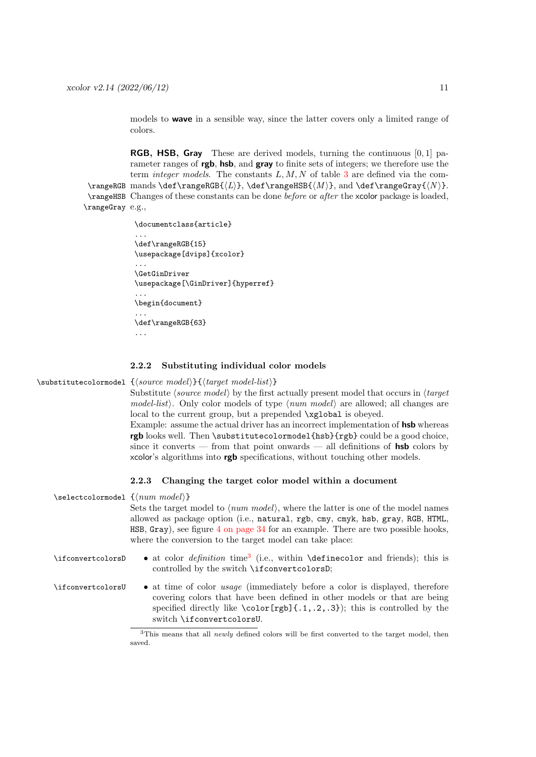models to **wave** in a sensible way, since the latter covers only a limited range of colors.

**RGB, HSB, Gray** These are derived models, turning the continuous $[0,1]$ parameter ranges of **rgb**, **hsb**, and **gray** to finite sets of integers; we therefore use the term *integer models*. The constants $L, M, N$ of table 3 are defined via the commands `\def\rangeRGB{⟨L⟩}`, `\def\rangeHSB{⟨M⟩}`, and `\def\rangeGray{⟨N⟩}`. Changes of these constants can be done *before* or *after* the xcolor package is loaded, e.g.,

`\rangeRGB` `\rangeHSB` `\rangeGray`

```
\documentclass{article}
...
\def\rangeRGB{15}
\usepackage[dvips]{xcolor}
...
\GetGinDriver
\usepackage[\GinDriver]{hyperref}
...
\begin{document}
...
\def\rangeRGB{63}
...
```

### 2.2.2 Substituting individual color models

`\substitutecolormodel` {⟨*source model*⟩}{⟨*target model-list*⟩}

Substitute ⟨*source model*⟩ by the first actually present model that occurs in ⟨*target model-list*⟩. Only color models of type ⟨*num model*⟩ are allowed; all changes are local to the current group, but a prepended `\xglobal` is obeyed.

Example: assume the actual driver has an incorrect implementation of **hsb** whereas **rgb** looks well. Then `\substitutecolormodel{hsb}{rgb}` could be a good choice, since it converts — from that point onwards — all definitions of **hsb** colors by xcolor's algorithms into **rgb** specifications, without touching other models.

### 2.2.3 Changing the target color model within a document

`\selectcolormodel` {⟨*num model*⟩}

Sets the target model to ⟨*num model*⟩, where the latter is one of the model names allowed as package option (i.e., `natural`, `rgb`, `cmy`, `cmyk`, `hsb`, `gray`, `RGB`, `HTML`, `HSB`, `Gray`), see figure 4 on page 34 for an example. There are two possible hooks, where the conversion to the target model can take place:

`\ifconvertcolorsD`
- at color *definition* time[3] (i.e., within `\definecolor` and friends); this is controlled by the switch `\ifconvertcolorsD`;

`\ifconvertcolorsU`
- at time of color *usage* (immediately before a color is displayed, therefore covering colors that have been defined in other models or that are being specified directly like `\color[rgb]{.1,.2,.3}`); this is controlled by the switch `\ifconvertcolorsU`.

[3] This means that all *newly* defined colors will be first converted to the target model, then saved.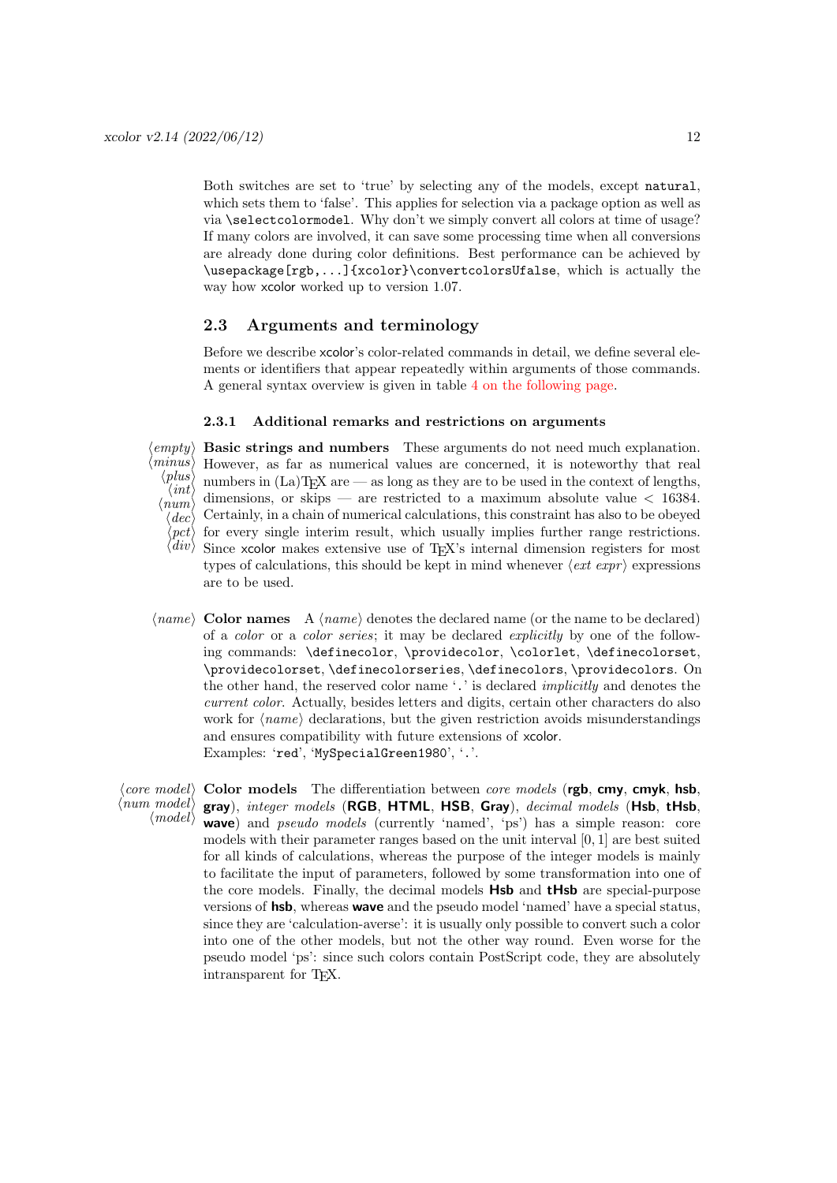Both switches are set to 'true' by selecting any of the models, except `natural`, which sets them to 'false'. This applies for selection via a package option as well as via `\selectcolormodel`. Why don't we simply convert all colors at time of usage? If many colors are involved, it can save some processing time when all conversions are already done during color definitions. Best performance can be achieved by `\usepackage[rgb,...]{xcolor}\convertcolorsUfalse`, which is actually the way how xcolor worked up to version 1.07.

## 2.3 Arguments and terminology

Before we describe xcolor's color-related commands in detail, we define several elements or identifiers that appear repeatedly within arguments of those commands. A general syntax overview is given in table 4 on the following page.

### 2.3.1 Additional remarks and restrictions on arguments

⟨*empty*⟩ ⟨*minus*⟩ ⟨*plus*⟩ ⟨*int*⟩ ⟨*num*⟩ ⟨*dec*⟩ ⟨*pct*⟩ ⟨*div*⟩

**Basic strings and numbers** These arguments do not need much explanation. However, as far as numerical values are concerned, it is noteworthy that real numbers in (La)TeX are — as long as they are to be used in the context of lengths, dimensions, or skips — are restricted to a maximum absolute value $< 16384$. Certainly, in a chain of numerical calculations, this constraint has also to be obeyed for every single interim result, which usually implies further range restrictions. Since xcolor makes extensive use of TeX's internal dimension registers for most types of calculations, this should be kept in mind whenever ⟨*ext expr*⟩ expressions are to be used.

⟨*name*⟩

**Color names** A ⟨*name*⟩ denotes the declared name (or the name to be declared) of a *color* or a *color series*; it may be declared *explicitly* by one of the following commands: `\definecolor`, `\providecolor`, `\colorlet`, `\definecolorset`, `\providecolorset`, `\definecolorseries`, `\definecolors`, `\providecolors`. On the other hand, the reserved color name '`.`' is declared *implicitly* and denotes the *current color*. Actually, besides letters and digits, certain other characters do also work for ⟨*name*⟩ declarations, but the given restriction avoids misunderstandings and ensures compatibility with future extensions of xcolor.
Examples: '`red`', '`MySpecialGreen1980`', '`.`'.

⟨*core model*⟩ ⟨*num model*⟩ ⟨*model*⟩

**Color models** The differentiation between *core models* (**rgb**, **cmy**, **cmyk**, **hsb**, **gray**), *integer models* (**RGB**, **HTML**, **HSB**, **Gray**), *decimal models* (**Hsb**, **tHsb**, **wave**) and *pseudo models* (currently 'named', 'ps') has a simple reason: core models with their parameter ranges based on the unit interval $[0, 1]$ are best suited for all kinds of calculations, whereas the purpose of the integer models is mainly to facilitate the input of parameters, followed by some transformation into one of the core models. Finally, the decimal models **Hsb** and **tHsb** are special-purpose versions of **hsb**, whereas **wave** and the pseudo model 'named' have a special status, since they are 'calculation-averse': it is usually only possible to convert such a color into one of the other models, but not the other way round. Even worse for the pseudo model 'ps': since such colors contain PostScript code, they are absolutely intransparent for TeX.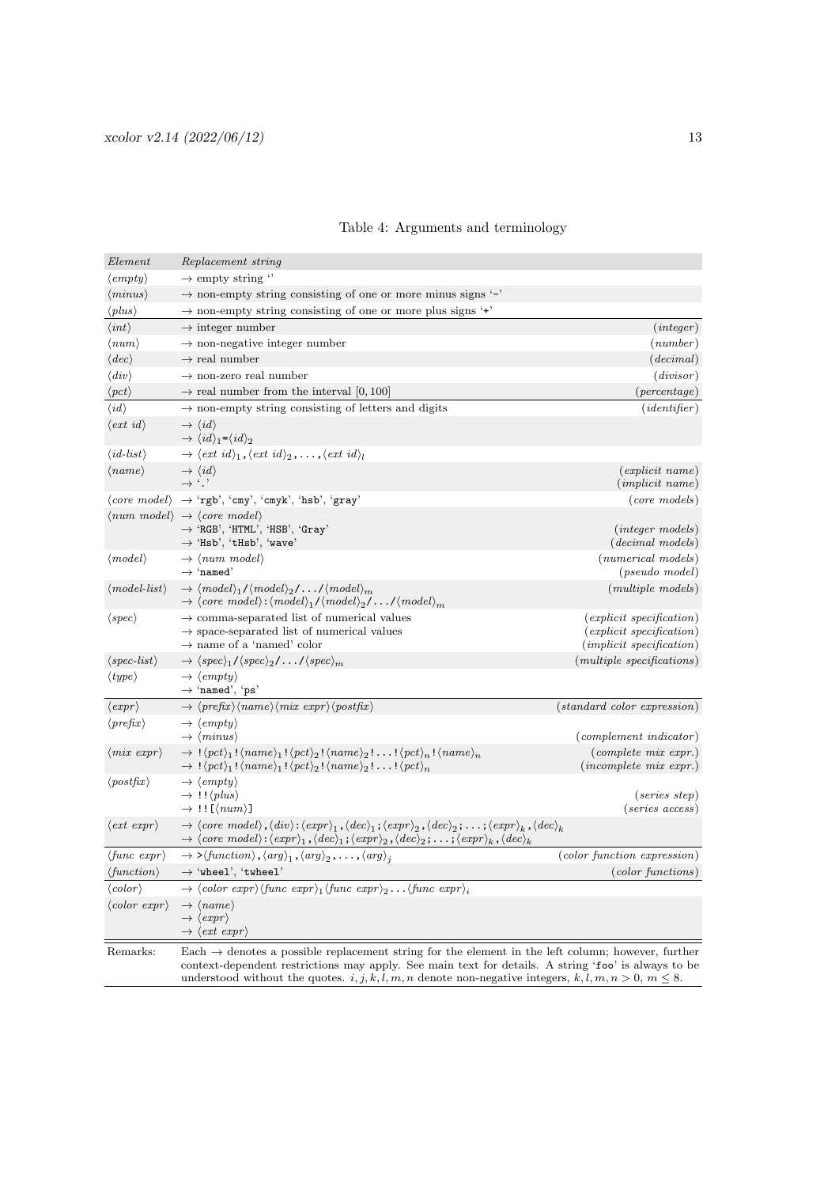Table 4: Arguments and terminology

| *Element* | *Replacement string* | |
|---|---|---|
| ⟨*empty*⟩ | → empty string '' | |
| ⟨*minus*⟩ | → non-empty string consisting of one or more minus signs '-' | |
| ⟨*plus*⟩ | → non-empty string consisting of one or more plus signs '+' | |
| ⟨*int*⟩ | → integer number | (*integer*) |
| ⟨*num*⟩ | → non-negative integer number | (*number*) |
| ⟨*dec*⟩ | → real number | (*decimal*) |
| ⟨*div*⟩ | → non-zero real number | (*divisor*) |
| ⟨*pct*⟩ | → real number from the interval $[0, 100]$ | (*percentage*) |
| ⟨*id*⟩ | → non-empty string consisting of letters and digits | (*identifier*) |
| ⟨*ext id*⟩ | → ⟨*id*⟩<br>→ $\langle id \rangle_1$=$\langle id \rangle_2$ | |
| ⟨*id-list*⟩ | → $\langle ext\ id \rangle_1$,$\langle ext\ id \rangle_2$,...,$\langle ext\ id \rangle_l$ | |
| ⟨*name*⟩ | → ⟨*id*⟩<br>→ '.' | (*explicit name*)<br>(*implicit name*) |
| ⟨*core model*⟩ | → 'rgb', 'cmy', 'cmyk', 'hsb', 'gray' | (*core models*) |
| ⟨*num model*⟩ | → ⟨*core model*⟩<br>→ 'RGB', 'HTML', 'HSB', 'Gray'<br>→ 'Hsb', 'tHsb', 'wave' | <br>(*integer models*)<br>(*decimal models*) |
| ⟨*model*⟩ | → ⟨*num model*⟩<br>→ 'named' | (*numerical models*)<br>(*pseudo model*) |
| ⟨*model-list*⟩ | → $\langle model \rangle_1$/$\langle model \rangle_2$/.../$\langle model \rangle_m$<br>→ ⟨*core model*⟩:$\langle model \rangle_1$/$\langle model \rangle_2$/.../$\langle model \rangle_m$ | (*multiple models*) |
| ⟨*spec*⟩ | → comma-separated list of numerical values<br>→ space-separated list of numerical values<br>→ name of a 'named' color | (*explicit specification*)<br>(*explicit specification*)<br>(*implicit specification*) |
| ⟨*spec-list*⟩ | → $\langle spec \rangle_1$/$\langle spec \rangle_2$/.../$\langle spec \rangle_m$ | (*multiple specifications*) |
| ⟨*type*⟩ | → ⟨*empty*⟩<br>→ 'named', 'ps' | |
| ⟨*expr*⟩ | → ⟨*prefix*⟩⟨*name*⟩⟨*mix expr*⟩⟨*postfix*⟩ | (*standard color expression*) |
| ⟨*prefix*⟩ | → ⟨*empty*⟩<br>→ ⟨*minus*⟩ | <br>(*complement indicator*) |
| ⟨*mix expr*⟩ | → !$\langle pct \rangle_1$!$\langle name \rangle_1$!$\langle pct \rangle_2$!$\langle name \rangle_2$!...!$\langle pct \rangle_n$!$\langle name \rangle_n$<br>→ !$\langle pct \rangle_1$!$\langle name \rangle_1$!$\langle pct \rangle_2$!$\langle name \rangle_2$!...!$\langle pct \rangle_n$ | (*complete mix expr.*)<br>(*incomplete mix expr.*) |
| ⟨*postfix*⟩ | → ⟨*empty*⟩<br>→ !!⟨*plus*⟩<br>→ !![⟨*num*⟩] | <br>(*series step*)<br>(*series access*) |
| ⟨*ext expr*⟩ | → ⟨*core model*⟩,⟨*div*⟩:$\langle expr \rangle_1$,$\langle dec \rangle_1$;$\langle expr \rangle_2$,$\langle dec \rangle_2$;...;$\langle expr \rangle_k$,$\langle dec \rangle_k$<br>→ ⟨*core model*⟩:$\langle expr \rangle_1$,$\langle dec \rangle_1$;$\langle expr \rangle_2$,$\langle dec \rangle_2$;...;$\langle expr \rangle_k$,$\langle dec \rangle_k$ | |
| ⟨*func expr*⟩ | → >⟨*function*⟩,$\langle arg \rangle_1$,$\langle arg \rangle_2$,...,$\langle arg \rangle_j$ | (*color function expression*) |
| ⟨*function*⟩ | → 'wheel', 'twheel' | (*color functions*) |
| ⟨*color*⟩ | → ⟨*color expr*⟩$\langle func\ expr \rangle_1$$\langle func\ expr \rangle_2$...$\langle func\ expr \rangle_i$ | |
| ⟨*color expr*⟩ | → ⟨*name*⟩<br>→ ⟨*expr*⟩<br>→ ⟨*ext expr*⟩ | |

Remarks: Each → denotes a possible replacement string for the element in the left column; however, further context-dependent restrictions may apply. See main text for details. A string 'foo' is always to be understood without the quotes. $i, j, k, l, m, n$ denote non-negative integers, $k, l, m, n > 0$, $m \leq 8$.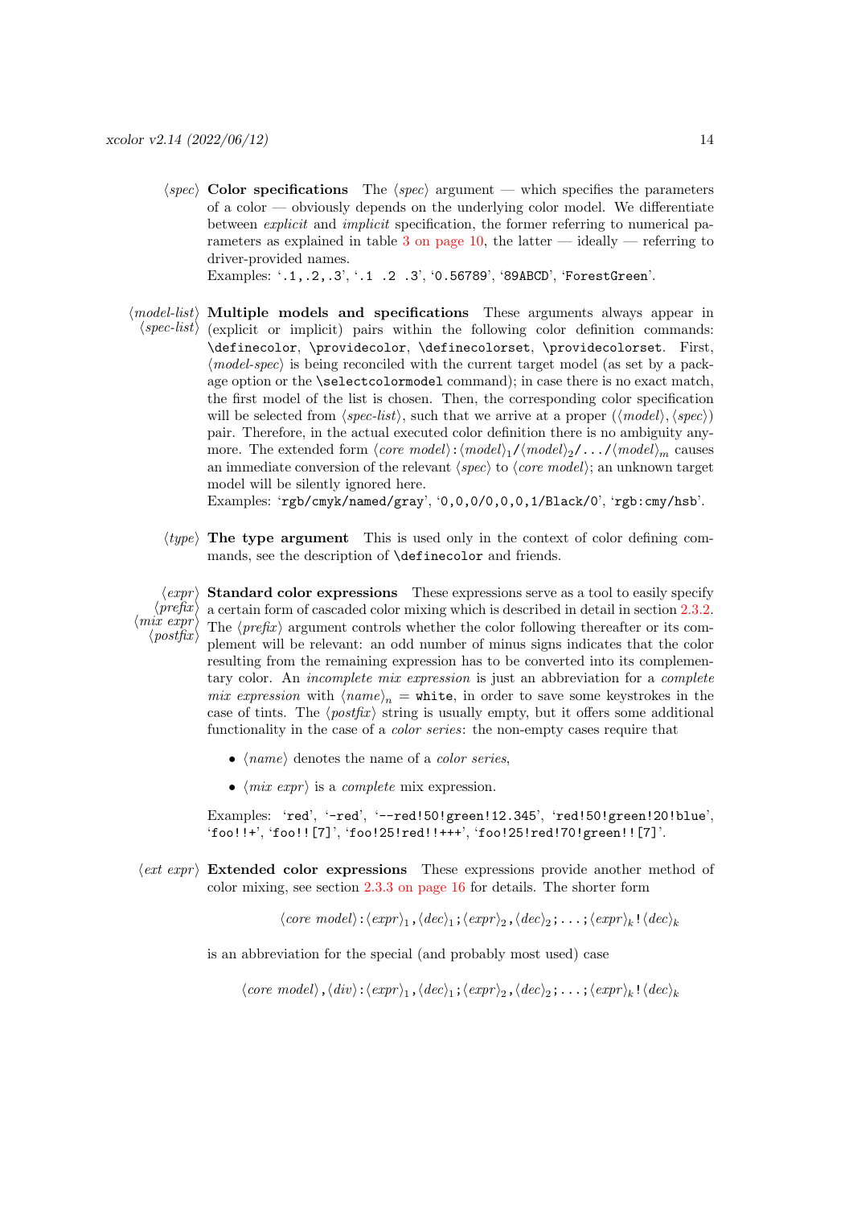⟨spec⟩ **Color specifications** The ⟨*spec*⟩ argument — which specifies the parameters of a color — obviously depends on the underlying color model. We differentiate between *explicit* and *implicit* specification, the former referring to numerical parameters as explained in table 3 on page 10, the latter — ideally — referring to driver-provided names.
Examples: '`.1,.2,.3`', '`.1 .2 .3`', '`0.56789`', '`89ABCD`', '`ForestGreen`'.

⟨model-list⟩ ⟨spec-list⟩ **Multiple models and specifications** These arguments always appear in (explicit or implicit) pairs within the following color definition commands: `\definecolor`, `\providecolor`, `\definecolorset`, `\providecolorset`. First, ⟨*model-spec*⟩ is being reconciled with the current target model (as set by a package option or the `\selectcolormodel` command); in case there is no exact match, the first model of the list is chosen. Then, the corresponding color specification will be selected from ⟨*spec-list*⟩, such that we arrive at a proper (⟨*model*⟩, ⟨*spec*⟩) pair. Therefore, in the actual executed color definition there is no ambiguity anymore. The extended form ⟨*core model*⟩`:`$\langle model\rangle_1$`/`$\langle model\rangle_2$`/.../`$\langle model\rangle_m$ causes an immediate conversion of the relevant ⟨*spec*⟩ to ⟨*core model*⟩; an unknown target model will be silently ignored here.
Examples: '`rgb/cmyk/named/gray`', '`0,0,0/0,0,0,1/Black/0`', '`rgb:cmy/hsb`'.

⟨type⟩ **The type argument** This is used only in the context of color defining commands, see the description of `\definecolor` and friends.

⟨expr⟩ ⟨prefix⟩ ⟨mix expr⟩ ⟨postfix⟩ **Standard color expressions** These expressions serve as a tool to easily specify a certain form of cascaded color mixing which is described in detail in section 2.3.2. The ⟨*prefix*⟩ argument controls whether the color following thereafter or its complement will be relevant: an odd number of minus signs indicates that the color resulting from the remaining expression has to be converted into its complementary color. An *incomplete mix expression* is just an abbreviation for a *complete mix expression* with $\langle name\rangle_n$ = `white`, in order to save some keystrokes in the case of tints. The ⟨*postfix*⟩ string is usually empty, but it offers some additional functionality in the case of a *color series*: the non-empty cases require that

- ⟨*name*⟩ denotes the name of a *color series*,
- ⟨*mix expr*⟩ is a *complete* mix expression.

Examples: '`red`', '`-red`', '`--red!50!green!12.345`', '`red!50!green!20!blue`', '`foo!!+`', '`foo!![7]`', '`foo!25!red!!+++`', '`foo!25!red!70!green!![7]`'.

⟨ext expr⟩ **Extended color expressions** These expressions provide another method of color mixing, see section 2.3.3 on page 16 for details. The shorter form

$$\langle core\ model\rangle\texttt{:}\langle expr\rangle_1\texttt{,}\langle dec\rangle_1\texttt{;}\langle expr\rangle_2\texttt{,}\langle dec\rangle_2\texttt{;}\ldots\texttt{;}\langle expr\rangle_k\texttt{!}\langle dec\rangle_k$$

is an abbreviation for the special (and probably most used) case

$$\langle core\ model\rangle\texttt{,}\langle div\rangle\texttt{:}\langle expr\rangle_1\texttt{,}\langle dec\rangle_1\texttt{;}\langle expr\rangle_2\texttt{,}\langle dec\rangle_2\texttt{;}\ldots\texttt{;}\langle expr\rangle_k\texttt{!}\langle dec\rangle_k$$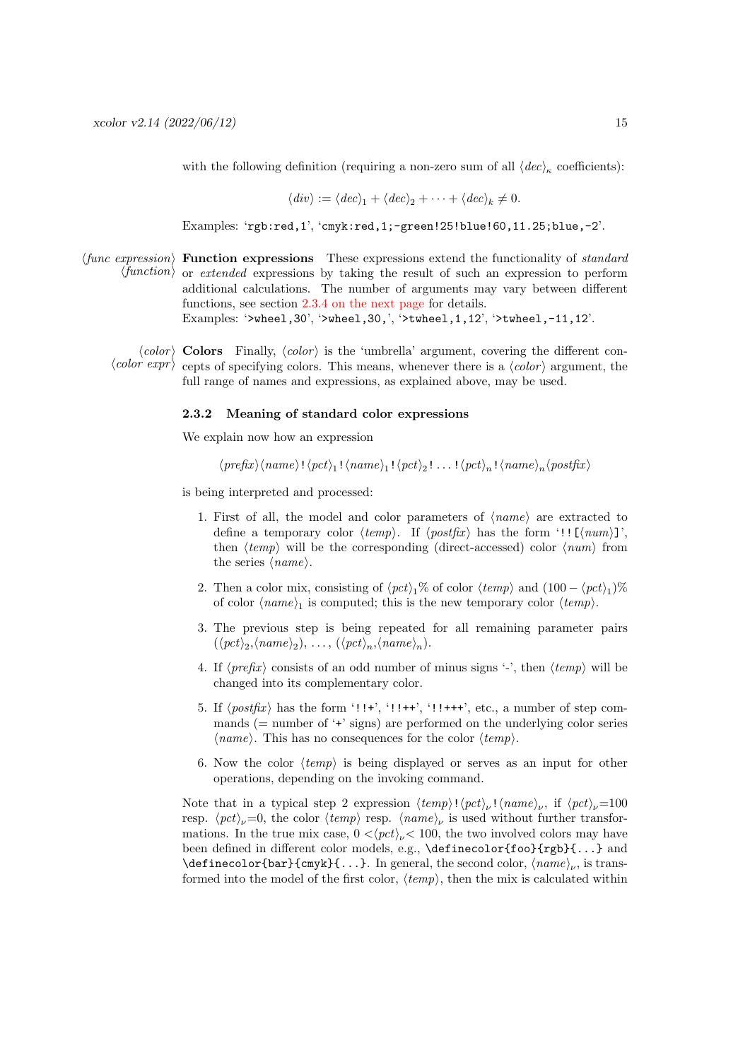with the following definition (requiring a non-zero sum of all $\langle dec\rangle_\kappa$ coefficients):

$$\langle div\rangle := \langle dec\rangle_1 + \langle dec\rangle_2 + \cdots + \langle dec\rangle_k \neq 0.$$

Examples: '`rgb:red,1`', '`cmyk:red,1;-green!25!blue!60,11.25;blue,-2`'.

⟨*func expression*⟩ ⟨*function*⟩ **Function expressions** These expressions extend the functionality of *standard* or *extended* expressions by taking the result of such an expression to perform additional calculations. The number of arguments may vary between different functions, see section 2.3.4 on the next page for details.
Examples: '`>wheel,30`', '`>wheel,30,`', '`>twheel,1,12`', '`>twheel,-11,12`'.

⟨*color*⟩ ⟨*color expr*⟩ **Colors** Finally, ⟨*color*⟩ is the 'umbrella' argument, covering the different concepts of specifying colors. This means, whenever there is a ⟨*color*⟩ argument, the full range of names and expressions, as explained above, may be used.

### 2.3.2 Meaning of standard color expressions

We explain now how an expression

$$\langle prefix\rangle\langle name\rangle\texttt{!}\langle pct\rangle_1\texttt{!}\langle name\rangle_1\texttt{!}\langle pct\rangle_2\texttt{!}\ldots\texttt{!}\langle pct\rangle_n\texttt{!}\langle name\rangle_n\langle postfix\rangle$$

is being interpreted and processed:

1. First of all, the model and color parameters of ⟨*name*⟩ are extracted to define a temporary color ⟨*temp*⟩. If ⟨*postfix*⟩ has the form '`!![`⟨*num*⟩`]`', then ⟨*temp*⟩ will be the corresponding (direct-accessed) color ⟨*num*⟩ from the series ⟨*name*⟩.
2. Then a color mix, consisting of $\langle pct\rangle_1$% of color ⟨*temp*⟩ and $(100 - \langle pct\rangle_1)$% of color $\langle name\rangle_1$ is computed; this is the new temporary color ⟨*temp*⟩.
3. The previous step is being repeated for all remaining parameter pairs $(\langle pct\rangle_2,\langle name\rangle_2)$, …, $(\langle pct\rangle_n,\langle name\rangle_n)$.
4. If ⟨*prefix*⟩ consists of an odd number of minus signs '`-`', then ⟨*temp*⟩ will be changed into its complementary color.
5. If ⟨*postfix*⟩ has the form '`!!+`', '`!!++`', '`!!+++`', etc., a number of step commands (= number of '`+`' signs) are performed on the underlying color series ⟨*name*⟩. This has no consequences for the color ⟨*temp*⟩.
6. Now the color ⟨*temp*⟩ is being displayed or serves as an input for other operations, depending on the invoking command.

Note that in a typical step 2 expression $\langle temp\rangle\texttt{!}\langle pct\rangle_\nu\texttt{!}\langle name\rangle_\nu$, if $\langle pct\rangle_\nu$=100 resp. $\langle pct\rangle_\nu$=0, the color ⟨*temp*⟩ resp. $\langle name\rangle_\nu$ is used without further transformations. In the true mix case, $0 < \langle pct\rangle_\nu < 100$, the two involved colors may have been defined in different color models, e.g., `\definecolor{foo}{rgb}{...}` and `\definecolor{bar}{cmyk}{...}`. In general, the second color, $\langle name\rangle_\nu$, is transformed into the model of the first color, ⟨*temp*⟩, then the mix is calculated within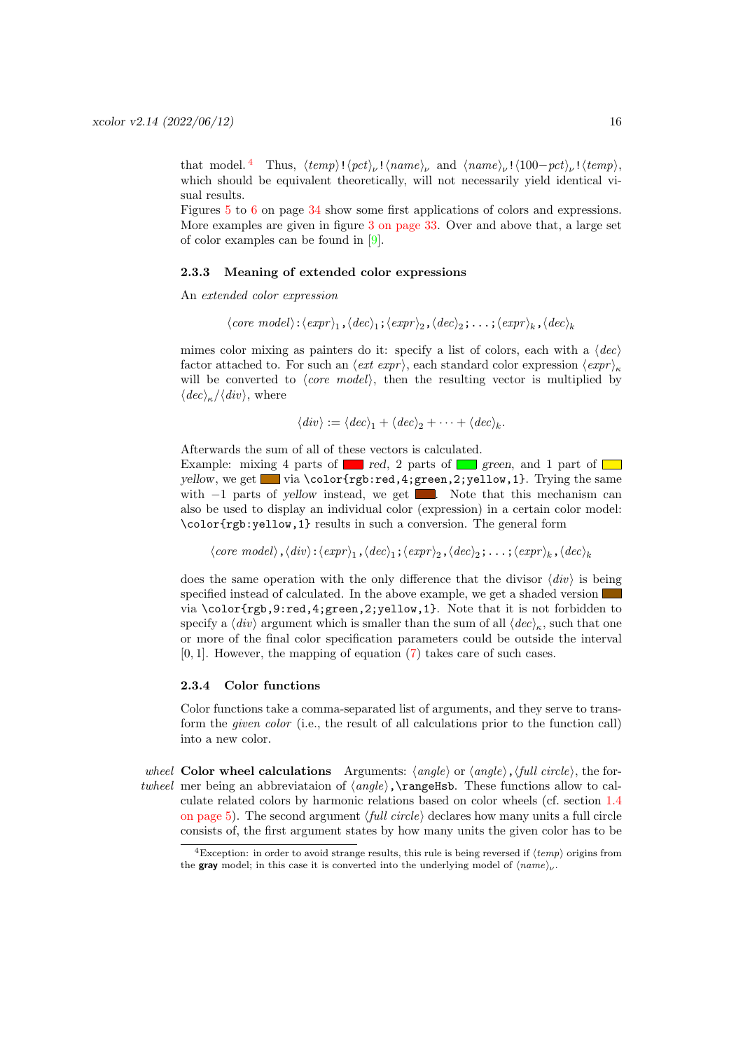that model.[4] Thus, ⟨*temp*⟩`!`⟨*pct*⟩$_\nu$`!`⟨*name*⟩$_\nu$ and ⟨*name*⟩$_\nu$`!`⟨100−*pct*⟩$_\nu$`!`⟨*temp*⟩, which should be equivalent theoretically, will not necessarily yield identical visual results.

Figures 5 to 6 on page 34 show some first applications of colors and expressions. More examples are given in figure 3 on page 33. Over and above that, a large set of color examples can be found in [9].

### 2.3.3 Meaning of extended color expressions

An *extended color expression*

⟨*core model*⟩`:`⟨*expr*⟩$_1$`,`⟨*dec*⟩$_1$`;`⟨*expr*⟩$_2$`,`⟨*dec*⟩$_2$`;`...`;`⟨*expr*⟩$_k$`,`⟨*dec*⟩$_k$

mimes color mixing as painters do it: specify a list of colors, each with a ⟨*dec*⟩ factor attached to. For such an ⟨*ext expr*⟩, each standard color expression ⟨*expr*⟩$_\kappa$ will be converted to ⟨*core model*⟩, then the resulting vector is multiplied by ⟨*dec*⟩$_\kappa$/⟨*div*⟩, where

$$\langle div\rangle := \langle dec\rangle_1 + \langle dec\rangle_2 + \cdots + \langle dec\rangle_k.$$

Afterwards the sum of all of these vectors is calculated.

Example: mixing 4 parts of *red*, 2 parts of *green*, and 1 part of *yellow*, we get via `\color{rgb:red,4;green,2;yellow,1}`. Trying the same with −1 parts of *yellow* instead, we get . Note that this mechanism can also be used to display an individual color (expression) in a certain color model: `\color{rgb:yellow,1}` results in such a conversion. The general form

⟨*core model*⟩`,`⟨*div*⟩`:`⟨*expr*⟩$_1$`,`⟨*dec*⟩$_1$`;`⟨*expr*⟩$_2$`,`⟨*dec*⟩$_2$`;`...`;`⟨*expr*⟩$_k$`,`⟨*dec*⟩$_k$

does the same operation with the only difference that the divisor ⟨*div*⟩ is being specified instead of calculated. In the above example, we get a shaded version via `\color{rgb,9:red,4;green,2;yellow,1}`. Note that it is not forbidden to specify a ⟨*div*⟩ argument which is smaller than the sum of all ⟨*dec*⟩$_\kappa$, such that one or more of the final color specification parameters could be outside the interval $[0, 1]$. However, the mapping of equation (7) takes care of such cases.

### 2.3.4 Color functions

Color functions take a comma-separated list of arguments, and they serve to transform the *given color* (i.e., the result of all calculations prior to the function call) into a new color.

*wheel*
*twheel*

**Color wheel calculations** Arguments: ⟨*angle*⟩ or ⟨*angle*⟩`,`⟨*full circle*⟩, the former being an abbreviataion of ⟨*angle*⟩`,\rangeHsb`. These functions allow to calculate related colors by harmonic relations based on color wheels (cf. section 1.4 on page 5). The second argument ⟨*full circle*⟩ declares how many units a full circle consists of, the first argument states by how many units the given color has to be

[4] Exception: in order to avoid strange results, this rule is being reversed if ⟨*temp*⟩ origins from the **gray** model; in this case it is converted into the underlying model of ⟨*name*⟩$_\nu$.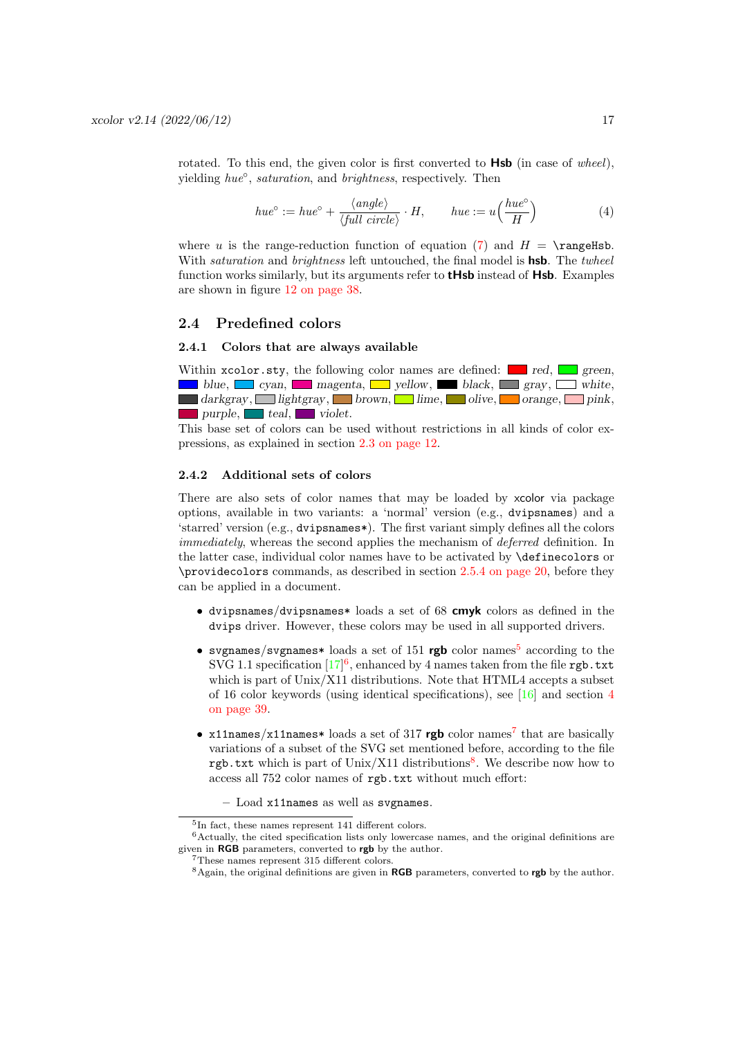rotated. To this end, the given color is first converted to **Hsb** (in case of *wheel*), yielding $hue^\circ$, *saturation*, and *brightness*, respectively. Then

$$hue^\circ := hue^\circ + \frac{\langle angle \rangle}{\langle full\ circle \rangle} \cdot H, \qquad hue := u\left(\frac{hue^\circ}{H}\right) \tag{4}$$

where $u$ is the range-reduction function of equation (7) and $H$ = `\rangeHsb`. With *saturation* and *brightness* left untouched, the final model is **hsb**. The *twheel* function works similarly, but its arguments refer to **tHsb** instead of **Hsb**. Examples are shown in figure 12 on page 38.

## 2.4 Predefined colors

### 2.4.1 Colors that are always available

Within `xcolor.sty`, the following color names are defined: *red*, *green*, *blue*, *cyan*, *magenta*, *yellow*, *black*, *gray*, *white*, *darkgray*, *lightgray*, *brown*, *lime*, *olive*, *orange*, *pink*, *purple*, *teal*, *violet*.

This base set of colors can be used without restrictions in all kinds of color expressions, as explained in section 2.3 on page 12.

### 2.4.2 Additional sets of colors

There are also sets of color names that may be loaded by xcolor via package options, available in two variants: a 'normal' version (e.g., `dvipsnames`) and a 'starred' version (e.g., `dvipsnames*`). The first variant simply defines all the colors *immediately*, whereas the second applies the mechanism of *deferred* definition. In the latter case, individual color names have to be activated by `\definecolors` or `\providecolors` commands, as described in section 2.5.4 on page 20, before they can be applied in a document.

- `dvipsnames`/`dvipsnames*` loads a set of 68 **cmyk** colors as defined in the `dvips` driver. However, these colors may be used in all supported drivers.
- `svgnames`/`svgnames*` loads a set of 151 **rgb** color names[5] according to the SVG 1.1 specification [17][6], enhanced by 4 names taken from the file `rgb.txt` which is part of Unix/X11 distributions. Note that HTML4 accepts a subset of 16 color keywords (using identical specifications), see [16] and section 4 on page 39.
- `x11names`/`x11names*` loads a set of 317 **rgb** color names[7] that are basically variations of a subset of the SVG set mentioned before, according to the file `rgb.txt` which is part of Unix/X11 distributions[8]. We describe now how to access all 752 color names of `rgb.txt` without much effort:
  - Load `x11names` as well as `svgnames`.

[5] In fact, these names represent 141 different colors.

[6] Actually, the cited specification lists only lowercase names, and the original definitions are given in **RGB** parameters, converted to **rgb** by the author.

[7] These names represent 315 different colors.

[8] Again, the original definitions are given in **RGB** parameters, converted to **rgb** by the author.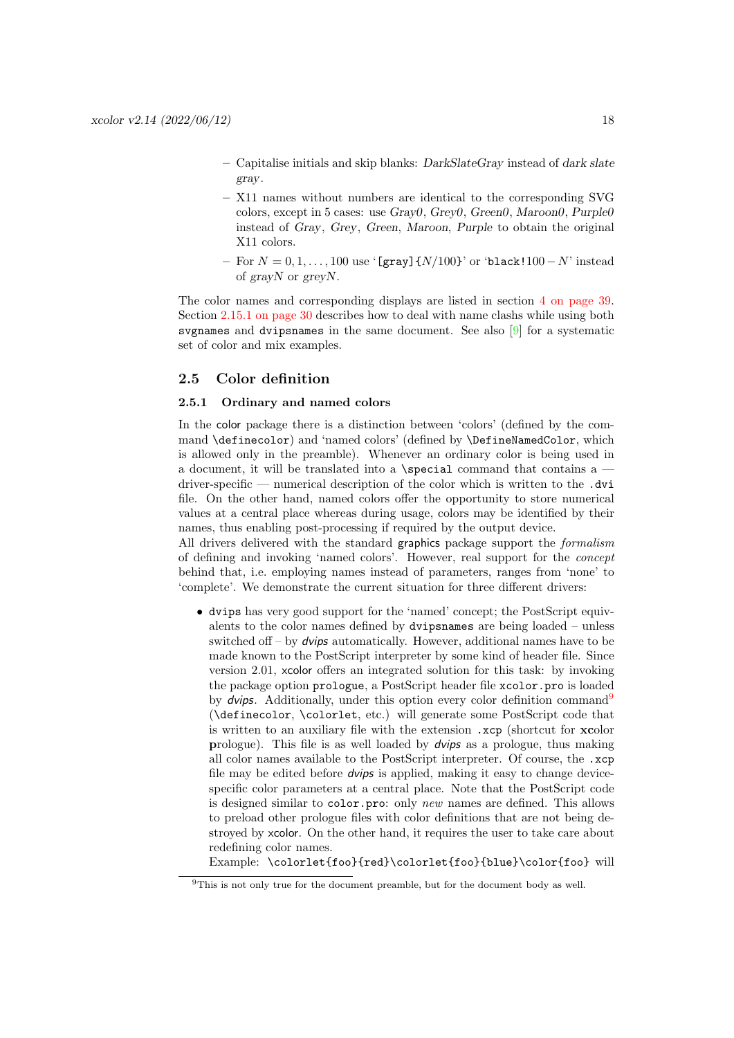- Capitalise initials and skip blanks: *DarkSlateGray* instead of *dark slate gray*.
  - X11 names without numbers are identical to the corresponding SVG colors, except in 5 cases: use *Gray0*, *Grey0*, *Green0*, *Maroon0*, *Purple0* instead of *Gray*, *Grey*, *Green*, *Maroon*, *Purple* to obtain the original X11 colors.
  - For $N = 0, 1, \ldots, 100$ use '`[gray]{`$N/100$`}`' or '`black!`$100 - N$' instead of *grayN* or *greyN*.

The color names and corresponding displays are listed in section 4 on page 39. Section 2.15.1 on page 30 describes how to deal with name clashs while using both `svgnames` and `dvipsnames` in the same document. See also [9] for a systematic set of color and mix examples.

## 2.5 Color definition

### 2.5.1 Ordinary and named colors

In the color package there is a distinction between 'colors' (defined by the command `\definecolor`) and 'named colors' (defined by `\DefineNamedColor`, which is allowed only in the preamble). Whenever an ordinary color is being used in a document, it will be translated into a `\special` command that contains a — driver-specific — numerical description of the color which is written to the `.dvi` file. On the other hand, named colors offer the opportunity to store numerical values at a central place whereas during usage, colors may be identified by their names, thus enabling post-processing if required by the output device.
All drivers delivered with the standard graphics package support the *formalism* of defining and invoking 'named colors'. However, real support for the *concept* behind that, i.e. employing names instead of parameters, ranges from 'none' to 'complete'. We demonstrate the current situation for three different drivers:

- `dvips` has very good support for the 'named' concept; the PostScript equivalents to the color names defined by `dvipsnames` are being loaded – unless switched off – by *dvips* automatically. However, additional names have to be made known to the PostScript interpreter by some kind of header file. Since version 2.01, xcolor offers an integrated solution for this task: by invoking the package option `prologue`, a PostScript header file `xcolor.pro` is loaded by *dvips*. Additionally, under this option every color definition command[9] (`\definecolor`, `\colorlet`, etc.) will generate some PostScript code that is written to an auxiliary file with the extension `.xcp` (shortcut for **x**color **p**rologue). This file is as well loaded by *dvips* as a prologue, thus making all color names available to the PostScript interpreter. Of course, the `.xcp` file may be edited before *dvips* is applied, making it easy to change device-specific color parameters at a central place. Note that the PostScript code is designed similar to `color.pro`: only *new* names are defined. This allows to preload other prologue files with color definitions that are not being destroyed by xcolor. On the other hand, it requires the user to take care about redefining color names.
  Example: `\colorlet{foo}{red}\colorlet{foo}{blue}\color{foo}` will

[9] This is not only true for the document preamble, but for the document body as well.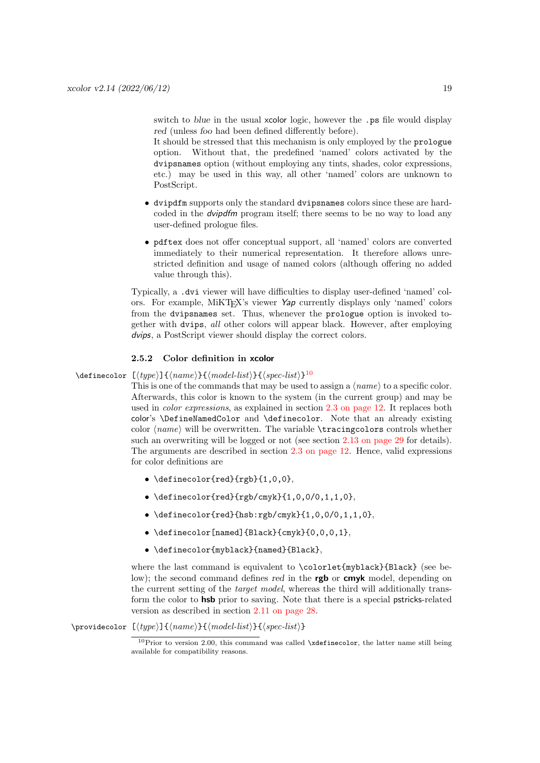switch to *blue* in the usual xcolor logic, however the `.ps` file would display *red* (unless *foo* had been defined differently before).
It should be stressed that this mechanism is only employed by the `prologue` option. Without that, the predefined 'named' colors activated by the `dvipsnames` option (without employing any tints, shades, color expressions, etc.) may be used in this way, all other 'named' colors are unknown to PostScript.

- `dvipdfm` supports only the standard `dvipsnames` colors since these are hard-coded in the *dvipdfm* program itself; there seems to be no way to load any user-defined prologue files.
- `pdftex` does not offer conceptual support, all 'named' colors are converted immediately to their numerical representation. It therefore allows unrestricted definition and usage of named colors (although offering no added value through this).

Typically, a `.dvi` viewer will have difficulties to display user-defined 'named' colors. For example, MiKTEX's viewer *Yap* currently displays only 'named' colors from the `dvipsnames` set. Thus, whenever the `prologue` option is invoked together with `dvips`, *all* other colors will appear black. However, after employing *dvips*, a PostScript viewer should display the correct colors.

### 2.5.2 Color definition in xcolor

`\definecolor` `[⟨type⟩]{⟨name⟩}{⟨model-list⟩}{⟨spec-list⟩}`[10]

This is one of the commands that may be used to assign a ⟨*name*⟩ to a specific color. Afterwards, this color is known to the system (in the current group) and may be used in *color expressions*, as explained in section 2.3 on page 12. It replaces both color's `\DefineNamedColor` and `\definecolor`. Note that an already existing color ⟨*name*⟩ will be overwritten. The variable `\tracingcolors` controls whether such an overwriting will be logged or not (see section 2.13 on page 29 for details). The arguments are described in section 2.3 on page 12. Hence, valid expressions for color definitions are

- `\definecolor{red}{rgb}{1,0,0}`,
- `\definecolor{red}{rgb/cmyk}{1,0,0/0,1,1,0}`,
- `\definecolor{red}{hsb:rgb/cmyk}{1,0,0/0,1,1,0}`,
- `\definecolor[named]{Black}{cmyk}{0,0,0,1}`,
- `\definecolor{myblack}{named}{Black}`,

where the last command is equivalent to `\colorlet{myblack}{Black}` (see below); the second command defines *red* in the **rgb** or **cmyk** model, depending on the current setting of the *target model*, whereas the third will additionally transform the color to **hsb** prior to saving. Note that there is a special pstricks-related version as described in section 2.11 on page 28.

`\providecolor` `[⟨type⟩]{⟨name⟩}{⟨model-list⟩}{⟨spec-list⟩}`

[10] Prior to version 2.00, this command was called `\xdefinecolor`, the latter name still being available for compatibility reasons.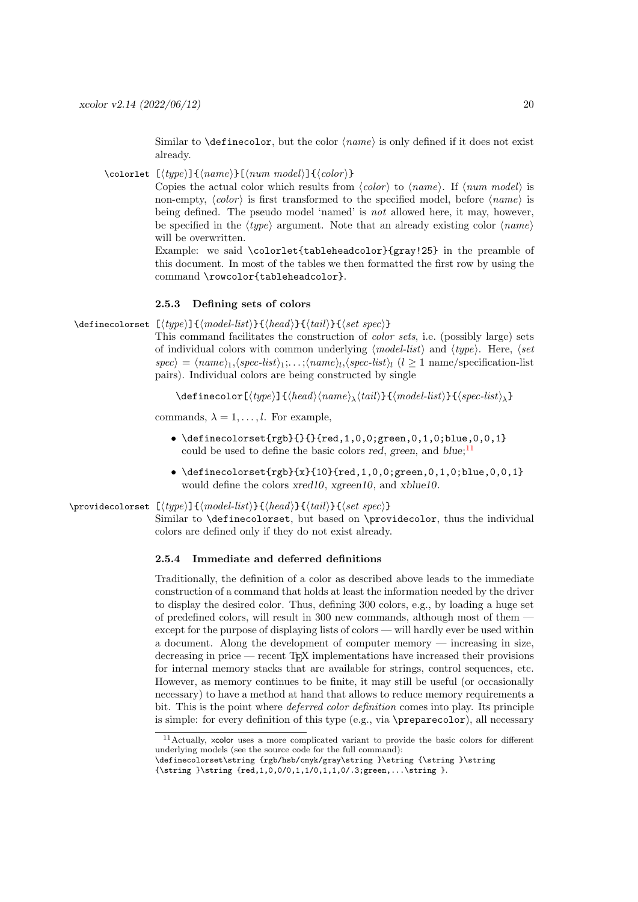Similar to `\definecolor`, but the color ⟨*name*⟩ is only defined if it does not exist already.

`\colorlet` `[`⟨*type*⟩`]{`⟨*name*⟩`}[`⟨*num model*⟩`]{`⟨*color*⟩`}`

Copies the actual color which results from ⟨*color*⟩ to ⟨*name*⟩. If ⟨*num model*⟩ is non-empty, ⟨*color*⟩ is first transformed to the specified model, before ⟨*name*⟩ is being defined. The pseudo model 'named' is *not* allowed here, it may, however, be specified in the ⟨*type*⟩ argument. Note that an already existing color ⟨*name*⟩ will be overwritten.

Example: we said `\colorlet{tableheadcolor}{gray!25}` in the preamble of this document. In most of the tables we then formatted the first row by using the command `\rowcolor{tableheadcolor}`.

### 2.5.3 Defining sets of colors

`\definecolorset` `[`⟨*type*⟩`]{`⟨*model-list*⟩`}{`⟨*head*⟩`}{`⟨*tail*⟩`}{`⟨*set spec*⟩`}`

This command facilitates the construction of *color sets*, i.e. (possibly large) sets of individual colors with common underlying ⟨*model-list*⟩ and ⟨*type*⟩. Here, ⟨*set spec*⟩ = ⟨*name*⟩$_1$,⟨*spec-list*⟩$_1$;...;⟨*name*⟩$_l$,⟨*spec-list*⟩$_l$ ($l \geq 1$ name/specification-list pairs). Individual colors are being constructed by single

`\definecolor[`⟨*type*⟩`]{`⟨*head*⟩⟨*name*⟩$_\lambda$⟨*tail*⟩`}{`⟨*model-list*⟩`}{`⟨*spec-list*⟩$_\lambda$`}`

commands, $\lambda = 1, \ldots, l$. For example,

- `\definecolorset{rgb}{}{}{red,1,0,0;green,0,1,0;blue,0,0,1}` could be used to define the basic colors *red*, *green*, and *blue*;[11]
- `\definecolorset{rgb}{x}{10}{red,1,0,0;green,0,1,0;blue,0,0,1}` would define the colors *xred10*, *xgreen10*, and *xblue10*.

`\providecolorset` `[`⟨*type*⟩`]{`⟨*model-list*⟩`}{`⟨*head*⟩`}{`⟨*tail*⟩`}{`⟨*set spec*⟩`}`

Similar to `\definecolorset`, but based on `\providecolor`, thus the individual colors are defined only if they do not exist already.

### 2.5.4 Immediate and deferred definitions

Traditionally, the definition of a color as described above leads to the immediate construction of a command that holds at least the information needed by the driver to display the desired color. Thus, defining 300 colors, e.g., by loading a huge set of predefined colors, will result in 300 new commands, although most of them — except for the purpose of displaying lists of colors — will hardly ever be used within a document. Along the development of computer memory — increasing in size, decreasing in price — recent TEX implementations have increased their provisions for internal memory stacks that are available for strings, control sequences, etc. However, as memory continues to be finite, it may still be useful (or occasionally necessary) to have a method at hand that allows to reduce memory requirements a bit. This is the point where *deferred color definition* comes into play. Its principle is simple: for every definition of this type (e.g., via `\preparecolor`), all necessary

[11] Actually, xcolor uses a more complicated variant to provide the basic colors for different underlying models (see the source code for the full command):
`\definecolorset\string {rgb/hsb/cmyk/gray\string }\string {\string }\string {\string }\string {red,1,0,0/0,1,1/0,1,1,0/.3;green,...\string }`.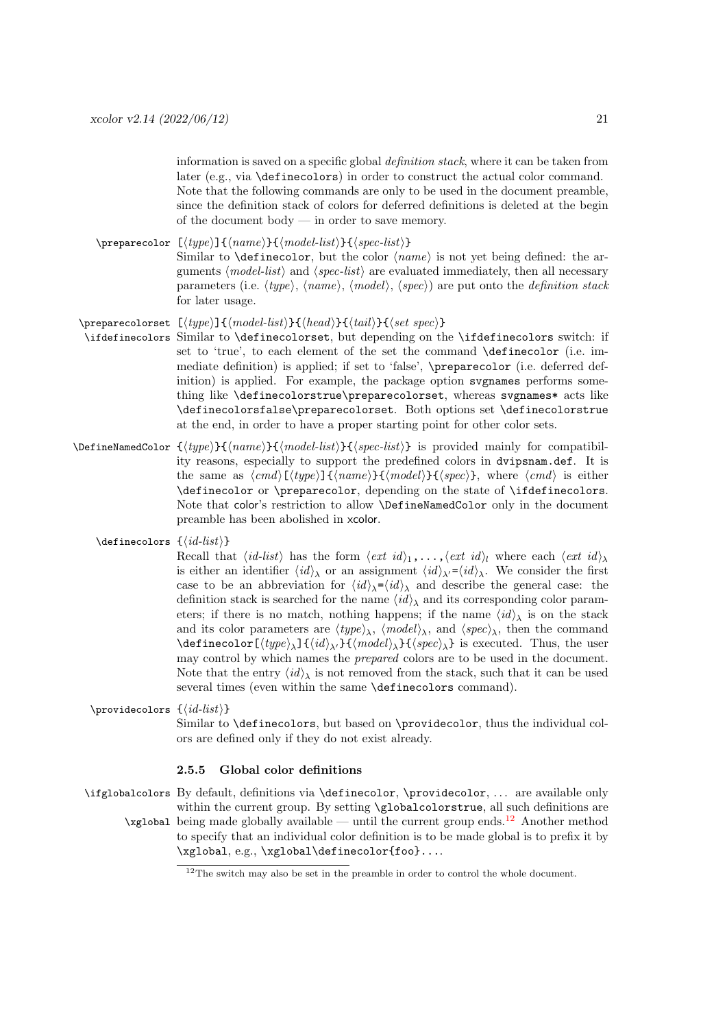information is saved on a specific global *definition stack*, where it can be taken from later (e.g., via `\definecolors`) in order to construct the actual color command. Note that the following commands are only to be used in the document preamble, since the definition stack of colors for deferred definitions is deleted at the begin of the document body — in order to save memory.

`\preparecolor` `[`⟨*type*⟩`]{`⟨*name*⟩`}{`⟨*model-list*⟩`}{`⟨*spec-list*⟩`}`
Similar to `\definecolor`, but the color ⟨*name*⟩ is not yet being defined: the arguments ⟨*model-list*⟩ and ⟨*spec-list*⟩ are evaluated immediately, then all necessary parameters (i.e. ⟨*type*⟩, ⟨*name*⟩, ⟨*model*⟩, ⟨*spec*⟩) are put onto the *definition stack* for later usage.

`\preparecolorset` `[`⟨*type*⟩`]{`⟨*model-list*⟩`}{`⟨*head*⟩`}{`⟨*tail*⟩`}{`⟨*set spec*⟩`}`
`\ifdefinecolors` Similar to `\definecolorset`, but depending on the `\ifdefinecolors` switch: if set to 'true', to each element of the set the command `\definecolor` (i.e. immediate definition) is applied; if set to 'false', `\preparecolor` (i.e. deferred definition) is applied. For example, the package option `svgnames` performs something like `\definecolorstrue\preparecolorset`, whereas `svgnames*` acts like `\definecolorsfalse\preparecolorset`. Both options set `\definecolorstrue` at the end, in order to have a proper starting point for other color sets.

`\DefineNamedColor` `{`⟨*type*⟩`}{`⟨*name*⟩`}{`⟨*model-list*⟩`}{`⟨*spec-list*⟩`}` is provided mainly for compatibility reasons, especially to support the predefined colors in `dvipsnam.def`. It is the same as ⟨*cmd*⟩`[`⟨*type*⟩`]{`⟨*name*⟩`}{`⟨*model*⟩`}{`⟨*spec*⟩`}`, where ⟨*cmd*⟩ is either `\definecolor` or `\preparecolor`, depending on the state of `\ifdefinecolors`. Note that color's restriction to allow `\DefineNamedColor` only in the document preamble has been abolished in xcolor.

`\definecolors` `{`⟨*id-list*⟩`}`
Recall that ⟨*id-list*⟩ has the form $\langle ext\ id\rangle_1$`,...,`$\langle ext\ id\rangle_l$ where each $\langle ext\ id\rangle_\lambda$ is either an identifier $\langle id\rangle_\lambda$ or an assignment $\langle id\rangle_{\lambda'}$`=`$\langle id\rangle_\lambda$. We consider the first case to be an abbreviation for $\langle id\rangle_\lambda$`=`$\langle id\rangle_\lambda$ and describe the general case: the definition stack is searched for the name $\langle id\rangle_\lambda$ and its corresponding color parameters; if there is no match, nothing happens; if the name $\langle id\rangle_\lambda$ is on the stack and its color parameters are $\langle type\rangle_\lambda$, $\langle model\rangle_\lambda$, and $\langle spec\rangle_\lambda$, then the command `\definecolor[`$\langle type\rangle_\lambda$`]{`$\langle id\rangle_{\lambda'}$`}{`$\langle model\rangle_\lambda$`}{`$\langle spec\rangle_\lambda$`}` is executed. Thus, the user may control by which names the *prepared* colors are to be used in the document. Note that the entry $\langle id\rangle_\lambda$ is not removed from the stack, such that it can be used several times (even within the same `\definecolors` command).

`\providecolors` `{`⟨*id-list*⟩`}`
Similar to `\definecolors`, but based on `\providecolor`, thus the individual colors are defined only if they do not exist already.

### 2.5.5 Global color definitions

`\ifglobalcolors` By default, definitions via `\definecolor`, `\providecolor`, ... are available only within the current group. By setting `\globalcolorstrue`, all such definitions are
`\xglobal` being made globally available — until the current group ends.[12] Another method to specify that an individual color definition is to be made global is to prefix it by `\xglobal`, e.g., `\xglobal\definecolor{foo}...`.

[12] The switch may also be set in the preamble in order to control the whole document.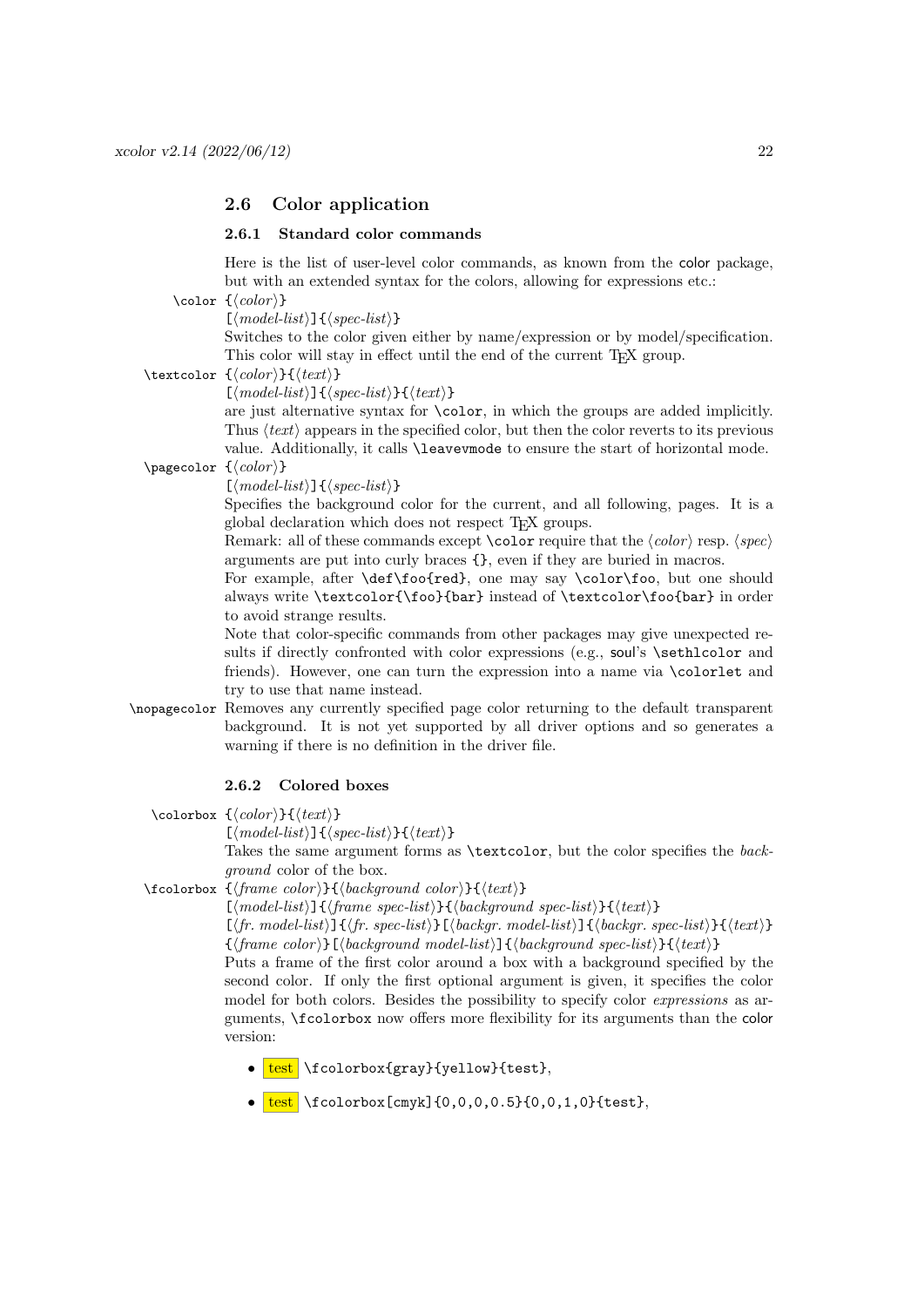### 2.6 Color application

#### 2.6.1 Standard color commands

Here is the list of user-level color commands, as known from the color package, but with an extended syntax for the colors, allowing for expressions etc.:

`\color` `{`⟨*color*⟩`}`
`[`⟨*model-list*⟩`]{`⟨*spec-list*⟩`}`

Switches to the color given either by name/expression or by model/specification. This color will stay in effect until the end of the current TeX group.

`\textcolor` `{`⟨*color*⟩`}{`⟨*text*⟩`}`
`[`⟨*model-list*⟩`]{`⟨*spec-list*⟩`}{`⟨*text*⟩`}`

are just alternative syntax for `\color`, in which the groups are added implicitly. Thus ⟨*text*⟩ appears in the specified color, but then the color reverts to its previous value. Additionally, it calls `\leavevmode` to ensure the start of horizontal mode.

`\pagecolor` `{`⟨*color*⟩`}`
`[`⟨*model-list*⟩`]{`⟨*spec-list*⟩`}`

Specifies the background color for the current, and all following, pages. It is a global declaration which does not respect TeX groups.

Remark: all of these commands except `\color` require that the ⟨*color*⟩ resp. ⟨*spec*⟩ arguments are put into curly braces `{}`, even if they are buried in macros.

For example, after `\def\foo{red}`, one may say `\color\foo`, but one should always write `\textcolor{\foo}{bar}` instead of `\textcolor\foo{bar}` in order to avoid strange results.

Note that color-specific commands from other packages may give unexpected results if directly confronted with color expressions (e.g., soul's `\sethlcolor` and friends). However, one can turn the expression into a name via `\colorlet` and try to use that name instead.

`\nopagecolor` Removes any currently specified page color returning to the default transparent background. It is not yet supported by all driver options and so generates a warning if there is no definition in the driver file.

#### 2.6.2 Colored boxes

`\colorbox` `{`⟨*color*⟩`}{`⟨*text*⟩`}`
`[`⟨*model-list*⟩`]{`⟨*spec-list*⟩`}{`⟨*text*⟩`}`

Takes the same argument forms as `\textcolor`, but the color specifies the *background* color of the box.

`\fcolorbox` `{`⟨*frame color*⟩`}{`⟨*background color*⟩`}{`⟨*text*⟩`}`
`[`⟨*model-list*⟩`]{`⟨*frame spec-list*⟩`}{`⟨*background spec-list*⟩`}{`⟨*text*⟩`}`
`[`⟨*fr. model-list*⟩`]{`⟨*fr. spec-list*⟩`}[`⟨*backgr. model-list*⟩`]{`⟨*backgr. spec-list*⟩`}{`⟨*text*⟩`}`
`{`⟨*frame color*⟩`}[`⟨*background model-list*⟩`]{`⟨*background spec-list*⟩`}{`⟨*text*⟩`}`

Puts a frame of the first color around a box with a background specified by the second color. If only the first optional argument is given, it specifies the color model for both colors. Besides the possibility to specify color *expressions* as arguments, `\fcolorbox` now offers more flexibility for its arguments than the color version:

- test `\fcolorbox{gray}{yellow}{test}`,
- test `\fcolorbox[cmyk]{0,0,0,0.5}{0,0,1,0}{test}`,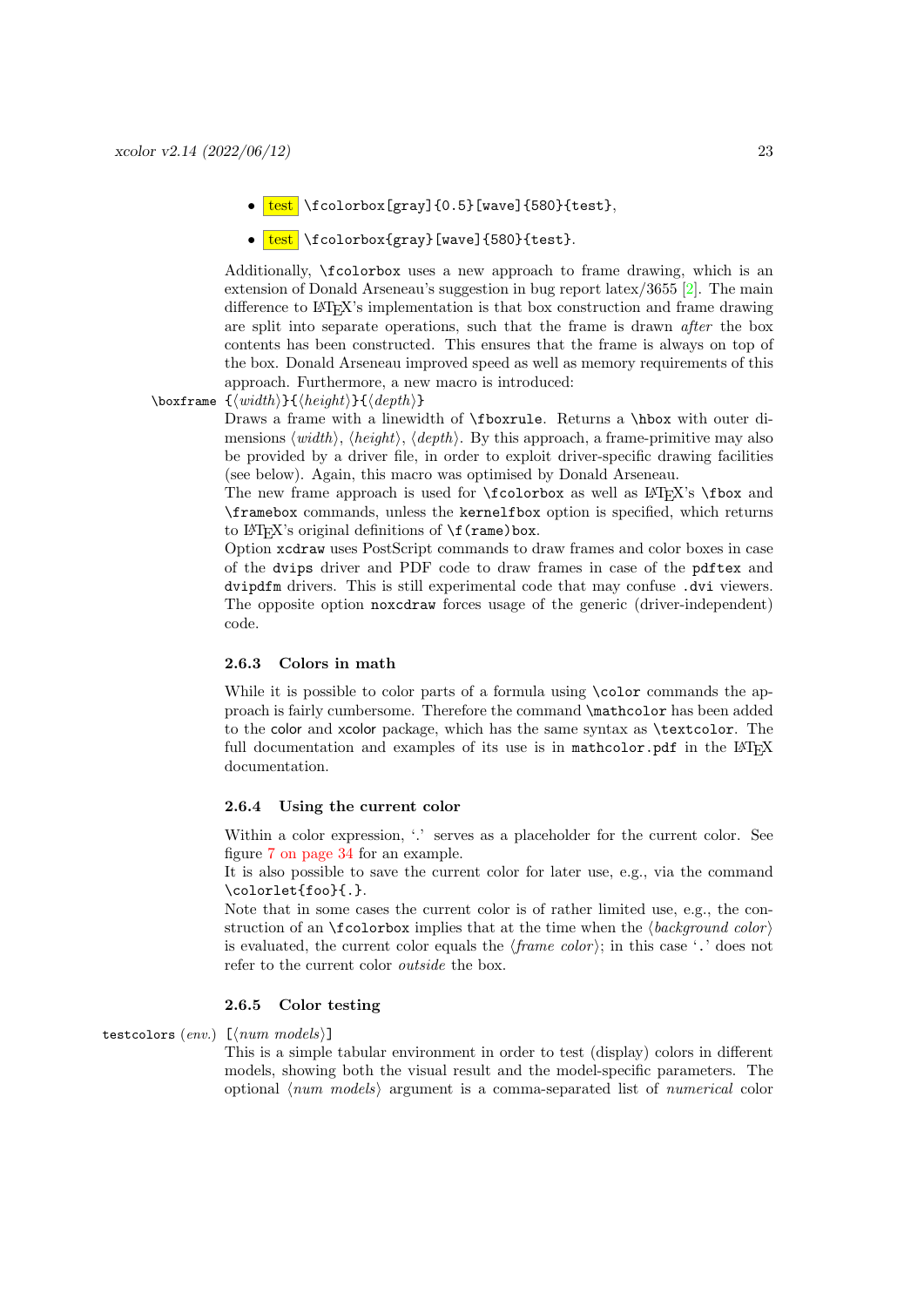- test `\fcolorbox[gray]{0.5}[wave]{580}{test}`,
- test `\fcolorbox{gray}[wave]{580}{test}`.

Additionally, `\fcolorbox` uses a new approach to frame drawing, which is an extension of Donald Arseneau's suggestion in bug report latex/3655 [2]. The main difference to LaTeX's implementation is that box construction and frame drawing are split into separate operations, such that the frame is drawn *after* the box contents has been constructed. This ensures that the frame is always on top of the box. Donald Arseneau improved speed as well as memory requirements of this approach. Furthermore, a new macro is introduced:

`\boxframe` {⟨*width*⟩}{⟨*height*⟩}{⟨*depth*⟩}

Draws a frame with a linewidth of `\fboxrule`. Returns a `\hbox` with outer dimensions ⟨*width*⟩, ⟨*height*⟩, ⟨*depth*⟩. By this approach, a frame-primitive may also be provided by a driver file, in order to exploit driver-specific drawing facilities (see below). Again, this macro was optimised by Donald Arseneau.

The new frame approach is used for `\fcolorbox` as well as LaTeX's `\fbox` and `\framebox` commands, unless the `kernelfbox` option is specified, which returns to LaTeX's original definitions of `\f(rame)box`.

Option `xcdraw` uses PostScript commands to draw frames and color boxes in case of the `dvips` driver and PDF code to draw frames in case of the `pdftex` and `dvipdfm` drivers. This is still experimental code that may confuse `.dvi` viewers. The opposite option `noxcdraw` forces usage of the generic (driver-independent) code.

### 2.6.3 Colors in math

While it is possible to color parts of a formula using `\color` commands the approach is fairly cumbersome. Therefore the command `\mathcolor` has been added to the color and xcolor package, which has the same syntax as `\textcolor`. The full documentation and examples of its use is in `mathcolor.pdf` in the LaTeX documentation.

### 2.6.4 Using the current color

Within a color expression, '.' serves as a placeholder for the current color. See figure 7 on page 34 for an example.

It is also possible to save the current color for later use, e.g., via the command `\colorlet{foo}{.}`.

Note that in some cases the current color is of rather limited use, e.g., the construction of an `\fcolorbox` implies that at the time when the ⟨*background color*⟩ is evaluated, the current color equals the ⟨*frame color*⟩; in this case '`.`' does not refer to the current color *outside* the box.

### 2.6.5 Color testing

`testcolors` (*env.*) [⟨*num models*⟩]

This is a simple tabular environment in order to test (display) colors in different models, showing both the visual result and the model-specific parameters. The optional ⟨*num models*⟩ argument is a comma-separated list of *numerical* color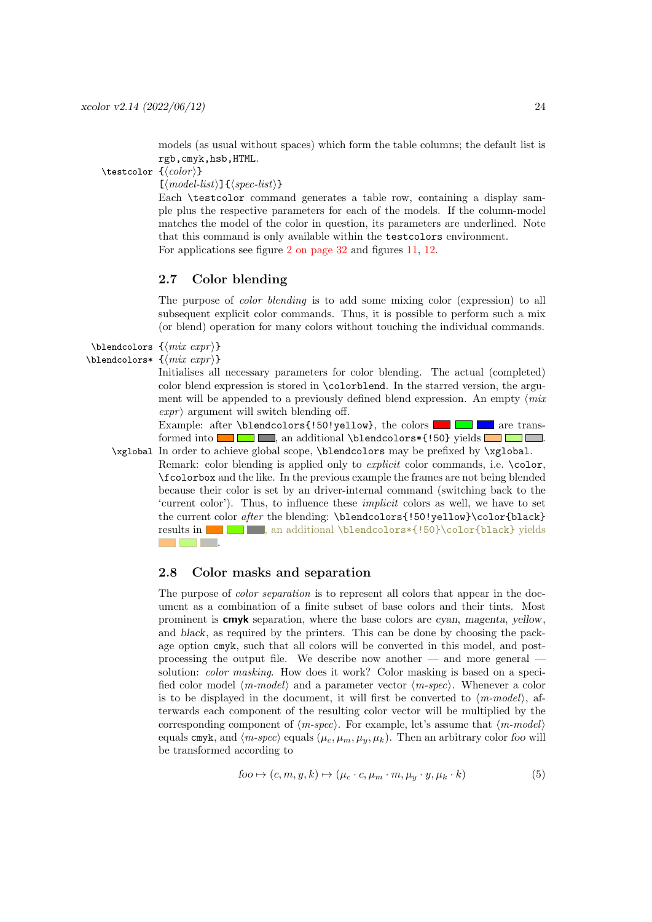models (as usual without spaces) which form the table columns; the default list is `rgb,cmyk,hsb,HTML`.

`\testcolor` `{⟨color⟩}`
`[⟨model-list⟩]{⟨spec-list⟩}`

Each `\testcolor` command generates a table row, containing a display sample plus the respective parameters for each of the models. If the column-model matches the model of the color in question, its parameters are underlined. Note that this command is only available within the `testcolors` environment.

For applications see figure 2 on page 32 and figures 11, 12.

## 2.7 Color blending

The purpose of *color blending* is to add some mixing color (expression) to all subsequent explicit color commands. Thus, it is possible to perform such a mix (or blend) operation for many colors without touching the individual commands.

`\blendcolors` `{⟨mix expr⟩}`
`\blendcolors*` `{⟨mix expr⟩}`

Initialises all necessary parameters for color blending. The actual (completed) color blend expression is stored in `\colorblend`. In the starred version, the argument will be appended to a previously defined blend expression. An empty ⟨*mix expr*⟩ argument will switch blending off.

Example: after `\blendcolors{!50!yellow}`, the colors are transformed into , an additional `\blendcolors*{!50}` yields .

`\xglobal` In order to achieve global scope, `\blendcolors` may be prefixed by `\xglobal`.

Remark: color blending is applied only to *explicit* color commands, i.e. `\color`, `\fcolorbox` and the like. In the previous example the frames are not being blended because their color is set by an driver-internal command (switching back to the 'current color'). Thus, to influence these *implicit* colors as well, we have to set the current color *after* the blending: `\blendcolors{!50!yellow}\color{black}` results in , an additional `\blendcolors*{!50}\color{black}` yields .

## 2.8 Color masks and separation

The purpose of *color separation* is to represent all colors that appear in the document as a combination of a finite subset of base colors and their tints. Most prominent is **cmyk** separation, where the base colors are *cyan*, *magenta*, *yellow*, and *black*, as required by the printers. This can be done by choosing the package option `cmyk`, such that all colors will be converted in this model, and postprocessing the output file. We describe now another — and more general — solution: *color masking*. How does it work? Color masking is based on a specified color model ⟨*m-model*⟩ and a parameter vector ⟨*m-spec*⟩. Whenever a color is to be displayed in the document, it will first be converted to ⟨*m-model*⟩, afterwards each component of the resulting color vector will be multiplied by the corresponding component of ⟨*m-spec*⟩. For example, let's assume that ⟨*m-model*⟩ equals `cmyk`, and ⟨*m-spec*⟩ equals $(\mu_c, \mu_m, \mu_y, \mu_k)$. Then an arbitrary color *foo* will be transformed according to

$$foo \mapsto (c, m, y, k) \mapsto (\mu_c \cdot c, \mu_m \cdot m, \mu_y \cdot y, \mu_k \cdot k) \tag{5}$$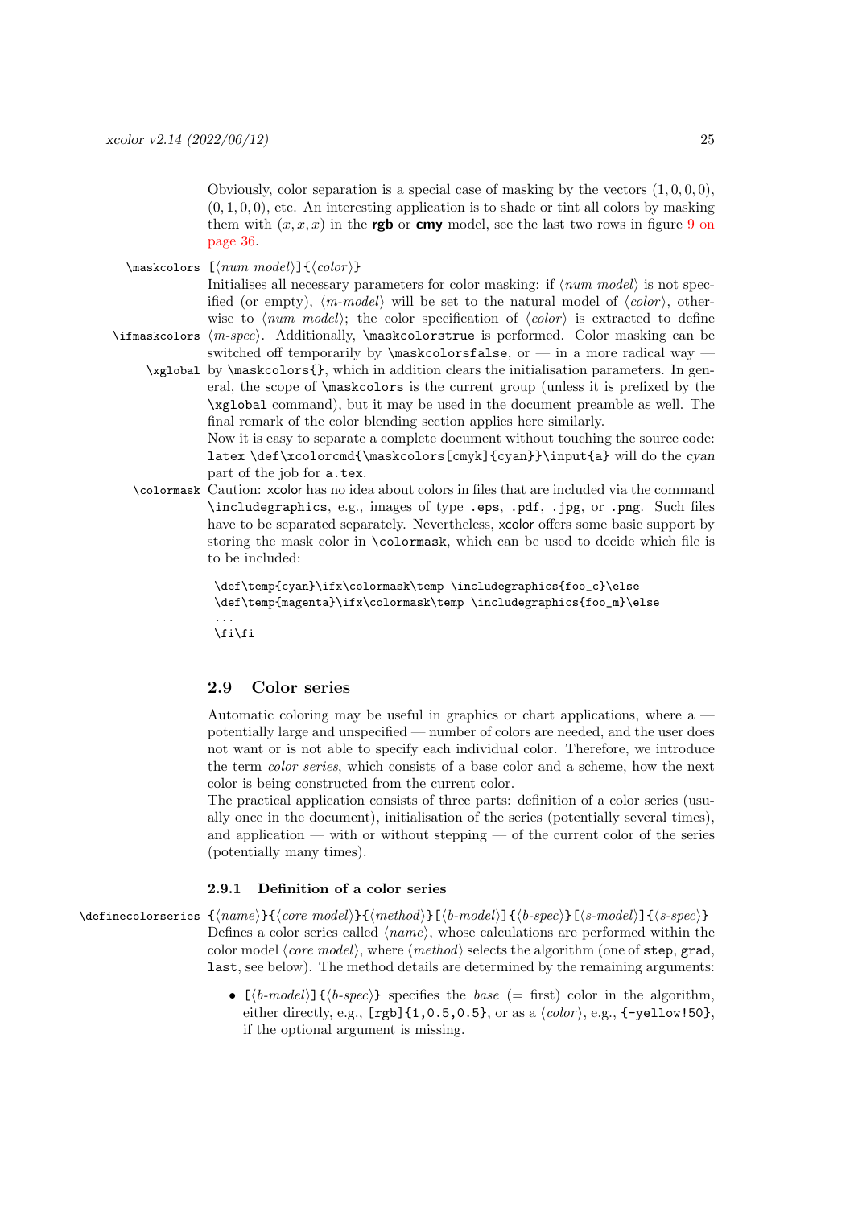Obviously, color separation is a special case of masking by the vectors $(1, 0, 0, 0)$, $(0, 1, 0, 0)$, etc. An interesting application is to shade or tint all colors by masking them with $(x, x, x)$ in the **rgb** or **cmy** model, see the last two rows in figure 9 on page 36.

`\maskcolors` `[`⟨*num model*⟩`]{`⟨*color*⟩`}`

`\ifmaskcolors`

`\xglobal`

Initialises all necessary parameters for color masking: if ⟨*num model*⟩ is not specified (or empty), ⟨*m-model*⟩ will be set to the natural model of ⟨*color*⟩, otherwise to ⟨*num model*⟩; the color specification of ⟨*color*⟩ is extracted to define ⟨*m-spec*⟩. Additionally, `\maskcolorstrue` is performed. Color masking can be switched off temporarily by `\maskcolorsfalse`, or — in a more radical way — by `\maskcolors{}`, which in addition clears the initialisation parameters. In general, the scope of `\maskcolors` is the current group (unless it is prefixed by the `\xglobal` command), but it may be used in the document preamble as well. The final remark of the color blending section applies here similarly.

Now it is easy to separate a complete document without touching the source code: `latex \def\xcolorcmd{\maskcolors[cmyk]{cyan}}\input{a}` will do the *cyan* part of the job for `a.tex`.

`\colormask`

Caution: xcolor has no idea about colors in files that are included via the command `\includegraphics`, e.g., images of type `.eps`, `.pdf`, `.jpg`, or `.png`. Such files have to be separated separately. Nevertheless, xcolor offers some basic support by storing the mask color in `\colormask`, which can be used to decide which file is to be included:

```
\def\temp{cyan}\ifx\colormask\temp \includegraphics{foo_c}\else
\def\temp{magenta}\ifx\colormask\temp \includegraphics{foo_m}\else
...
\fi\fi
```

## 2.9 Color series

Automatic coloring may be useful in graphics or chart applications, where a — potentially large and unspecified — number of colors are needed, and the user does not want or is not able to specify each individual color. Therefore, we introduce the term *color series*, which consists of a base color and a scheme, how the next color is being constructed from the current color.

The practical application consists of three parts: definition of a color series (usually once in the document), initialisation of the series (potentially several times), and application — with or without stepping — of the current color of the series (potentially many times).

### 2.9.1 Definition of a color series

`\definecolorseries` `{`⟨*name*⟩`}{`⟨*core model*⟩`}{`⟨*method*⟩`}[`⟨*b-model*⟩`]{`⟨*b-spec*⟩`}[`⟨*s-model*⟩`]{`⟨*s-spec*⟩`}`

Defines a color series called ⟨*name*⟩, whose calculations are performed within the color model ⟨*core model*⟩, where ⟨*method*⟩ selects the algorithm (one of `step`, `grad`, `last`, see below). The method details are determined by the remaining arguments:

- `[`⟨*b-model*⟩`]{`⟨*b-spec*⟩`}` specifies the *base* (= first) color in the algorithm, either directly, e.g., `[rgb]{1,0.5,0.5}`, or as a ⟨*color*⟩, e.g., `{-yellow!50}`, if the optional argument is missing.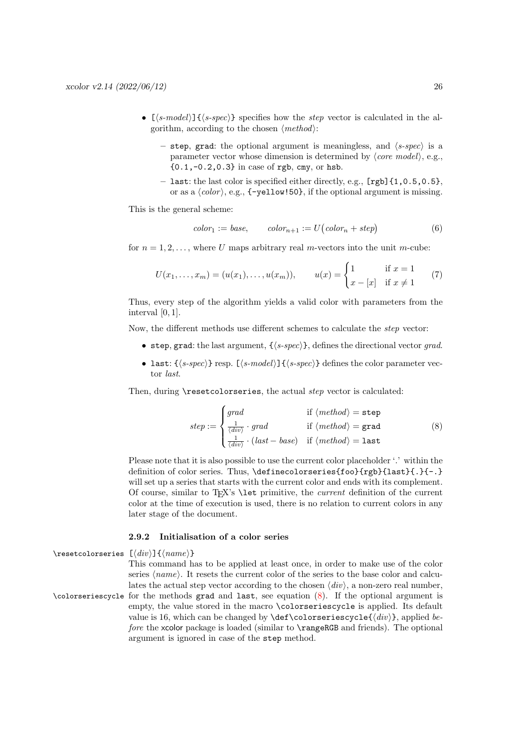- `[`⟨*s-model*⟩`]{`⟨*s-spec*⟩`}` specifies how the *step* vector is calculated in the algorithm, according to the chosen ⟨*method*⟩:
  - `step`, `grad`: the optional argument is meaningless, and ⟨*s-spec*⟩ is a parameter vector whose dimension is determined by ⟨*core model*⟩, e.g., `{0.1,-0.2,0.3}` in case of `rgb`, `cmy`, or `hsb`.
  - `last`: the last color is specified either directly, e.g., `[rgb]{1,0.5,0.5}`, or as a ⟨*color*⟩, e.g., `{-yellow!50}`, if the optional argument is missing.

This is the general scheme:

$$\mathit{color}_1 := \mathit{base}, \qquad \mathit{color}_{n+1} := U\big(\mathit{color}_n + \mathit{step}\big) \tag{6}$$

for $n = 1, 2, \ldots$, where $U$ maps arbitrary real $m$-vectors into the unit $m$-cube:

$$U(x_1, \ldots, x_m) = (u(x_1), \ldots, u(x_m)), \qquad u(x) = \begin{cases} 1 & \text{if } x = 1 \\ x - [x] & \text{if } x \neq 1 \end{cases} \tag{7}$$

Thus, every step of the algorithm yields a valid color with parameters from the interval $[0, 1]$.

Now, the different methods use different schemes to calculate the *step* vector:

- `step`, `grad`: the last argument, `{`⟨*s-spec*⟩`}`, defines the directional vector *grad*.
- `last`: `{`⟨*s-spec*⟩`}` resp. `[`⟨*s-model*⟩`]{`⟨*s-spec*⟩`}` defines the color parameter vector *last*.

Then, during `\resetcolorseries`, the actual *step* vector is calculated:

$$\mathit{step} := \begin{cases} \mathit{grad} & \text{if } \langle \mathit{method} \rangle = \texttt{step} \\ \frac{1}{\langle \mathit{div} \rangle} \cdot \mathit{grad} & \text{if } \langle \mathit{method} \rangle = \texttt{grad} \\ \frac{1}{\langle \mathit{div} \rangle} \cdot (\mathit{last} - \mathit{base}) & \text{if } \langle \mathit{method} \rangle = \texttt{last} \end{cases} \tag{8}$$

Please note that it is also possible to use the current color placeholder '.' within the definition of color series. Thus, `\definecolorseries{foo}{rgb}{last}{.}{-.}` will set up a series that starts with the current color and ends with its complement. Of course, similar to TEX's `\let` primitive, the *current* definition of the current color at the time of execution is used, there is no relation to current colors in any later stage of the document.

### 2.9.2 Initialisation of a color series

`\resetcolorseries` `[`⟨*div*⟩`]{`⟨*name*⟩`}`

This command has to be applied at least once, in order to make use of the color series ⟨*name*⟩. It resets the current color of the series to the base color and calculates the actual step vector according to the chosen ⟨*div*⟩, a non-zero real number, for the methods `grad` and `last`, see equation (8). If the optional argument is empty, the value stored in the macro `\colorseriescycle` is applied. Its default value is 16, which can be changed by `\def\colorseriescycle{`⟨*div*⟩`}`, applied *before* the xcolor package is loaded (similar to `\rangeRGB` and friends). The optional argument is ignored in case of the `step` method.

`\colorseriescycle`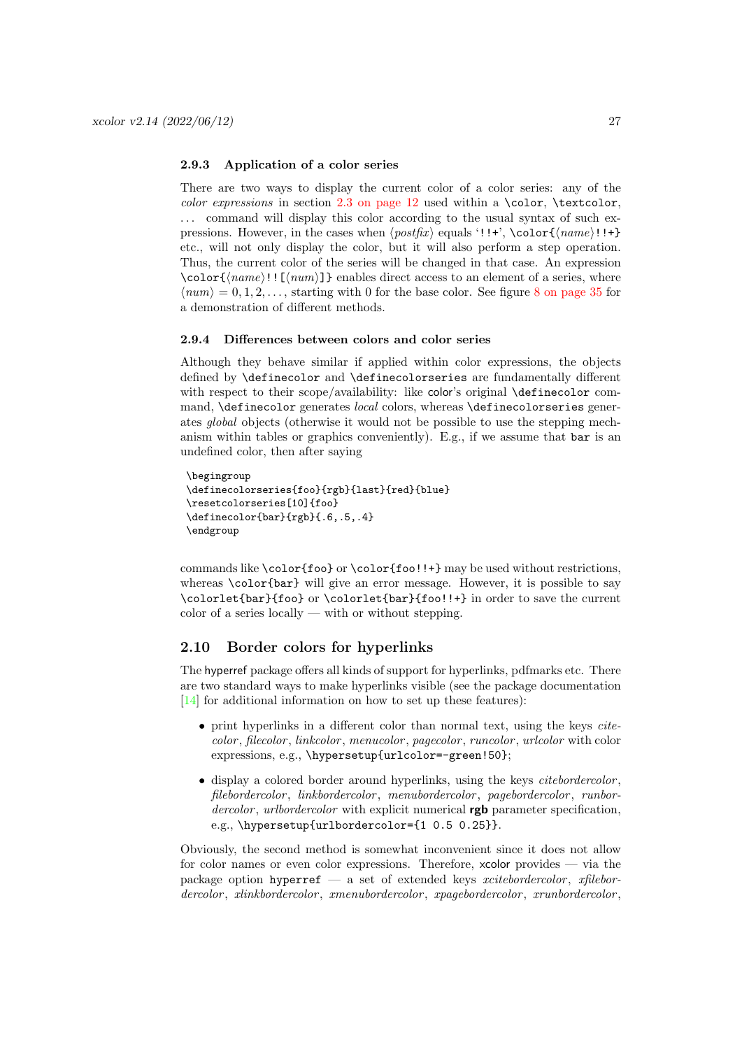### 2.9.3 Application of a color series

There are two ways to display the current color of a color series: any of the *color expressions* in section 2.3 on page 12 used within a `\color`, `\textcolor`, ... command will display this color according to the usual syntax of such expressions. However, in the cases when ⟨*postfix*⟩ equals '`!!+`', `\color{`⟨*name*⟩`!!+}` etc., will not only display the color, but it will also perform a step operation. Thus, the current color of the series will be changed in that case. An expression `\color{`⟨*name*⟩`!![`⟨*num*⟩`]}` enables direct access to an element of a series, where ⟨*num*⟩ $= 0, 1, 2, \ldots$, starting with 0 for the base color. See figure 8 on page 35 for a demonstration of different methods.

### 2.9.4 Differences between colors and color series

Although they behave similar if applied within color expressions, the objects defined by `\definecolor` and `\definecolorseries` are fundamentally different with respect to their scope/availability: like color's original `\definecolor` command, `\definecolor` generates *local* colors, whereas `\definecolorseries` generates *global* objects (otherwise it would not be possible to use the stepping mechanism within tables or graphics conveniently). E.g., if we assume that `bar` is an undefined color, then after saying

```
\begingroup
\definecolorseries{foo}{rgb}{last}{red}{blue}
\resetcolorseries[10]{foo}
\definecolor{bar}{rgb}{.6,.5,.4}
\endgroup
```

commands like `\color{foo}` or `\color{foo!!+}` may be used without restrictions, whereas `\color{bar}` will give an error message. However, it is possible to say `\colorlet{bar}{foo}` or `\colorlet{bar}{foo!!+}` in order to save the current color of a series locally — with or without stepping.

## 2.10 Border colors for hyperlinks

The hyperref package offers all kinds of support for hyperlinks, pdfmarks etc. There are two standard ways to make hyperlinks visible (see the package documentation [14] for additional information on how to set up these features):

- print hyperlinks in a different color than normal text, using the keys *citecolor*, *filecolor*, *linkcolor*, *menucolor*, *pagecolor*, *runcolor*, *urlcolor* with color expressions, e.g., `\hypersetup{urlcolor=-green!50}`;
- display a colored border around hyperlinks, using the keys *citebordercolor*, *filebordercolor*, *linkbordercolor*, *menubordercolor*, *pagebordercolor*, *runbordercolor*, *urlbordercolor* with explicit numerical **rgb** parameter specification, e.g., `\hypersetup{urlbordercolor={1 0.5 0.25}}`.

Obviously, the second method is somewhat inconvenient since it does not allow for color names or even color expressions. Therefore, xcolor provides — via the package option `hyperref` — a set of extended keys *xcitebordercolor*, *xfilebordercolor*, *xlinkbordercolor*, *xmenubordercolor*, *xpagebordercolor*, *xrunbordercolor*,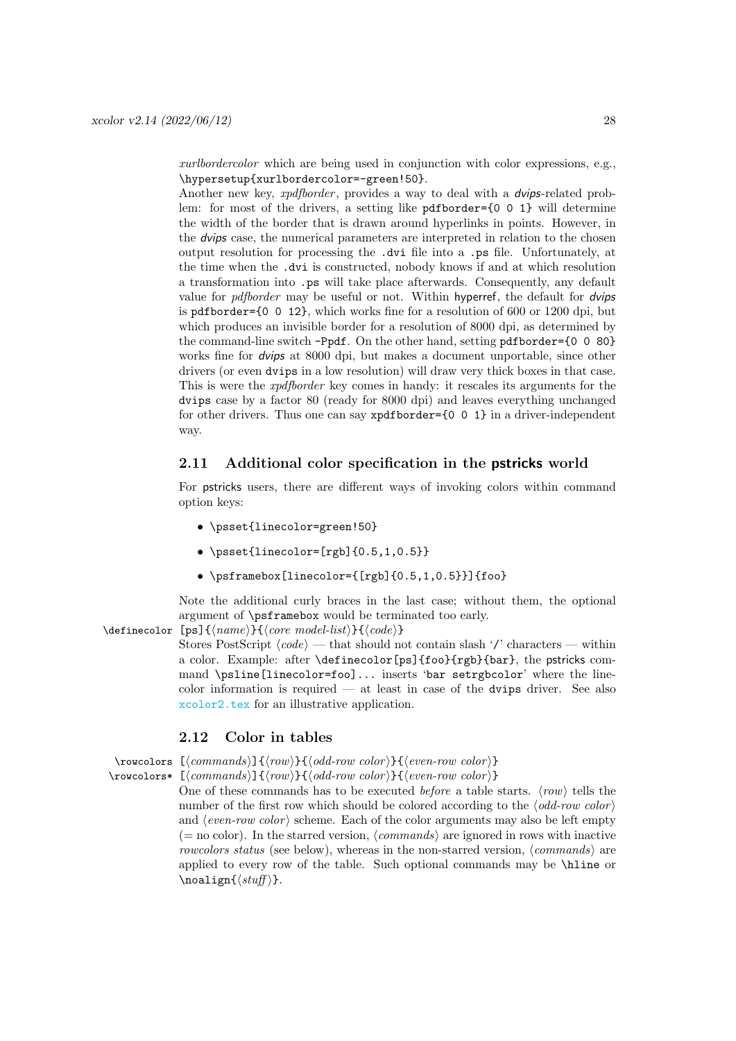*xurlbordercolor* which are being used in conjunction with color expressions, e.g., `\hypersetup{xurlbordercolor=-green!50}`.
Another new key, *xpdfborder*, provides a way to deal with a *dvips*-related problem: for most of the drivers, a setting like `pdfborder={0 0 1}` will determine the width of the border that is drawn around hyperlinks in points. However, in the *dvips* case, the numerical parameters are interpreted in relation to the chosen output resolution for processing the `.dvi` file into a `.ps` file. Unfortunately, at the time when the `.dvi` is constructed, nobody knows if and at which resolution a transformation into `.ps` will take place afterwards. Consequently, any default value for *pdfborder* may be useful or not. Within hyperref, the default for *dvips* is `pdfborder={0 0 12}`, which works fine for a resolution of 600 or 1200 dpi, but which produces an invisible border for a resolution of 8000 dpi, as determined by the command-line switch `-Ppdf`. On the other hand, setting `pdfborder={0 0 80}` works fine for *dvips* at 8000 dpi, but makes a document unportable, since other drivers (or even `dvips` in a low resolution) will draw very thick boxes in that case. This is were the *xpdfborder* key comes in handy: it rescales its arguments for the `dvips` case by a factor 80 (ready for 8000 dpi) and leaves everything unchanged for other drivers. Thus one can say `xpdfborder={0 0 1}` in a driver-independent way.

## 2.11 Additional color specification in the pstricks world

For pstricks users, there are different ways of invoking colors within command option keys:

- `\psset{linecolor=green!50}`
- `\psset{linecolor=[rgb]{0.5,1,0.5}}`
- `\psframebox[linecolor={[rgb]{0.5,1,0.5}}]{foo}`

Note the additional curly braces in the last case; without them, the optional argument of `\psframebox` would be terminated too early.

`\definecolor` `[ps]{`⟨*name*⟩`}{`⟨*core model-list*⟩`}{`⟨*code*⟩`}`
Stores PostScript ⟨*code*⟩ — that should not contain slash '`/`' characters — within a color. Example: after `\definecolor[ps]{foo}{rgb}{bar}`, the pstricks command `\psline[linecolor=foo]...` inserts '`bar setrgbcolor`' where the linecolor information is required — at least in case of the `dvips` driver. See also `xcolor2.tex` for an illustrative application.

## 2.12 Color in tables

`\rowcolors` `[`⟨*commands*⟩`]{`⟨*row*⟩`}{`⟨*odd-row color*⟩`}{`⟨*even-row color*⟩`}`
`\rowcolors*` `[`⟨*commands*⟩`]{`⟨*row*⟩`}{`⟨*odd-row color*⟩`}{`⟨*even-row color*⟩`}`
One of these commands has to be executed *before* a table starts. ⟨*row*⟩ tells the number of the first row which should be colored according to the ⟨*odd-row color*⟩ and ⟨*even-row color*⟩ scheme. Each of the color arguments may also be left empty (= no color). In the starred version, ⟨*commands*⟩ are ignored in rows with inactive *rowcolors status* (see below), whereas in the non-starred version, ⟨*commands*⟩ are applied to every row of the table. Such optional commands may be `\hline` or `\noalign{`⟨*stuff*⟩`}`.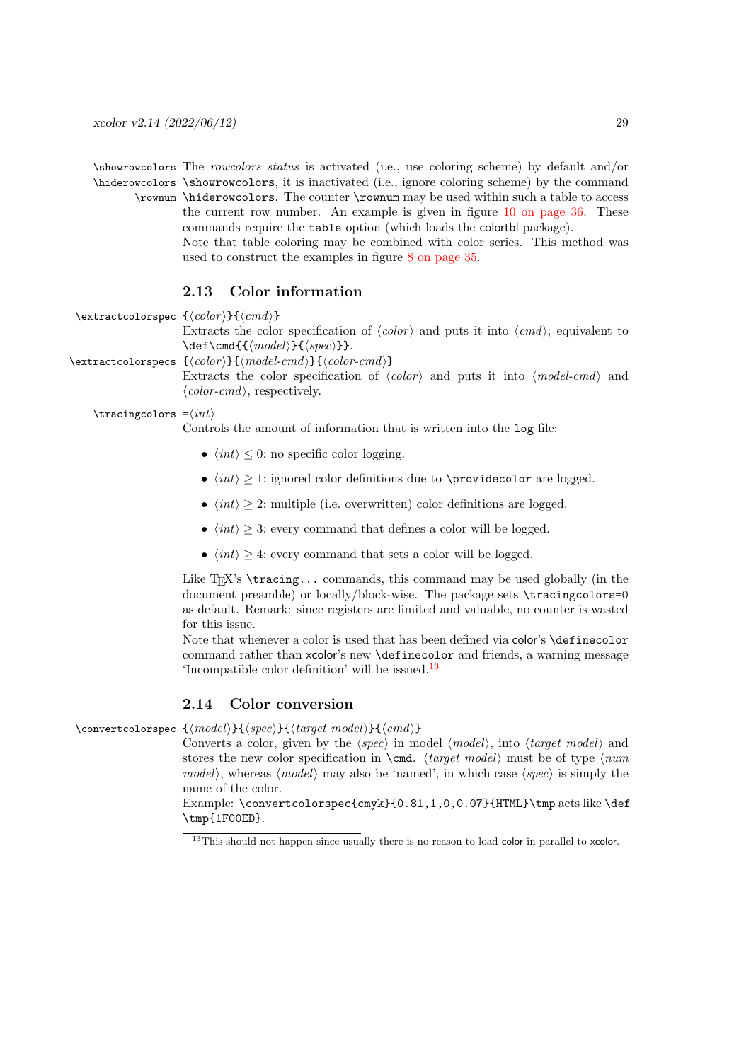`\showrowcolors` `\hiderowcolors` `\rownum` The *rowcolors status* is activated (i.e., use coloring scheme) by default and/or `\showrowcolors`, it is inactivated (i.e., ignore coloring scheme) by the command `\hiderowcolors`. The counter `\rownum` may be used within such a table to access the current row number. An example is given in figure 10 on page 36. These commands require the `table` option (which loads the colortbl package).

Note that table coloring may be combined with color series. This method was used to construct the examples in figure 8 on page 35.

## 2.13 Color information

`\extractcolorspec` `{⟨color⟩}{⟨cmd⟩}`

Extracts the color specification of ⟨*color*⟩ and puts it into ⟨*cmd*⟩; equivalent to `\def\cmd{{⟨model⟩}{⟨spec⟩}}`.

`\extractcolorspecs` `{⟨color⟩}{⟨model-cmd⟩}{⟨color-cmd⟩}`

Extracts the color specification of ⟨*color*⟩ and puts it into ⟨*model-cmd*⟩ and ⟨*color-cmd*⟩, respectively.

`\tracingcolors` `=⟨int⟩`

Controls the amount of information that is written into the `log` file:

- $\langle int \rangle \leq 0$: no specific color logging.
- $\langle int \rangle \geq 1$: ignored color definitions due to `\providecolor` are logged.
- $\langle int \rangle \geq 2$: multiple (i.e. overwritten) color definitions are logged.
- $\langle int \rangle \geq 3$: every command that defines a color will be logged.
- $\langle int \rangle \geq 4$: every command that sets a color will be logged.

Like TEX's `\tracing...` commands, this command may be used globally (in the document preamble) or locally/block-wise. The package sets `\tracingcolors=0` as default. Remark: since registers are limited and valuable, no counter is wasted for this issue.

Note that whenever a color is used that has been defined via color's `\definecolor` command rather than xcolor's new `\definecolor` and friends, a warning message 'Incompatible color definition' will be issued.[13]

## 2.14 Color conversion

`\convertcolorspec` `{⟨model⟩}{⟨spec⟩}{⟨target model⟩}{⟨cmd⟩}`

Converts a color, given by the ⟨*spec*⟩ in model ⟨*model*⟩, into ⟨*target model*⟩ and stores the new color specification in `\cmd`. ⟨*target model*⟩ must be of type ⟨*num model*⟩, whereas ⟨*model*⟩ may also be 'named', in which case ⟨*spec*⟩ is simply the name of the color.

Example: `\convertcolorspec{cmyk}{0.81,1,0,0.07}{HTML}\tmp` acts like `\def\tmp{1F00ED}`.

[13]This should not happen since usually there is no reason to load color in parallel to xcolor.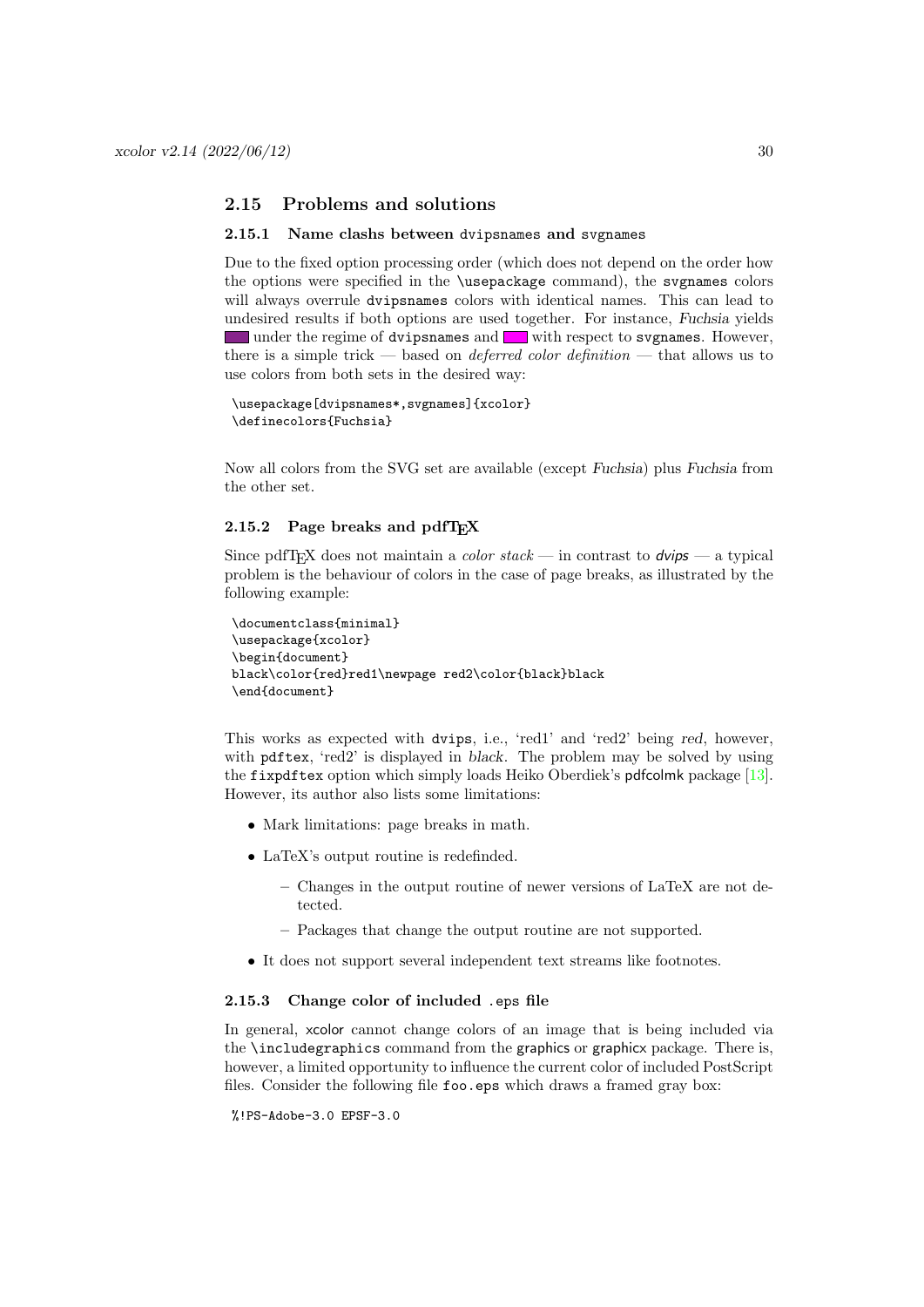## 2.15 Problems and solutions

### 2.15.1 Name clashs between `dvipsnames` and `svgnames`

Due to the fixed option processing order (which does not depend on the order how the options were specified in the `\usepackage` command), the `svgnames` colors will always overrule `dvipsnames` colors with identical names. This can lead to undesired results if both options are used together. For instance, *Fuchsia* yields ▇ under the regime of `dvipsnames` and ▇ with respect to `svgnames`. However, there is a simple trick — based on *deferred color definition* — that allows us to use colors from both sets in the desired way:

```
\usepackage[dvipsnames*,svgnames]{xcolor}
\definecolors{Fuchsia}
```

Now all colors from the SVG set are available (except *Fuchsia*) plus *Fuchsia* from the other set.

### 2.15.2 Page breaks and pdfTEX

Since pdfTEX does not maintain a *color stack* — in contrast to *dvips* — a typical problem is the behaviour of colors in the case of page breaks, as illustrated by the following example:

```
\documentclass{minimal}
\usepackage{xcolor}
\begin{document}
black\color{red}red1\newpage red2\color{black}black
\end{document}
```

This works as expected with `dvips`, i.e., 'red1' and 'red2' being *red*, however, with `pdftex`, 'red2' is displayed in *black*. The problem may be solved by using the `fixpdftex` option which simply loads Heiko Oberdiek's pdfcolmk package [13]. However, its author also lists some limitations:

- Mark limitations: page breaks in math.
- LaTeX's output routine is redefinded.
  - Changes in the output routine of newer versions of LaTeX are not detected.
  - Packages that change the output routine are not supported.
- It does not support several independent text streams like footnotes.

### 2.15.3 Change color of included `.eps` file

In general, xcolor cannot change colors of an image that is being included via the `\includegraphics` command from the graphics or graphicx package. There is, however, a limited opportunity to influence the current color of included PostScript files. Consider the following file `foo.eps` which draws a framed gray box:

```
%!PS-Adobe-3.0 EPSF-3.0
```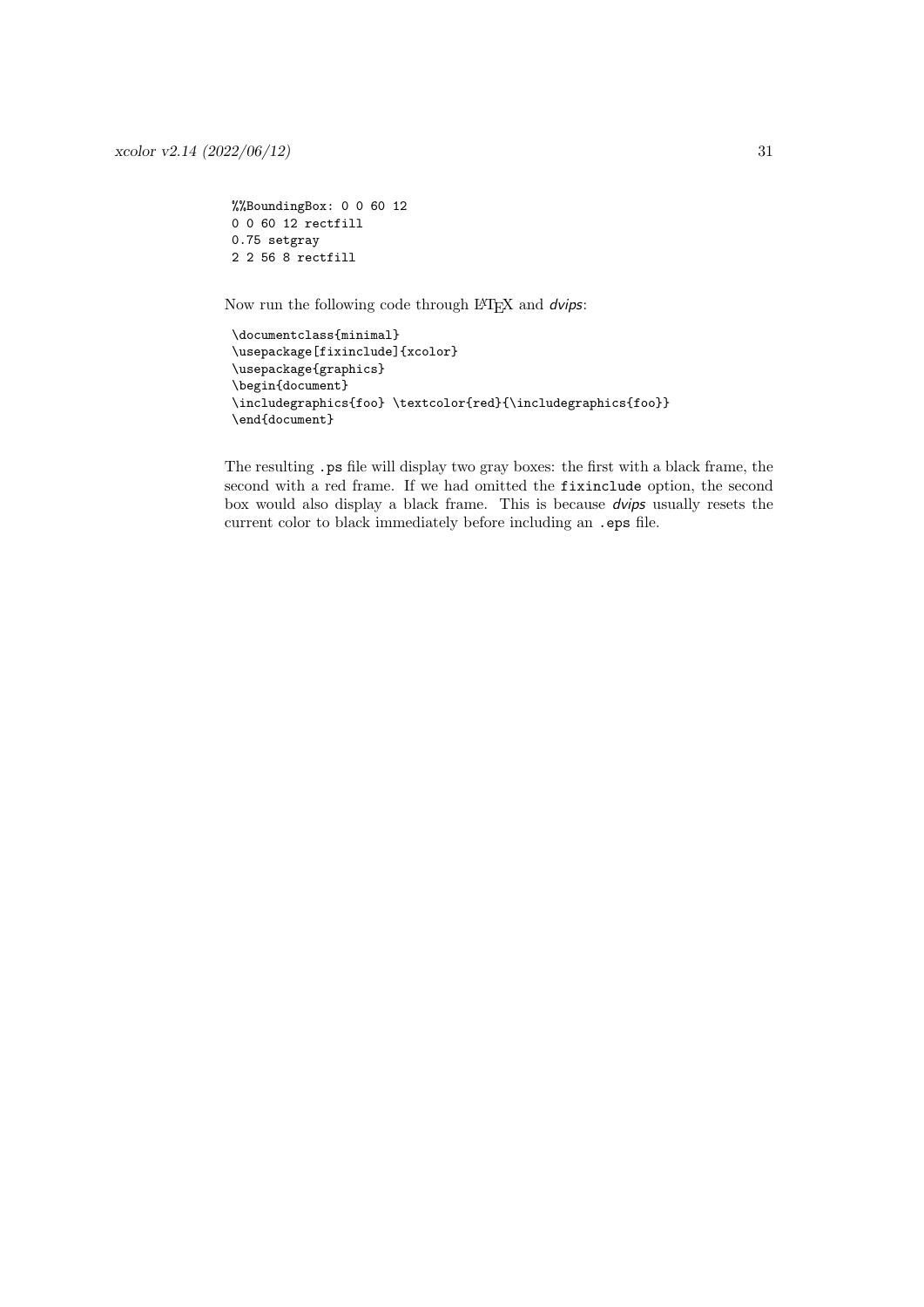```
%%BoundingBox: 0 0 60 12
0 0 60 12 rectfill
0.75 setgray
2 2 56 8 rectfill
```

Now run the following code through LaTeX and *dvips*:

```
\documentclass{minimal}
\usepackage[fixinclude]{xcolor}
\usepackage{graphics}
\begin{document}
\includegraphics{foo} \textcolor{red}{\includegraphics{foo}}
\end{document}
```

The resulting `.ps` file will display two gray boxes: the first with a black frame, the second with a red frame. If we had omitted the `fixinclude` option, the second box would also display a black frame. This is because *dvips* usually resets the current color to black immediately before including an `.eps` file.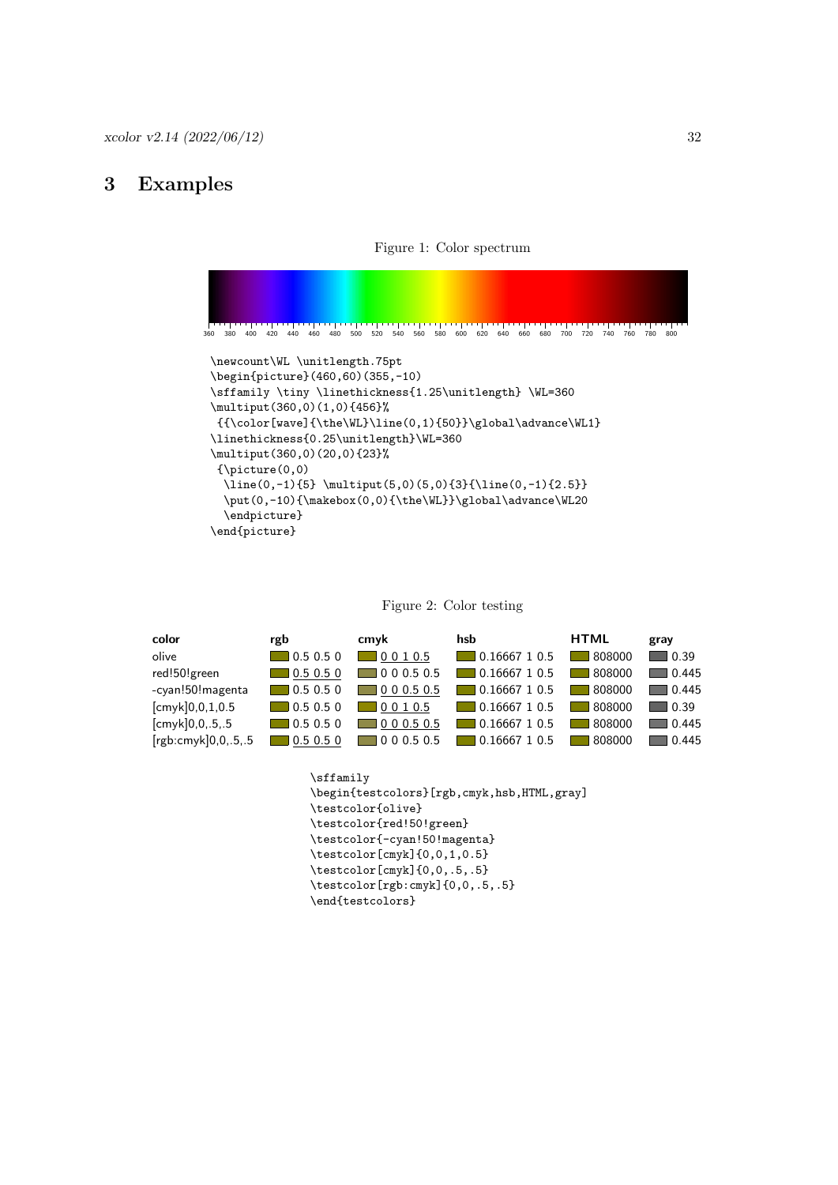# 3 Examples

Figure 1: Color spectrum

360 380 400 420 440 460 480 500 520 540 560 580 600 620 640 660 680 700 720 740 760 780 800

```
\newcount\WL \unitlength.75pt
\begin{picture}(460,60)(355,-10)
\sffamily \tiny \linethickness{1.25\unitlength} \WL=360
\multiput(360,0)(1,0){456}%
 {{\color[wave]{\the\WL}\line(0,1){50}}\global\advance\WL1}
\linethickness{0.25\unitlength}\WL=360
\multiput(360,0)(20,0){23}%
 {\picture(0,0)
  \line(0,-1){5} \multiput(5,0)(5,0){3}{\line(0,-1){2.5}}
  \put(0,-10){\makebox(0,0){\the\WL}}\global\advance\WL20
  \endpicture}
\end{picture}
```

Figure 2: Color testing

| **color** | **rgb** | **cmyk** | **hsb** | **HTML** | **gray** |
|---|---|---|---|---|---|
| olive | 0.5 0.5 0 | <u>0 0 1 0.5</u> | 0.16667 1 0.5 | 808000 | 0.39 |
| red!50!green | <u>0.5 0.5 0</u> | 0 0 0.5 0.5 | 0.16667 1 0.5 | 808000 | 0.445 |
| -cyan!50!magenta | 0.5 0.5 0 | <u>0 0 0.5 0.5</u> | 0.16667 1 0.5 | 808000 | 0.445 |
| [cmyk]0,0,1,0.5 | 0.5 0.5 0 | <u>0 0 1 0.5</u> | 0.16667 1 0.5 | 808000 | 0.39 |
| [cmyk]0,0,.5,.5 | 0.5 0.5 0 | <u>0 0 0.5 0.5</u> | 0.16667 1 0.5 | 808000 | 0.445 |
| [rgb:cmyk]0,0,.5,.5 | <u>0.5 0.5 0</u> | 0 0 0.5 0.5 | 0.16667 1 0.5 | 808000 | 0.445 |

```
\sffamily
\begin{testcolors}[rgb,cmyk,hsb,HTML,gray]
\testcolor{olive}
\testcolor{red!50!green}
\testcolor{-cyan!50!magenta}
\testcolor[cmyk]{0,0,1,0.5}
\testcolor[cmyk]{0,0,.5,.5}
\testcolor[rgb:cmyk]{0,0,.5,.5}
\end{testcolors}
```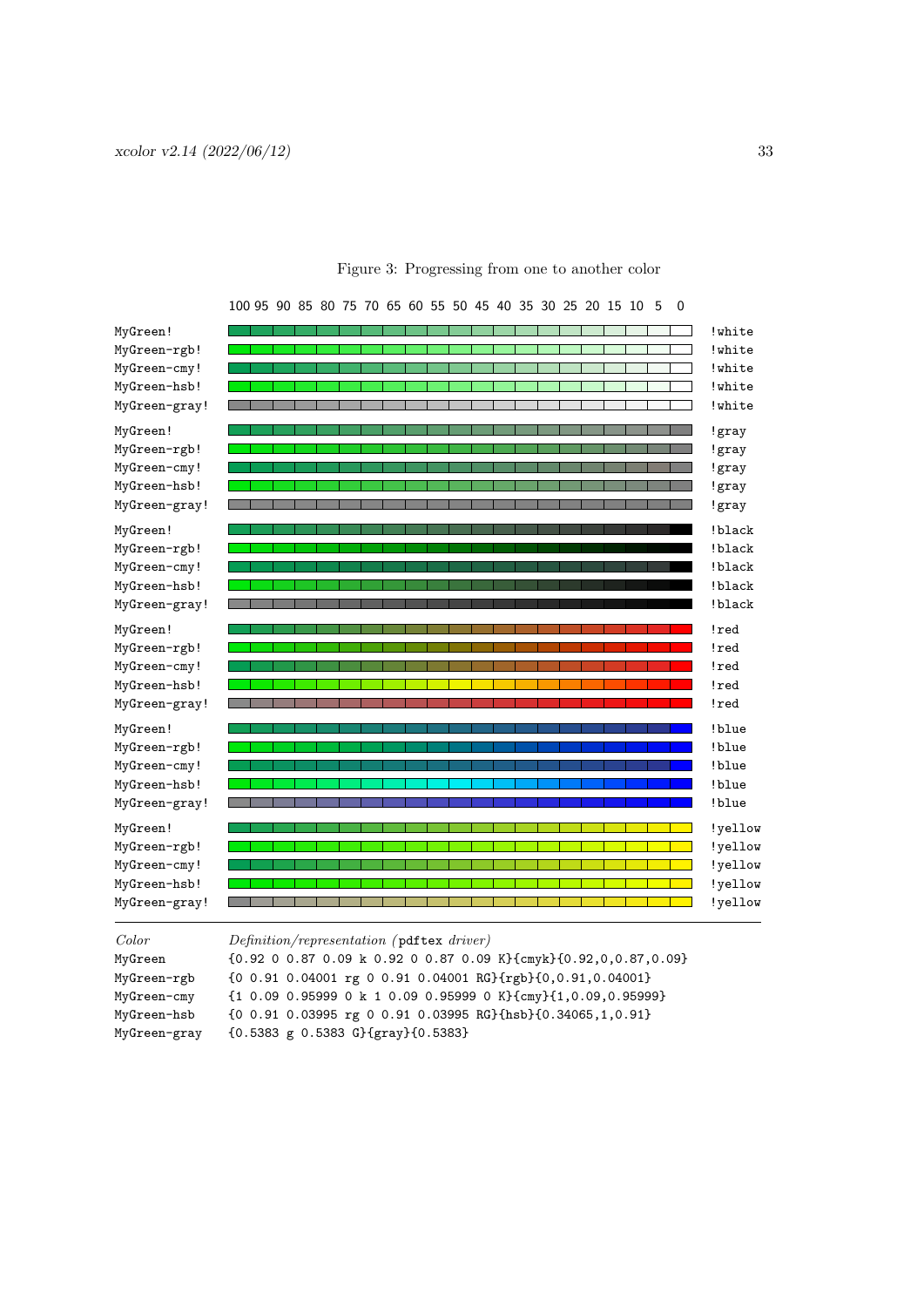Figure 3: Progressing from one to another color

100 95 90 85 80 75 70 65 60 55 50 45 40 35 30 25 20 15 10 5 0

MyGreen! !white
MyGreen-rgb! !white
MyGreen-cmy! !white
MyGreen-hsb! !white
MyGreen-gray! !white

MyGreen! !gray
MyGreen-rgb! !gray
MyGreen-cmy! !gray
MyGreen-hsb! !gray
MyGreen-gray! !gray

MyGreen! !black
MyGreen-rgb! !black
MyGreen-cmy! !black
MyGreen-hsb! !black
MyGreen-gray! !black

MyGreen! !red
MyGreen-rgb! !red
MyGreen-cmy! !red
MyGreen-hsb! !red
MyGreen-gray! !red

MyGreen! !blue
MyGreen-rgb! !blue
MyGreen-cmy! !blue
MyGreen-hsb! !blue
MyGreen-gray! !blue

MyGreen! !yellow
MyGreen-rgb! !yellow
MyGreen-cmy! !yellow
MyGreen-hsb! !yellow
MyGreen-gray! !yellow

| *Color* | *Definition/representation (*`pdftex` *driver)* |
|---|---|
| `MyGreen` | `{0.92 0 0.87 0.09 k 0.92 0 0.87 0.09 K}{cmyk}{0.92,0,0.87,0.09}` |
| `MyGreen-rgb` | `{0 0.91 0.04001 rg 0 0.91 0.04001 RG}{rgb}{0,0.91,0.04001}` |
| `MyGreen-cmy` | `{1 0.09 0.95999 0 k 1 0.09 0.95999 0 K}{cmy}{1,0.09,0.95999}` |
| `MyGreen-hsb` | `{0 0.91 0.03995 rg 0 0.91 0.03995 RG}{hsb}{0.34065,1,0.91}` |
| `MyGreen-gray` | `{0.5383 g 0.5383 G}{gray}{0.5383}` |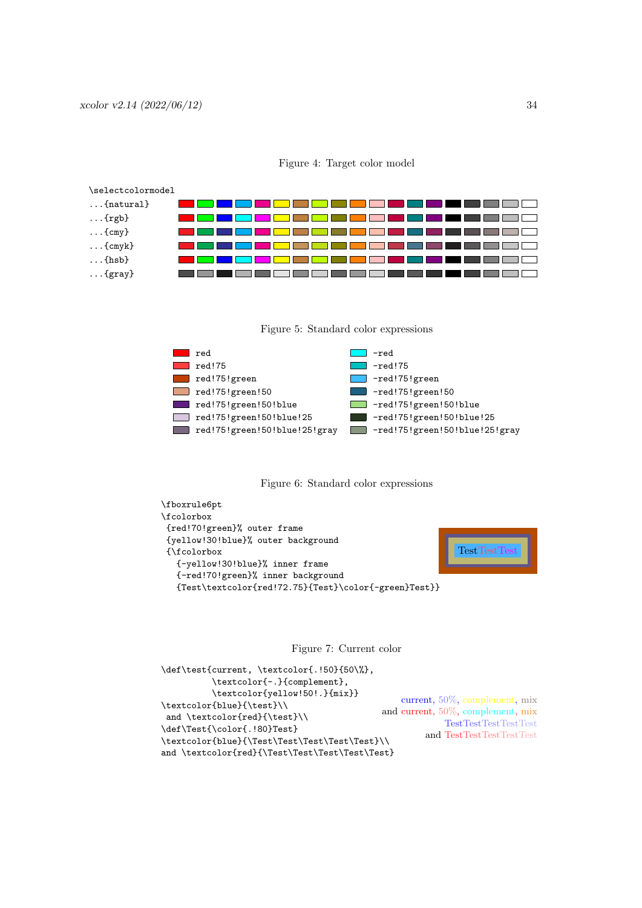Figure 4: Target color model

```
\selectcolormodel
...{natural}
...{rgb}
...{cmy}
...{cmyk}
...{hsb}
...{gray}
```

Figure 5: Standard color expressions

```
red                              -red
red!75                           -red!75
red!75!green                     -red!75!green
red!75!green!50                  -red!75!green!50
red!75!green!50!blue             -red!75!green!50!blue
red!75!green!50!blue!25          -red!75!green!50!blue!25
red!75!green!50!blue!25!gray     -red!75!green!50!blue!25!gray
```

Figure 6: Standard color expressions

```
\fboxrule6pt
\fcolorbox
 {red!70!green}% outer frame
 {yellow!30!blue}% outer background
 {\fcolorbox
   {-yellow!30!blue}% inner frame
   {-red!70!green}% inner background
   {Test\textcolor{red!72.75}{Test}\color{-green}Test}}
```

TestTestTest

Figure 7: Current color

```
\def\test{current, \textcolor{.!50}{50\%},
          \textcolor{-.}{complement},
          \textcolor{yellow!50!.}{mix}}
\textcolor{blue}{\test}\\
 and \textcolor{red}{\test}\\
\def\Test{\color{.!80}Test}
\textcolor{blue}{\Test\Test\Test\Test\Test}\\
and \textcolor{red}{\Test\Test\Test\Test\Test}
```

current, 50%, complement, mix
and current, 50%, complement, mix
TestTestTestTestTest
and TestTestTestTestTest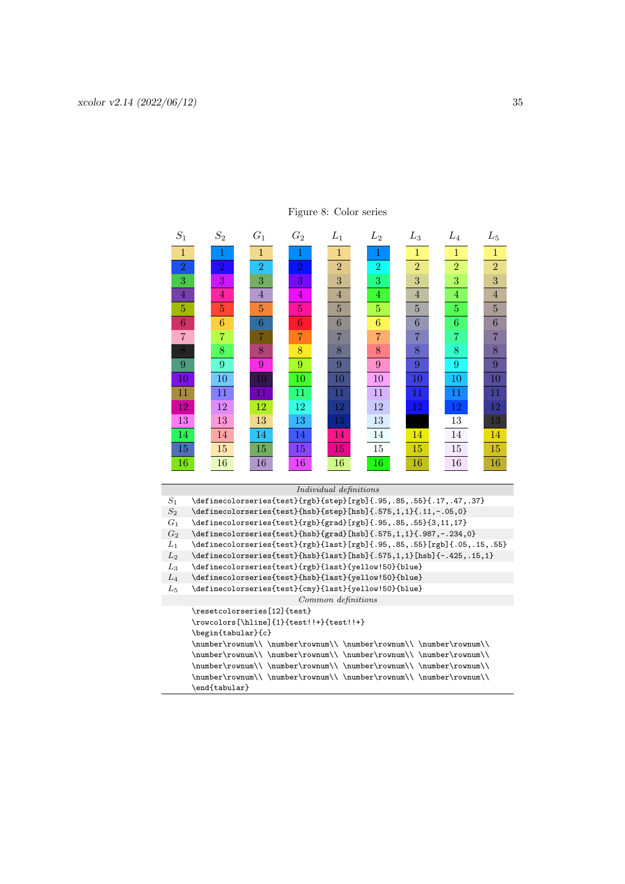Figure 8: Color series

| $S_1$ | $S_2$ | $G_1$ | $G_2$ | $L_1$ | $L_2$ | $L_3$ | $L_4$ | $L_5$ |
|---|---|---|---|---|---|---|---|---|
| 1 | 1 | 1 | 1 | 1 | 1 | 1 | 1 | 1 |
| 2 | 2 | 2 | 2 | 2 | 2 | 2 | 2 | 2 |
| 3 | 3 | 3 | 3 | 3 | 3 | 3 | 3 | 3 |
| 4 | 4 | 4 | 4 | 4 | 4 | 4 | 4 | 4 |
| 5 | 5 | 5 | 5 | 5 | 5 | 5 | 5 | 5 |
| 6 | 6 | 6 | 6 | 6 | 6 | 6 | 6 | 6 |
| 7 | 7 | 7 | 7 | 7 | 7 | 7 | 7 | 7 |
| 8 | 8 | 8 | 8 | 8 | 8 | 8 | 8 | 8 |
| 9 | 9 | 9 | 9 | 9 | 9 | 9 | 9 | 9 |
| 10 | 10 | 10 | 10 | 10 | 10 | 10 | 10 | 10 |
| 11 | 11 | 11 | 11 | 11 | 11 | 11 | 11 | 11 |
| 12 | 12 | 12 | 12 | 12 | 12 | 12 | 12 | 12 |
| 13 | 13 | 13 | 13 | 13 | 13 | | 13 | 13 |
| 14 | 14 | 14 | 14 | 14 | 14 | 14 | 14 | 14 |
| 15 | 15 | 15 | 15 | 15 | 15 | 15 | 15 | 15 |
| 16 | 16 | 16 | 16 | 16 | 16 | 16 | 16 | 16 |

| | *Individual definitions* |
|---|---|
| $S_1$ | `\definecolorseries{test}{rgb}{step}[rgb]{.95,.85,.55}{.17,.47,.37}` |
| $S_2$ | `\definecolorseries{test}{hsb}{step}[hsb]{.575,1,1}{.11,-.05,0}` |
| $G_1$ | `\definecolorseries{test}{rgb}{grad}[rgb]{.95,.85,.55}{3,11,17}` |
| $G_2$ | `\definecolorseries{test}{hsb}{grad}[hsb]{.575,1,1}{.987,-.234,0}` |
| $L_1$ | `\definecolorseries{test}{rgb}{last}[rgb]{.95,.85,.55}[rgb]{.05,.15,.55}` |
| $L_2$ | `\definecolorseries{test}{hsb}{last}[hsb]{.575,1,1}[hsb]{-.425,.15,1}` |
| $L_3$ | `\definecolorseries{test}{rgb}{last}{yellow!50}{blue}` |
| $L_4$ | `\definecolorseries{test}{hsb}{last}{yellow!50}{blue}` |
| $L_5$ | `\definecolorseries{test}{cmy}{last}{yellow!50}{blue}` |

*Common definitions*

```
\resetcolorseries[12]{test}
\rowcolors[\hline]{1}{test!!+}{test!!+}
\begin{tabular}{c}
\number\rownum\\ \number\rownum\\ \number\rownum\\ \number\rownum\\
\number\rownum\\ \number\rownum\\ \number\rownum\\ \number\rownum\\
\number\rownum\\ \number\rownum\\ \number\rownum\\ \number\rownum\\
\number\rownum\\ \number\rownum\\ \number\rownum\\ \number\rownum\\
\end{tabular}
```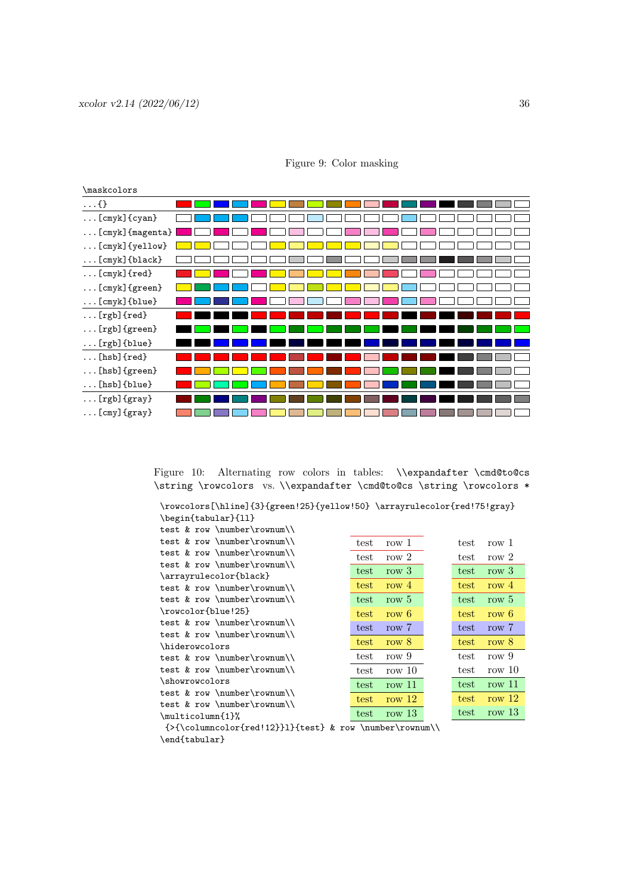Figure 9: Color masking

\maskcolors

...{}

...[cmyk]{cyan}

...[cmyk]{magenta}

...[cmyk]{yellow}

...[cmyk]{black}

...[cmyk]{red}

...[cmyk]{green}

...[cmyk]{blue}

...[rgb]{red}

...[rgb]{green}

...[rgb]{blue}

...[hsb]{red}

...[hsb]{green}

...[hsb]{blue}

...[rgb]{gray}

...[cmy]{gray}

Figure 10: Alternating row colors in tables: \\expandafter \cmd@to@cs \string \rowcolors vs. \\expandafter \cmd@to@cs \string \rowcolors *

```
\rowcolors[\hline]{3}{green!25}{yellow!50} \arrayrulecolor{red!75!gray}
\begin{tabular}{ll}
test & row \number\rownum\\
test & row \number\rownum\\
test & row \number\rownum\\
test & row \number\rownum\\
\arrayrulecolor{black}
test & row \number\rownum\\
test & row \number\rownum\\
\rowcolor{blue!25}
test & row \number\rownum\\
test & row \number\rownum\\
\hiderowcolors
test & row \number\rownum\\
test & row \number\rownum\\
\showrowcolors
test & row \number\rownum\\
test & row \number\rownum\\
\multicolumn{1}%
 {>{\columncolor{red!12}}l}{test} & row \number\rownum\\
\end{tabular}
```

| | |
|---|---|
| test | row 1 |
| test | row 2 |
| test | row 3 |
| test | row 4 |
| test | row 5 |
| test | row 6 |
| test | row 7 |
| test | row 8 |
| test | row 9 |
| test | row 10 |
| test | row 11 |
| test | row 12 |
| test | row 13 |

| | |
|---|---|
| test | row 1 |
| test | row 2 |
| test | row 3 |
| test | row 4 |
| test | row 5 |
| test | row 6 |
| test | row 7 |
| test | row 8 |
| test | row 9 |
| test | row 10 |
| test | row 11 |
| test | row 12 |
| test | row 13 |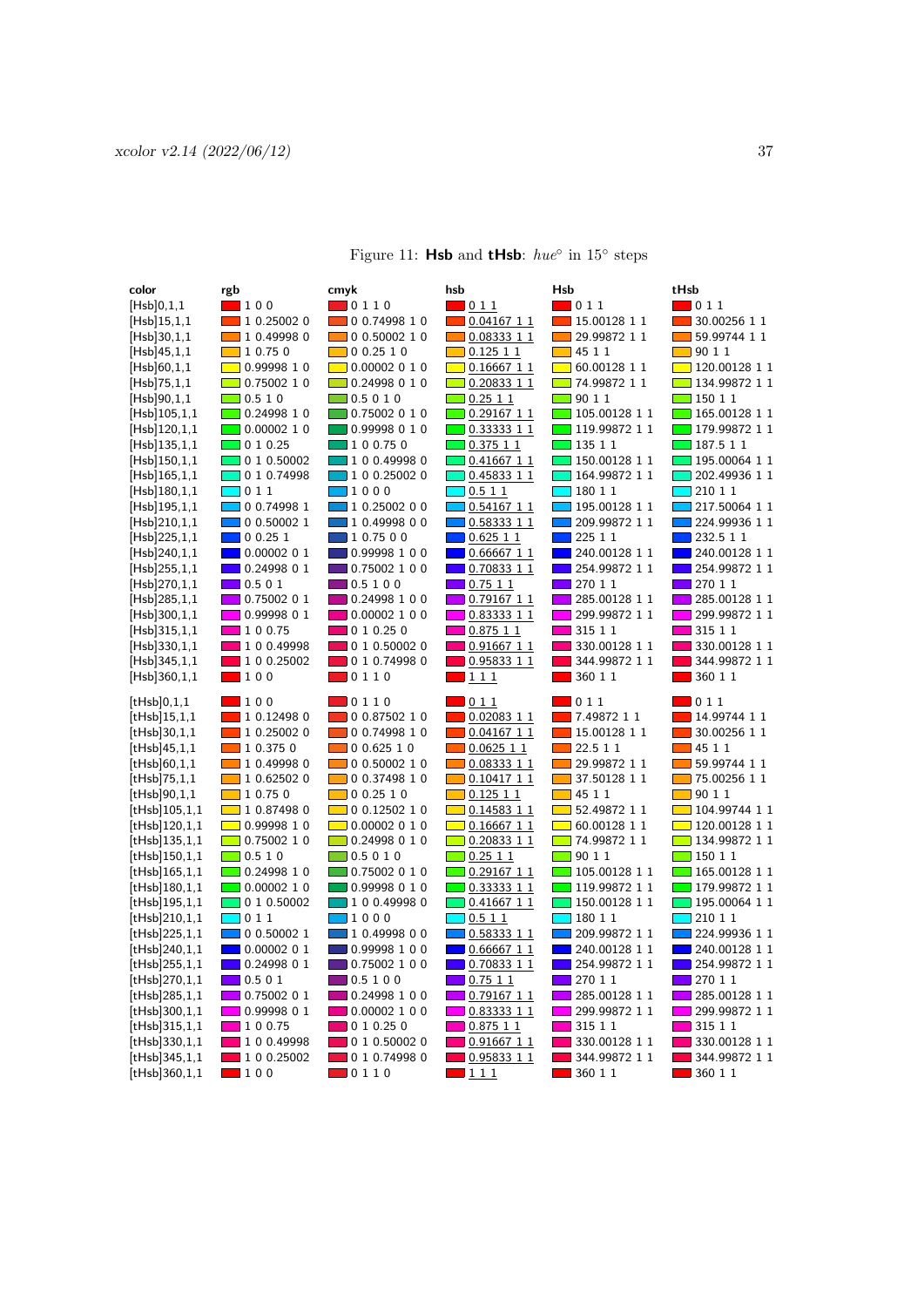Figure 11: **Hsb** and **tHsb**: $hue^\circ$ in $15^\circ$ steps

| color | rgb | cmyk | hsb | Hsb | tHsb |
|---|---|---|---|---|---|
| [Hsb]0,1,1 | 1 0 0 | 0 1 1 0 | 0 1 1 | 0 1 1 | 0 1 1 |
| [Hsb]15,1,1 | 1 0.25002 0 | 0 0.74998 1 0 | 0.04167 1 1 | 15.00128 1 1 | 30.00256 1 1 |
| [Hsb]30,1,1 | 1 0.49998 0 | 0 0.50002 1 0 | 0.08333 1 1 | 29.99872 1 1 | 59.99744 1 1 |
| [Hsb]45,1,1 | 1 0.75 0 | 0 0.25 1 0 | 0.125 1 1 | 45 1 1 | 90 1 1 |
| [Hsb]60,1,1 | 0.99998 1 0 | 0.00002 0 1 0 | 0.16667 1 1 | 60.00128 1 1 | 120.00128 1 1 |
| [Hsb]75,1,1 | 0.75002 1 0 | 0.24998 0 1 0 | 0.20833 1 1 | 74.99872 1 1 | 134.99872 1 1 |
| [Hsb]90,1,1 | 0.5 1 0 | 0.5 0 1 0 | 0.25 1 1 | 90 1 1 | 150 1 1 |
| [Hsb]105,1,1 | 0.24998 1 0 | 0.75002 0 1 0 | 0.29167 1 1 | 105.00128 1 1 | 165.00128 1 1 |
| [Hsb]120,1,1 | 0.00002 1 0 | 0.99998 0 1 0 | 0.33333 1 1 | 119.99872 1 1 | 179.99872 1 1 |
| [Hsb]135,1,1 | 0 1 0.25 | 1 0 0.75 0 | 0.375 1 1 | 135 1 1 | 187.5 1 1 |
| [Hsb]150,1,1 | 0 1 0.50002 | 1 0 0.49998 0 | 0.41667 1 1 | 150.00128 1 1 | 195.00064 1 1 |
| [Hsb]165,1,1 | 0 1 0.74998 | 1 0 0.25002 0 | 0.45833 1 1 | 164.99872 1 1 | 202.49936 1 1 |
| [Hsb]180,1,1 | 0 1 1 | 1 0 0 0 | 0.5 1 1 | 180 1 1 | 210 1 1 |
| [Hsb]195,1,1 | 0 0.74998 1 | 1 0.25002 0 0 | 0.54167 1 1 | 195.00128 1 1 | 217.50064 1 1 |
| [Hsb]210,1,1 | 0 0.50002 1 | 1 0.49998 0 0 | 0.58333 1 1 | 209.99872 1 1 | 224.99936 1 1 |
| [Hsb]225,1,1 | 0 0.25 1 | 1 0.75 0 0 | 0.625 1 1 | 225 1 1 | 232.5 1 1 |
| [Hsb]240,1,1 | 0.00002 0 1 | 0.99998 1 0 0 | 0.66667 1 1 | 240.00128 1 1 | 240.00128 1 1 |
| [Hsb]255,1,1 | 0.24998 0 1 | 0.75002 1 0 0 | 0.70833 1 1 | 254.99872 1 1 | 254.99872 1 1 |
| [Hsb]270,1,1 | 0.5 0 1 | 0.5 1 0 0 | 0.75 1 1 | 270 1 1 | 270 1 1 |
| [Hsb]285,1,1 | 0.75002 0 1 | 0.24998 1 0 0 | 0.79167 1 1 | 285.00128 1 1 | 285.00128 1 1 |
| [Hsb]300,1,1 | 0.99998 0 1 | 0.00002 1 0 0 | 0.83333 1 1 | 299.99872 1 1 | 299.99872 1 1 |
| [Hsb]315,1,1 | 1 0 0.75 | 0 1 0.25 0 | 0.875 1 1 | 315 1 1 | 315 1 1 |
| [Hsb]330,1,1 | 1 0 0.49998 | 0 1 0.50002 0 | 0.91667 1 1 | 330.00128 1 1 | 330.00128 1 1 |
| [Hsb]345,1,1 | 1 0 0.25002 | 0 1 0.74998 0 | 0.95833 1 1 | 344.99872 1 1 | 344.99872 1 1 |
| [Hsb]360,1,1 | 1 0 0 | 0 1 1 0 | 1 1 1 | 360 1 1 | 360 1 1 |
| [tHsb]0,1,1 | 1 0 0 | 0 1 1 0 | 0 1 1 | 0 1 1 | 0 1 1 |
| [tHsb]15,1,1 | 1 0.12498 0 | 0 0.87502 1 0 | 0.02083 1 1 | 7.49872 1 1 | 14.99744 1 1 |
| [tHsb]30,1,1 | 1 0.25002 0 | 0 0.74998 1 0 | 0.04167 1 1 | 15.00128 1 1 | 30.00256 1 1 |
| [tHsb]45,1,1 | 1 0.375 0 | 0 0.625 1 0 | 0.0625 1 1 | 22.5 1 1 | 45 1 1 |
| [tHsb]60,1,1 | 1 0.49998 0 | 0 0.50002 1 0 | 0.08333 1 1 | 29.99872 1 1 | 59.99744 1 1 |
| [tHsb]75,1,1 | 1 0.62502 0 | 0 0.37498 1 0 | 0.10417 1 1 | 37.50128 1 1 | 75.00256 1 1 |
| [tHsb]90,1,1 | 1 0.75 0 | 0 0.25 1 0 | 0.125 1 1 | 45 1 1 | 90 1 1 |
| [tHsb]105,1,1 | 1 0.87498 0 | 0 0.12502 1 0 | 0.14583 1 1 | 52.49872 1 1 | 104.99744 1 1 |
| [tHsb]120,1,1 | 0.99998 1 0 | 0.00002 0 1 0 | 0.16667 1 1 | 60.00128 1 1 | 120.00128 1 1 |
| [tHsb]135,1,1 | 0.75002 1 0 | 0.24998 0 1 0 | 0.20833 1 1 | 74.99872 1 1 | 134.99872 1 1 |
| [tHsb]150,1,1 | 0.5 1 0 | 0.5 0 1 0 | 0.25 1 1 | 90 1 1 | 150 1 1 |
| [tHsb]165,1,1 | 0.24998 1 0 | 0.75002 0 1 0 | 0.29167 1 1 | 105.00128 1 1 | 165.00128 1 1 |
| [tHsb]180,1,1 | 0.00002 1 0 | 0.99998 0 1 0 | 0.33333 1 1 | 119.99872 1 1 | 179.99872 1 1 |
| [tHsb]195,1,1 | 0 1 0.50002 | 1 0 0.49998 0 | 0.41667 1 1 | 150.00128 1 1 | 195.00064 1 1 |
| [tHsb]210,1,1 | 0 1 1 | 1 0 0 0 | 0.5 1 1 | 180 1 1 | 210 1 1 |
| [tHsb]225,1,1 | 0 0.50002 1 | 1 0.49998 0 0 | 0.58333 1 1 | 209.99872 1 1 | 224.99936 1 1 |
| [tHsb]240,1,1 | 0.00002 0 1 | 0.99998 1 0 0 | 0.66667 1 1 | 240.00128 1 1 | 240.00128 1 1 |
| [tHsb]255,1,1 | 0.24998 0 1 | 0.75002 1 0 0 | 0.70833 1 1 | 254.99872 1 1 | 254.99872 1 1 |
| [tHsb]270,1,1 | 0.5 0 1 | 0.5 1 0 0 | 0.75 1 1 | 270 1 1 | 270 1 1 |
| [tHsb]285,1,1 | 0.75002 0 1 | 0.24998 1 0 0 | 0.79167 1 1 | 285.00128 1 1 | 285.00128 1 1 |
| [tHsb]300,1,1 | 0.99998 0 1 | 0.00002 1 0 0 | 0.83333 1 1 | 299.99872 1 1 | 299.99872 1 1 |
| [tHsb]315,1,1 | 1 0 0.75 | 0 1 0.25 0 | 0.875 1 1 | 315 1 1 | 315 1 1 |
| [tHsb]330,1,1 | 1 0 0.49998 | 0 1 0.50002 0 | 0.91667 1 1 | 330.00128 1 1 | 330.00128 1 1 |
| [tHsb]345,1,1 | 1 0 0.25002 | 0 1 0.74998 0 | 0.95833 1 1 | 344.99872 1 1 | 344.99872 1 1 |
| [tHsb]360,1,1 | 1 0 0 | 0 1 1 0 | 1 1 1 | 360 1 1 | 360 1 1 |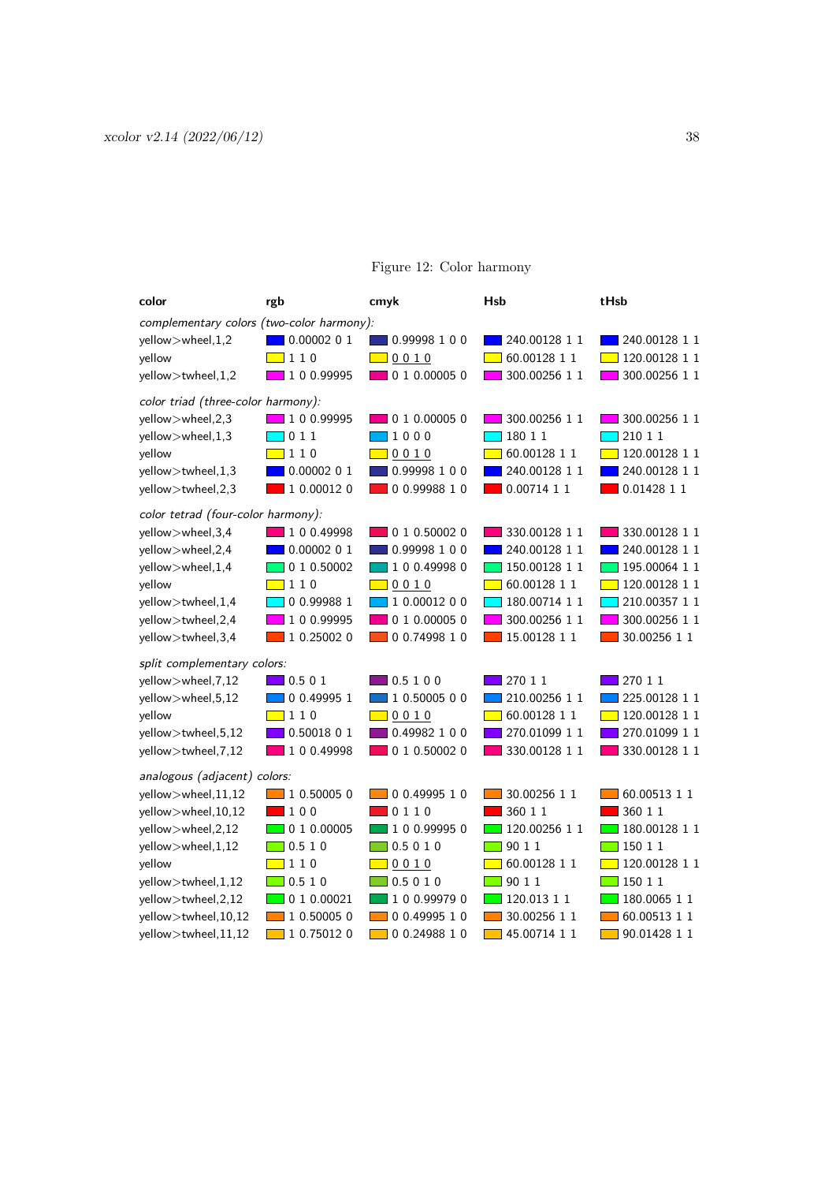Figure 12: Color harmony

| color | rgb | cmyk | Hsb | tHsb |
|---|---|---|---|---|
| *complementary colors (two-color harmony):* | | | | |
| yellow>wheel,1,2 | 0.00002 0 1 | 0.99998 1 0 0 | 240.00128 1 1 | 240.00128 1 1 |
| yellow | 1 1 0 | 0 0 1 0 | 60.00128 1 1 | 120.00128 1 1 |
| yellow>twheel,1,2 | 1 0 0.99995 | 0 1 0.00005 0 | 300.00256 1 1 | 300.00256 1 1 |
| *color triad (three-color harmony):* | | | | |
| yellow>wheel,2,3 | 1 0 0.99995 | 0 1 0.00005 0 | 300.00256 1 1 | 300.00256 1 1 |
| yellow>wheel,1,3 | 0 1 1 | 1 0 0 0 | 180 1 1 | 210 1 1 |
| yellow | 1 1 0 | 0 0 1 0 | 60.00128 1 1 | 120.00128 1 1 |
| yellow>twheel,1,3 | 0.00002 0 1 | 0.99998 1 0 0 | 240.00128 1 1 | 240.00128 1 1 |
| yellow>twheel,2,3 | 1 0.00012 0 | 0 0.99988 1 0 | 0.00714 1 1 | 0.01428 1 1 |
| *color tetrad (four-color harmony):* | | | | |
| yellow>wheel,3,4 | 1 0 0.49998 | 0 1 0.50002 0 | 330.00128 1 1 | 330.00128 1 1 |
| yellow>wheel,2,4 | 0.00002 0 1 | 0.99998 1 0 0 | 240.00128 1 1 | 240.00128 1 1 |
| yellow>wheel,1,4 | 0 1 0.50002 | 1 0 0.49998 0 | 150.00128 1 1 | 195.00064 1 1 |
| yellow | 1 1 0 | 0 0 1 0 | 60.00128 1 1 | 120.00128 1 1 |
| yellow>twheel,1,4 | 0 0.99988 1 | 1 0.00012 0 0 | 180.00714 1 1 | 210.00357 1 1 |
| yellow>twheel,2,4 | 1 0 0.99995 | 0 1 0.00005 0 | 300.00256 1 1 | 300.00256 1 1 |
| yellow>twheel,3,4 | 1 0.25002 0 | 0 0.74998 1 0 | 15.00128 1 1 | 30.00256 1 1 |
| *split complementary colors:* | | | | |
| yellow>wheel,7,12 | 0.5 0 1 | 0.5 1 0 0 | 270 1 1 | 270 1 1 |
| yellow>wheel,5,12 | 0 0.49995 1 | 1 0.50005 0 0 | 210.00256 1 1 | 225.00128 1 1 |
| yellow | 1 1 0 | 0 0 1 0 | 60.00128 1 1 | 120.00128 1 1 |
| yellow>twheel,5,12 | 0.50018 0 1 | 0.49982 1 0 0 | 270.01099 1 1 | 270.01099 1 1 |
| yellow>twheel,7,12 | 1 0 0.49998 | 0 1 0.50002 0 | 330.00128 1 1 | 330.00128 1 1 |
| *analogous (adjacent) colors:* | | | | |
| yellow>wheel,11,12 | 1 0.50005 0 | 0 0.49995 1 0 | 30.00256 1 1 | 60.00513 1 1 |
| yellow>wheel,10,12 | 1 0 0 | 0 1 1 0 | 360 1 1 | 360 1 1 |
| yellow>wheel,2,12 | 0 1 0.00005 | 1 0 0.99995 0 | 120.00256 1 1 | 180.00128 1 1 |
| yellow>wheel,1,12 | 0.5 1 0 | 0.5 0 1 0 | 90 1 1 | 150 1 1 |
| yellow | 1 1 0 | 0 0 1 0 | 60.00128 1 1 | 120.00128 1 1 |
| yellow>twheel,1,12 | 0.5 1 0 | 0.5 0 1 0 | 90 1 1 | 150 1 1 |
| yellow>twheel,2,12 | 0 1 0.00021 | 1 0 0.99979 0 | 120.013 1 1 | 180.0065 1 1 |
| yellow>twheel,10,12 | 1 0.50005 0 | 0 0.49995 1 0 | 30.00256 1 1 | 60.00513 1 1 |
| yellow>twheel,11,12 | 1 0.75012 0 | 0 0.24988 1 0 | 45.00714 1 1 | 90.01428 1 1 |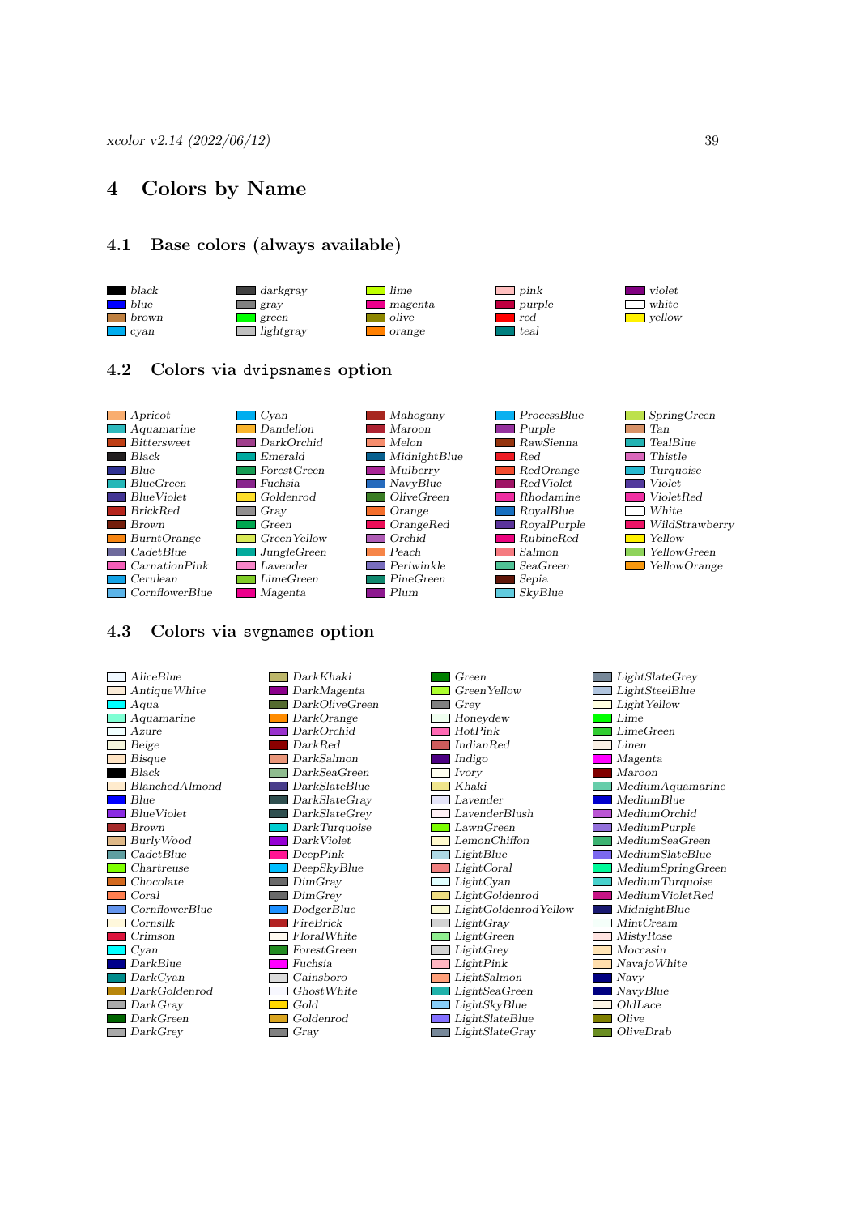# 4 Colors by Name

## 4.1 Base colors (always available)

| | | | | |
|---|---|---|---|---|
| *black* | *darkgray* | *lime* | *pink* | *violet* |
| *blue* | *gray* | *magenta* | *purple* | *white* |
| *brown* | *green* | *olive* | *red* | *yellow* |
| *cyan* | *lightgray* | *orange* | *teal* | |

## 4.2 Colors via dvipsnames option

| | | | | |
|---|---|---|---|---|
| *Apricot* | *Cyan* | *Mahogany* | *ProcessBlue* | *SpringGreen* |
| *Aquamarine* | *Dandelion* | *Maroon* | *Purple* | *Tan* |
| *Bittersweet* | *DarkOrchid* | *Melon* | *RawSienna* | *TealBlue* |
| *Black* | *Emerald* | *MidnightBlue* | *Red* | *Thistle* |
| *Blue* | *ForestGreen* | *Mulberry* | *RedOrange* | *Turquoise* |
| *BlueGreen* | *Fuchsia* | *NavyBlue* | *RedViolet* | *Violet* |
| *BlueViolet* | *Goldenrod* | *OliveGreen* | *Rhodamine* | *VioletRed* |
| *BrickRed* | *Gray* | *Orange* | *RoyalBlue* | *White* |
| *Brown* | *Green* | *OrangeRed* | *RoyalPurple* | *WildStrawberry* |
| *BurntOrange* | *GreenYellow* | *Orchid* | *RubineRed* | *Yellow* |
| *CadetBlue* | *JungleGreen* | *Peach* | *Salmon* | *YellowGreen* |
| *CarnationPink* | *Lavender* | *Periwinkle* | *SeaGreen* | *YellowOrange* |
| *Cerulean* | *LimeGreen* | *PineGreen* | *Sepia* | |
| *CornflowerBlue* | *Magenta* | *Plum* | *SkyBlue* | |

## 4.3 Colors via svgnames option

| | | | |
|---|---|---|---|
| *AliceBlue* | *DarkKhaki* | *Green* | *LightSlateGrey* |
| *AntiqueWhite* | *DarkMagenta* | *GreenYellow* | *LightSteelBlue* |
| *Aqua* | *DarkOliveGreen* | *Grey* | *LightYellow* |
| *Aquamarine* | *DarkOrange* | *Honeydew* | *Lime* |
| *Azure* | *DarkOrchid* | *HotPink* | *LimeGreen* |
| *Beige* | *DarkRed* | *IndianRed* | *Linen* |
| *Bisque* | *DarkSalmon* | *Indigo* | *Magenta* |
| *Black* | *DarkSeaGreen* | *Ivory* | *Maroon* |
| *BlanchedAlmond* | *DarkSlateBlue* | *Khaki* | *MediumAquamarine* |
| *Blue* | *DarkSlateGray* | *Lavender* | *MediumBlue* |
| *BlueViolet* | *DarkSlateGrey* | *LavenderBlush* | *MediumOrchid* |
| *Brown* | *DarkTurquoise* | *LawnGreen* | *MediumPurple* |
| *BurlyWood* | *DarkViolet* | *LemonChiffon* | *MediumSeaGreen* |
| *CadetBlue* | *DeepPink* | *LightBlue* | *MediumSlateBlue* |
| *Chartreuse* | *DeepSkyBlue* | *LightCoral* | *MediumSpringGreen* |
| *Chocolate* | *DimGray* | *LightCyan* | *MediumTurquoise* |
| *Coral* | *DimGrey* | *LightGoldenrod* | *MediumVioletRed* |
| *CornflowerBlue* | *DodgerBlue* | *LightGoldenrodYellow* | *MidnightBlue* |
| *Cornsilk* | *FireBrick* | *LightGray* | *MintCream* |
| *Crimson* | *FloralWhite* | *LightGreen* | *MistyRose* |
| *Cyan* | *ForestGreen* | *LightGrey* | *Moccasin* |
| *DarkBlue* | *Fuchsia* | *LightPink* | *NavajoWhite* |
| *DarkCyan* | *Gainsboro* | *LightSalmon* | *Navy* |
| *DarkGoldenrod* | *GhostWhite* | *LightSeaGreen* | *NavyBlue* |
| *DarkGray* | *Gold* | *LightSkyBlue* | *OldLace* |
| *DarkGreen* | *Goldenrod* | *LightSlateBlue* | *Olive* |
| *DarkGrey* | *Gray* | *LightSlateGray* | *OliveDrab* |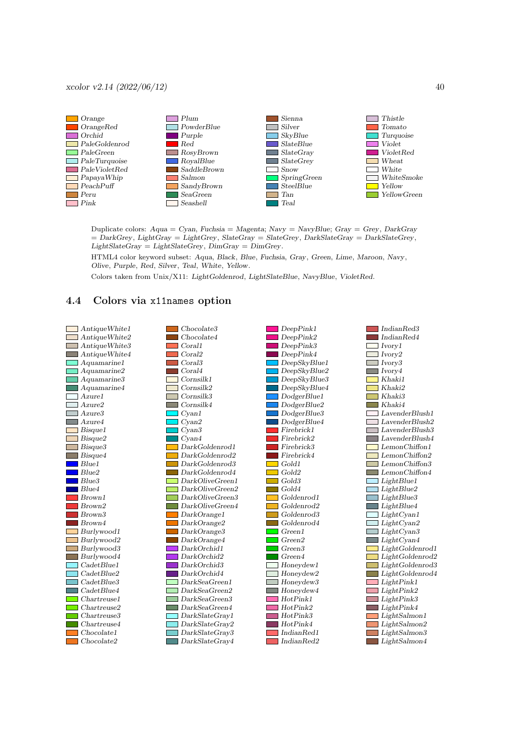*Orange*
*OrangeRed*
*Orchid*
*PaleGoldenrod*
*PaleGreen*
*PaleTurquoise*
*PaleVioletRed*
*PapayaWhip*
*PeachPuff*
*Peru*
*Pink*
*Plum*
*PowderBlue*
*Purple*
*Red*
*RosyBrown*
*RoyalBlue*
*SaddleBrown*
*Salmon*
*SandyBrown*
*SeaGreen*
*Seashell*
*Sienna*
*Silver*
*SkyBlue*
*SlateBlue*
*SlateGray*
*SlateGrey*
*Snow*
*SpringGreen*
*SteelBlue*
*Tan*
*Teal*
*Thistle*
*Tomato*
*Turquoise*
*Violet*
*VioletRed*
*Wheat*
*White*
*WhiteSmoke*
*Yellow*
*YellowGreen*

Duplicate colors: *Aqua* = *Cyan*, *Fuchsia* = *Magenta*; *Navy* = *NavyBlue*; *Gray* = *Grey*, *DarkGray* = *DarkGrey*, *LightGray* = *LightGrey*, *SlateGray* = *SlateGrey*, *DarkSlateGray* = *DarkSlateGrey*, *LightSlateGray* = *LightSlateGrey*, *DimGray* = *DimGrey*.

HTML4 color keyword subset: *Aqua*, *Black*, *Blue*, *Fuchsia*, *Gray*, *Green*, *Lime*, *Maroon*, *Navy*, *Olive*, *Purple*, *Red*, *Silver*, *Teal*, *White*, *Yellow*.

Colors taken from Unix/X11: *LightGoldenrod*, *LightSlateBlue*, *NavyBlue*, *VioletRed*.

## 4.4 Colors via `x11names` option

*AntiqueWhite1*
*AntiqueWhite2*
*AntiqueWhite3*
*AntiqueWhite4*
*Aquamarine1*
*Aquamarine2*
*Aquamarine3*
*Aquamarine4*
*Azure1*
*Azure2*
*Azure3*
*Azure4*
*Bisque1*
*Bisque2*
*Bisque3*
*Bisque4*
*Blue1*
*Blue2*
*Blue3*
*Blue4*
*Brown1*
*Brown2*
*Brown3*
*Brown4*
*Burlywood1*
*Burlywood2*
*Burlywood3*
*Burlywood4*
*CadetBlue1*
*CadetBlue2*
*CadetBlue3*
*CadetBlue4*
*Chartreuse1*
*Chartreuse2*
*Chartreuse3*
*Chartreuse4*
*Chocolate1*
*Chocolate2*
*Chocolate3*
*Chocolate4*
*Coral1*
*Coral2*
*Coral3*
*Coral4*
*Cornsilk1*
*Cornsilk2*
*Cornsilk3*
*Cornsilk4*
*Cyan1*
*Cyan2*
*Cyan3*
*Cyan4*
*DarkGoldenrod1*
*DarkGoldenrod2*
*DarkGoldenrod3*
*DarkGoldenrod4*
*DarkOliveGreen1*
*DarkOliveGreen2*
*DarkOliveGreen3*
*DarkOliveGreen4*
*DarkOrange1*
*DarkOrange2*
*DarkOrange3*
*DarkOrange4*
*DarkOrchid1*
*DarkOrchid2*
*DarkOrchid3*
*DarkOrchid4*
*DarkSeaGreen1*
*DarkSeaGreen2*
*DarkSeaGreen3*
*DarkSeaGreen4*
*DarkSlateGray1*
*DarkSlateGray2*
*DarkSlateGray3*
*DarkSlateGray4*
*DeepPink1*
*DeepPink2*
*DeepPink3*
*DeepPink4*
*DeepSkyBlue1*
*DeepSkyBlue2*
*DeepSkyBlue3*
*DeepSkyBlue4*
*DodgerBlue1*
*DodgerBlue2*
*DodgerBlue3*
*DodgerBlue4*
*Firebrick1*
*Firebrick2*
*Firebrick3*
*Firebrick4*
*Gold1*
*Gold2*
*Gold3*
*Gold4*
*Goldenrod1*
*Goldenrod2*
*Goldenrod3*
*Goldenrod4*
*Green1*
*Green2*
*Green3*
*Green4*
*Honeydew1*
*Honeydew2*
*Honeydew3*
*Honeydew4*
*HotPink1*
*HotPink2*
*HotPink3*
*HotPink4*
*IndianRed1*
*IndianRed2*
*IndianRed3*
*IndianRed4*
*Ivory1*
*Ivory2*
*Ivory3*
*Ivory4*
*Khaki1*
*Khaki2*
*Khaki3*
*Khaki4*
*LavenderBlush1*
*LavenderBlush2*
*LavenderBlush3*
*LavenderBlush4*
*LemonChiffon1*
*LemonChiffon2*
*LemonChiffon3*
*LemonChiffon4*
*LightBlue1*
*LightBlue2*
*LightBlue3*
*LightBlue4*
*LightCyan1*
*LightCyan2*
*LightCyan3*
*LightCyan4*
*LightGoldenrod1*
*LightGoldenrod2*
*LightGoldenrod3*
*LightGoldenrod4*
*LightPink1*
*LightPink2*
*LightPink3*
*LightPink4*
*LightSalmon1*
*LightSalmon2*
*LightSalmon3*
*LightSalmon4*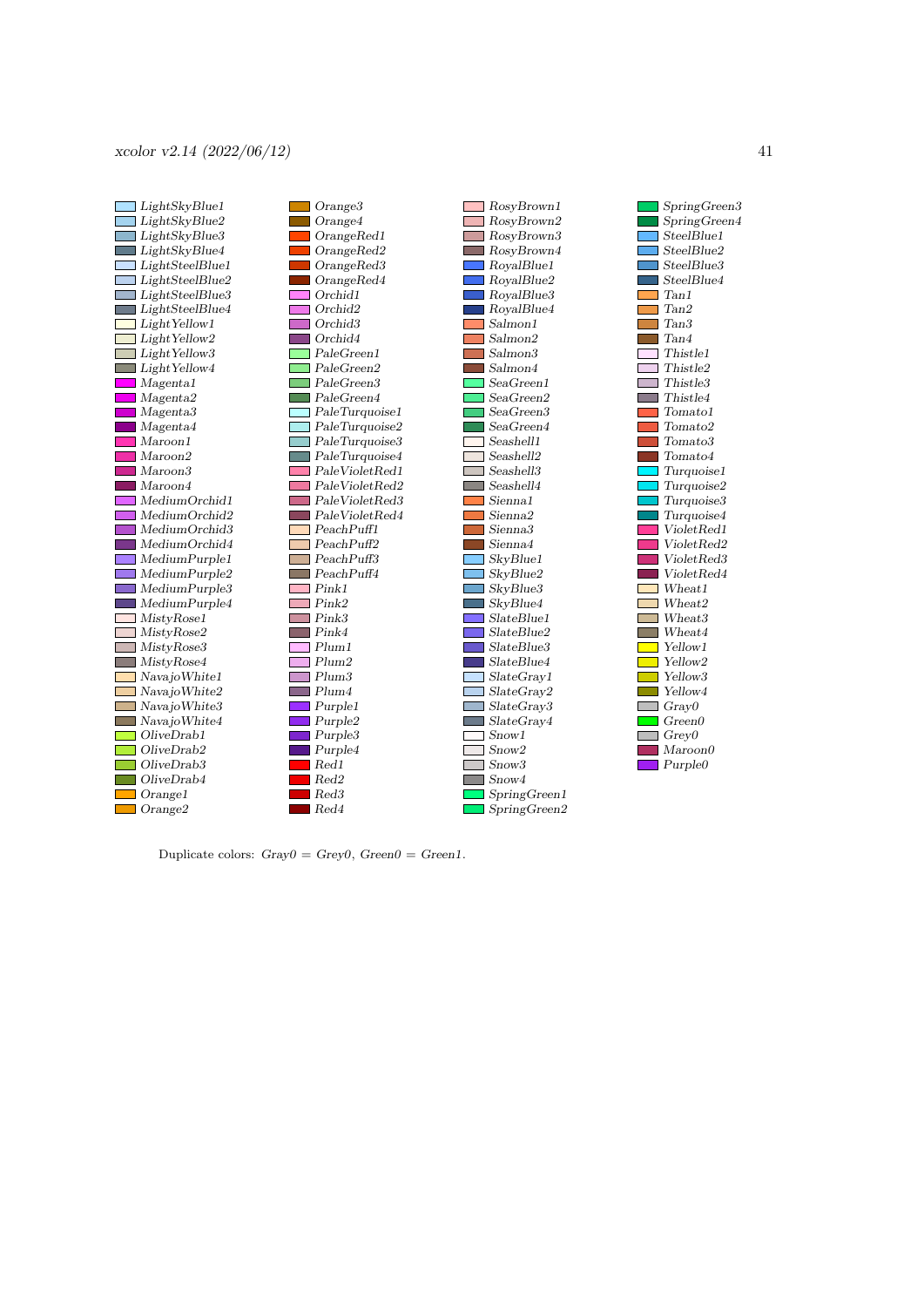| | | | |
|---|---|---|---|
| *LightSkyBlue1* | *Orange3* | *RosyBrown1* | *SpringGreen3* |
| *LightSkyBlue2* | *Orange4* | *RosyBrown2* | *SpringGreen4* |
| *LightSkyBlue3* | *OrangeRed1* | *RosyBrown3* | *SteelBlue1* |
| *LightSkyBlue4* | *OrangeRed2* | *RosyBrown4* | *SteelBlue2* |
| *LightSteelBlue1* | *OrangeRed3* | *RoyalBlue1* | *SteelBlue3* |
| *LightSteelBlue2* | *OrangeRed4* | *RoyalBlue2* | *SteelBlue4* |
| *LightSteelBlue3* | *Orchid1* | *RoyalBlue3* | *Tan1* |
| *LightSteelBlue4* | *Orchid2* | *RoyalBlue4* | *Tan2* |
| *LightYellow1* | *Orchid3* | *Salmon1* | *Tan3* |
| *LightYellow2* | *Orchid4* | *Salmon2* | *Tan4* |
| *LightYellow3* | *PaleGreen1* | *Salmon3* | *Thistle1* |
| *LightYellow4* | *PaleGreen2* | *Salmon4* | *Thistle2* |
| *Magenta1* | *PaleGreen3* | *SeaGreen1* | *Thistle3* |
| *Magenta2* | *PaleGreen4* | *SeaGreen2* | *Thistle4* |
| *Magenta3* | *PaleTurquoise1* | *SeaGreen3* | *Tomato1* |
| *Magenta4* | *PaleTurquoise2* | *SeaGreen4* | *Tomato2* |
| *Maroon1* | *PaleTurquoise3* | *Seashell1* | *Tomato3* |
| *Maroon2* | *PaleTurquoise4* | *Seashell2* | *Tomato4* |
| *Maroon3* | *PaleVioletRed1* | *Seashell3* | *Turquoise1* |
| *Maroon4* | *PaleVioletRed2* | *Seashell4* | *Turquoise2* |
| *MediumOrchid1* | *PaleVioletRed3* | *Sienna1* | *Turquoise3* |
| *MediumOrchid2* | *PaleVioletRed4* | *Sienna2* | *Turquoise4* |
| *MediumOrchid3* | *PeachPuff1* | *Sienna3* | *VioletRed1* |
| *MediumOrchid4* | *PeachPuff2* | *Sienna4* | *VioletRed2* |
| *MediumPurple1* | *PeachPuff3* | *SkyBlue1* | *VioletRed3* |
| *MediumPurple2* | *PeachPuff4* | *SkyBlue2* | *VioletRed4* |
| *MediumPurple3* | *Pink1* | *SkyBlue3* | *Wheat1* |
| *MediumPurple4* | *Pink2* | *SkyBlue4* | *Wheat2* |
| *MistyRose1* | *Pink3* | *SlateBlue1* | *Wheat3* |
| *MistyRose2* | *Pink4* | *SlateBlue2* | *Wheat4* |
| *MistyRose3* | *Plum1* | *SlateBlue3* | *Yellow1* |
| *MistyRose4* | *Plum2* | *SlateBlue4* | *Yellow2* |
| *NavajoWhite1* | *Plum3* | *SlateGray1* | *Yellow3* |
| *NavajoWhite2* | *Plum4* | *SlateGray2* | *Yellow4* |
| *NavajoWhite3* | *Purple1* | *SlateGray3* | *Gray0* |
| *NavajoWhite4* | *Purple2* | *SlateGray4* | *Green0* |
| *OliveDrab1* | *Purple3* | *Snow1* | *Grey0* |
| *OliveDrab2* | *Purple4* | *Snow2* | *Maroon0* |
| *OliveDrab3* | *Red1* | *Snow3* | *Purple0* |
| *OliveDrab4* | *Red2* | *Snow4* | |
| *Orange1* | *Red3* | *SpringGreen1* | |
| *Orange2* | *Red4* | *SpringGreen2* | |

Duplicate colors: *Gray0* = *Grey0*, *Green0* = *Green1*.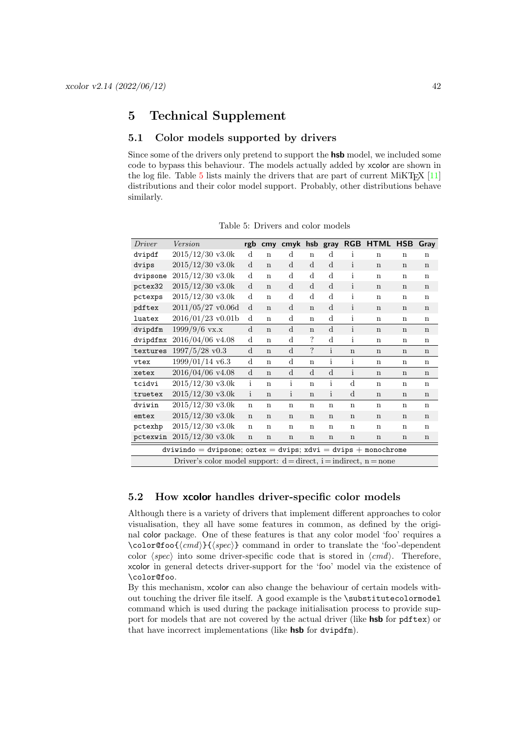# 5 Technical Supplement

## 5.1 Color models supported by drivers

Since some of the drivers only pretend to support the **hsb** model, we included some code to bypass this behaviour. The models actually added by xcolor are shown in the log file. Table 5 lists mainly the drivers that are part of current MiKTEX [11] distributions and their color model support. Probably, other distributions behave similarly.

Table 5: Drivers and color models

| *Driver* | *Version* | rgb | cmy | cmyk | hsb | gray | RGB | HTML | HSB | Gray |
|---|---|---|---|---|---|---|---|---|---|---|
| dvipdf | 2015/12/30 v3.0k | d | n | d | n | d | i | n | n | n |
| dvips | 2015/12/30 v3.0k | d | n | d | d | d | i | n | n | n |
| dvipsone | 2015/12/30 v3.0k | d | n | d | d | d | i | n | n | n |
| pctex32 | 2015/12/30 v3.0k | d | n | d | d | d | i | n | n | n |
| pctexps | 2015/12/30 v3.0k | d | n | d | d | d | i | n | n | n |
| pdftex | 2011/05/27 v0.06d | d | n | d | n | d | i | n | n | n |
| luatex | 2016/01/23 v0.01b | d | n | d | n | d | i | n | n | n |
| dvipdfm | 1999/9/6 vx.x | d | n | d | n | d | i | n | n | n |
| dvipdfmx | 2016/04/06 v4.08 | d | n | d | ? | d | i | n | n | n |
| textures | 1997/5/28 v0.3 | d | n | d | ? | i | n | n | n | n |
| vtex | 1999/01/14 v6.3 | d | n | d | n | i | i | n | n | n |
| xetex | 2016/04/06 v4.08 | d | n | d | d | d | i | n | n | n |
| tcidvi | 2015/12/30 v3.0k | i | n | i | n | i | d | n | n | n |
| truetex | 2015/12/30 v3.0k | i | n | i | n | i | d | n | n | n |
| dviwin | 2015/12/30 v3.0k | n | n | n | n | n | n | n | n | n |
| emtex | 2015/12/30 v3.0k | n | n | n | n | n | n | n | n | n |
| pctexhp | 2015/12/30 v3.0k | n | n | n | n | n | n | n | n | n |
| pctexwin | 2015/12/30 v3.0k | n | n | n | n | n | n | n | n | n |

dviwindo = dvipsone; oztex = dvips; xdvi = dvips + monochrome

Driver's color model support: d = direct, i = indirect, n = none

## 5.2 How xcolor handles driver-specific color models

Although there is a variety of drivers that implement different approaches to color visualisation, they all have some features in common, as defined by the original color package. One of these features is that any color model 'foo' requires a \color@foo{⟨cmd⟩}{⟨spec⟩} command in order to translate the 'foo'-dependent color ⟨spec⟩ into some driver-specific code that is stored in ⟨cmd⟩. Therefore, xcolor in general detects driver-support for the 'foo' model via the existence of \color@foo.

By this mechanism, xcolor can also change the behaviour of certain models without touching the driver file itself. A good example is the \substitutecolormodel command which is used during the package initialisation process to provide support for models that are not covered by the actual driver (like **hsb** for pdftex) or that have incorrect implementations (like **hsb** for dvipdfm).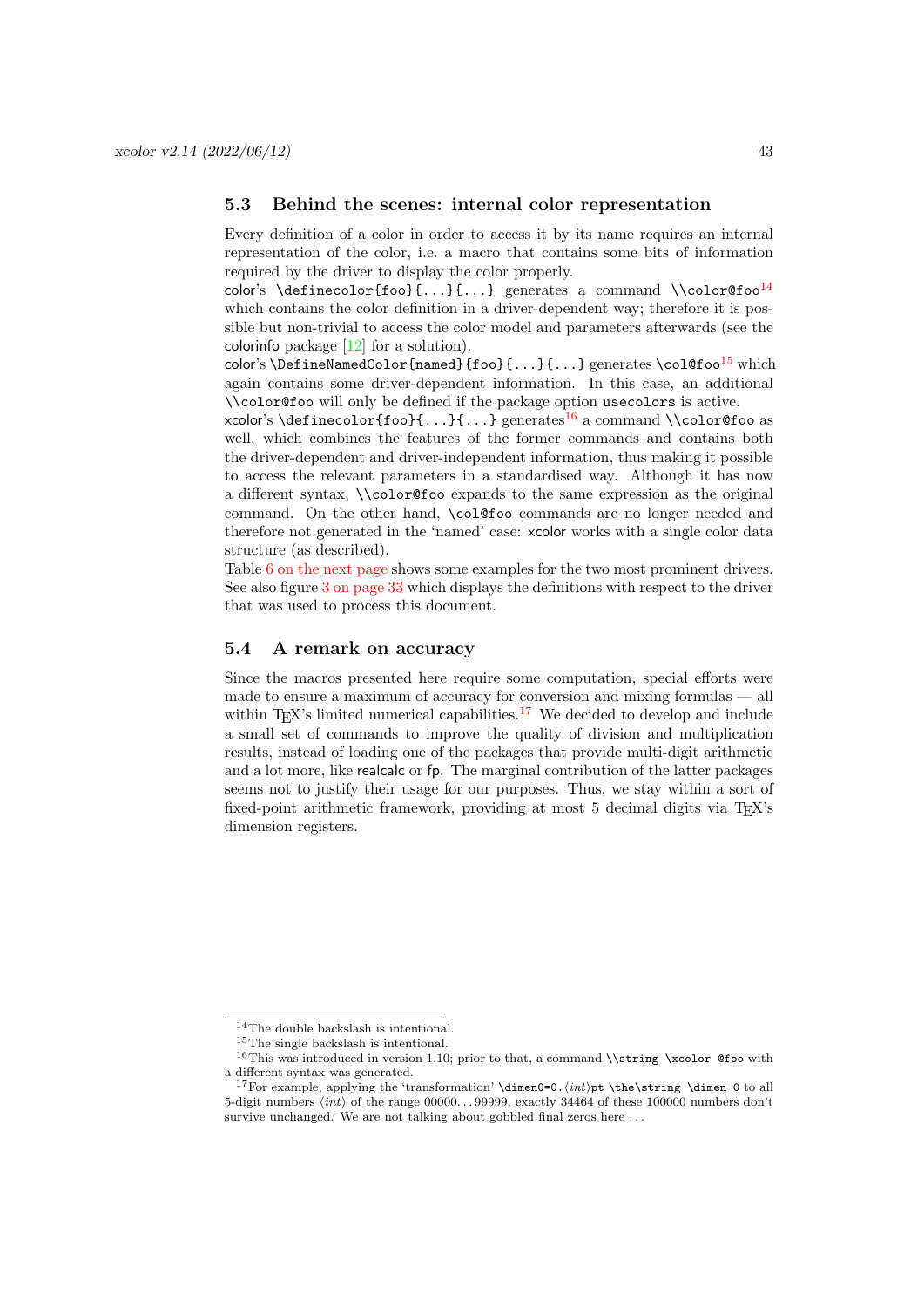### 5.3 Behind the scenes: internal color representation

Every definition of a color in order to access it by its name requires an internal representation of the color, i.e. a macro that contains some bits of information required by the driver to display the color properly.

color's `\definecolor{foo}{...}{...}` generates a command `\\color@foo`[14] which contains the color definition in a driver-dependent way; therefore it is possible but non-trivial to access the color model and parameters afterwards (see the colorinfo package [12] for a solution).

color's `\DefineNamedColor{named}{foo}{...}{...}` generates `\col@foo`[15] which again contains some driver-dependent information. In this case, an additional `\\color@foo` will only be defined if the package option `usecolors` is active.

xcolor's `\definecolor{foo}{...}{...}` generates[16] a command `\\color@foo` as well, which combines the features of the former commands and contains both the driver-dependent and driver-independent information, thus making it possible to access the relevant parameters in a standardised way. Although it has now a different syntax, `\\color@foo` expands to the same expression as the original command. On the other hand, `\col@foo` commands are no longer needed and therefore not generated in the 'named' case: xcolor works with a single color data structure (as described).

Table 6 on the next page shows some examples for the two most prominent drivers. See also figure 3 on page 33 which displays the definitions with respect to the driver that was used to process this document.

### 5.4 A remark on accuracy

Since the macros presented here require some computation, special efforts were made to ensure a maximum of accuracy for conversion and mixing formulas — all within TEX's limited numerical capabilities.[17] We decided to develop and include a small set of commands to improve the quality of division and multiplication results, instead of loading one of the packages that provide multi-digit arithmetic and a lot more, like realcalc or fp. The marginal contribution of the latter packages seems not to justify their usage for our purposes. Thus, we stay within a sort of fixed-point arithmetic framework, providing at most 5 decimal digits via TEX's dimension registers.

---

[14] The double backslash is intentional.

[15] The single backslash is intentional.

[16] This was introduced in version 1.10; prior to that, a command `\\string \xcolor @foo` with a different syntax was generated.

[17] For example, applying the 'transformation' `\dimen0=0.`⟨*int*⟩`pt \the\string \dimen 0` to all 5-digit numbers ⟨*int*⟩ of the range 00000...99999, exactly 34464 of these 100000 numbers don't survive unchanged. We are not talking about gobbled final zeros here ...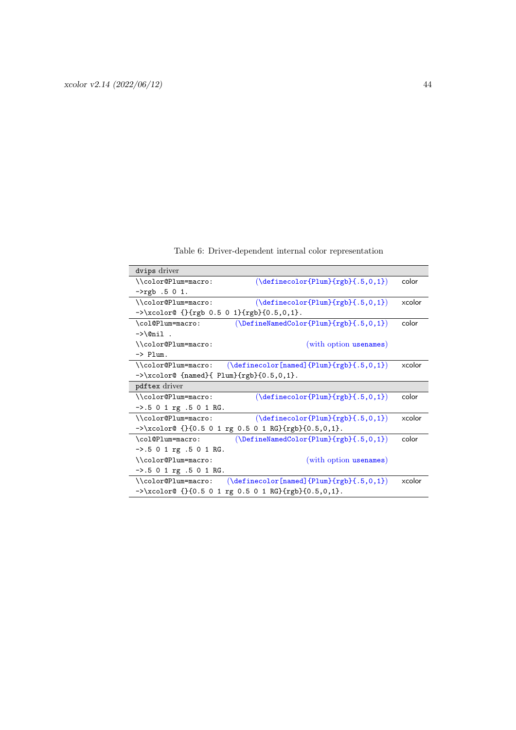Table 6: Driver-dependent internal color representation

| | | |
|---|---|---|
| `dvips` driver | | |
| `\\color@Plum=macro:` `->rgb .5 0 1.` | (`\definecolor{Plum}{rgb}{.5,0,1}`) | color |
| `\\color@Plum=macro:` `->\xcolor@ {}{rgb 0.5 0 1}{rgb}{0.5,0,1}.` | (`\definecolor{Plum}{rgb}{.5,0,1}`) | xcolor |
| `\col@Plum=macro:` `->\@nil .` `\\color@Plum=macro:` `-> Plum.` | (`\DefineNamedColor{Plum}{rgb}{.5,0,1}`) (with option `usenames`) | color |
| `\\color@Plum=macro:` `->\xcolor@ {named}{ Plum}{rgb}{0.5,0,1}.` | (`\definecolor[named]{Plum}{rgb}{.5,0,1}`) | xcolor |
| `pdftex` driver | | |
| `\\color@Plum=macro:` `->.5 0 1 rg .5 0 1 RG.` | (`\definecolor{Plum}{rgb}{.5,0,1}`) | color |
| `\\color@Plum=macro:` `->\xcolor@ {}{0.5 0 1 rg 0.5 0 1 RG}{rgb}{0.5,0,1}.` | (`\definecolor{Plum}{rgb}{.5,0,1}`) | xcolor |
| `\col@Plum=macro:` `->.5 0 1 rg .5 0 1 RG.` `\\color@Plum=macro:` `->.5 0 1 rg .5 0 1 RG.` | (`\DefineNamedColor{Plum}{rgb}{.5,0,1}`) (with option `usenames`) | color |
| `\\color@Plum=macro:` `->\xcolor@ {}{0.5 0 1 rg 0.5 0 1 RG}{rgb}{0.5,0,1}.` | (`\definecolor[named]{Plum}{rgb}{.5,0,1}`) | xcolor |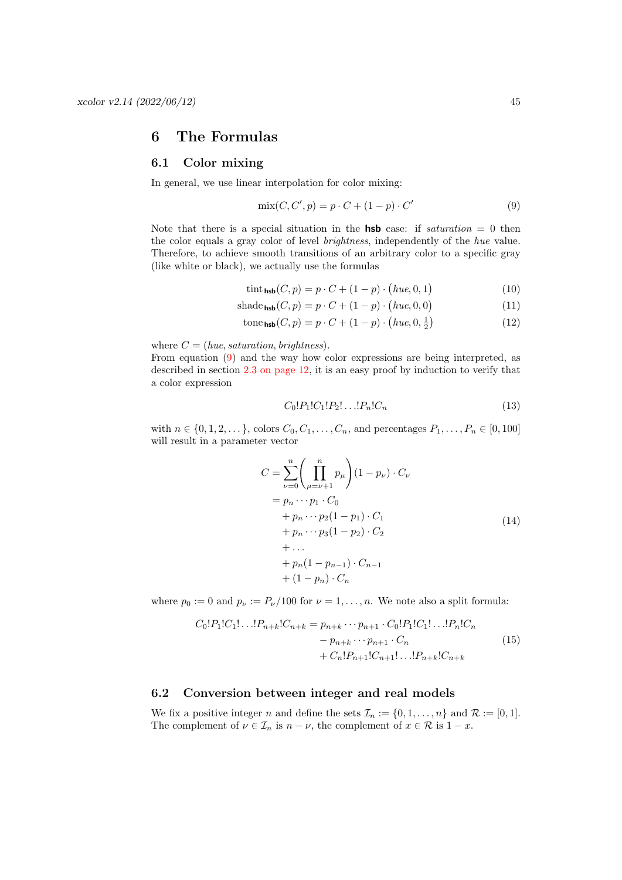## 6 The Formulas

### 6.1 Color mixing

In general, we use linear interpolation for color mixing:

$$\mathrm{mix}(C, C', p) = p \cdot C + (1-p) \cdot C' \tag{9}$$

Note that there is a special situation in the **hsb** case: if *saturation* = 0 then the color equals a gray color of level *brightness*, independently of the *hue* value. Therefore, to achieve smooth transitions of an arbitrary color to a specific gray (like white or black), we actually use the formulas

$$\mathrm{tint}_{\mathsf{hsb}}(C, p) = p \cdot C + (1-p) \cdot \big(hue, 0, 1\big) \tag{10}$$

$$\mathrm{shade}_{\mathsf{hsb}}(C, p) = p \cdot C + (1-p) \cdot \big(hue, 0, 0\big) \tag{11}$$

$$\mathrm{tone}_{\mathsf{hsb}}(C, p) = p \cdot C + (1-p) \cdot \big(hue, 0, \tfrac{1}{2}\big) \tag{12}$$

where $C = (hue, saturation, brightness)$.

From equation (9) and the way how color expressions are being interpreted, as described in section 2.3 on page 12, it is an easy proof by induction to verify that a color expression

$$C_0!P_1!C_1!P_2!\ldots!P_n!C_n \tag{13}$$

with $n \in \{0, 1, 2, \ldots\}$, colors $C_0, C_1, \ldots, C_n$, and percentages $P_1, \ldots, P_n \in [0, 100]$ will result in a parameter vector

$$\begin{aligned}
C &= \sum_{\nu=0}^{n} \left( \prod_{\mu=\nu+1}^{n} p_\mu \right) (1-p_\nu) \cdot C_\nu \\
&= p_n \cdots p_1 \cdot C_0 \\
&\quad + p_n \cdots p_2 (1-p_1) \cdot C_1 \\
&\quad + p_n \cdots p_3 (1-p_2) \cdot C_2 \\
&\quad + \ldots \\
&\quad + p_n (1-p_{n-1}) \cdot C_{n-1} \\
&\quad + (1-p_n) \cdot C_n
\end{aligned} \tag{14}$$

where $p_0 := 0$ and $p_\nu := P_\nu/100$ for $\nu = 1, \ldots, n$. We note also a split formula:

$$\begin{aligned}
C_0!P_1!C_1!\ldots!P_{n+k}!C_{n+k} &= p_{n+k} \cdots p_{n+1} \cdot C_0!P_1!C_1!\ldots!P_n!C_n \\
&\quad - p_{n+k} \cdots p_{n+1} \cdot C_n \\
&\quad + C_n!P_{n+1}!C_{n+1}!\ldots!P_{n+k}!C_{n+k}
\end{aligned} \tag{15}$$

### 6.2 Conversion between integer and real models

We fix a positive integer $n$ and define the sets $\mathcal{I}_n := \{0, 1, \ldots, n\}$ and $\mathcal{R} := [0, 1]$. The complement of $\nu \in \mathcal{I}_n$ is $n - \nu$, the complement of $x \in \mathcal{R}$ is $1 - x$.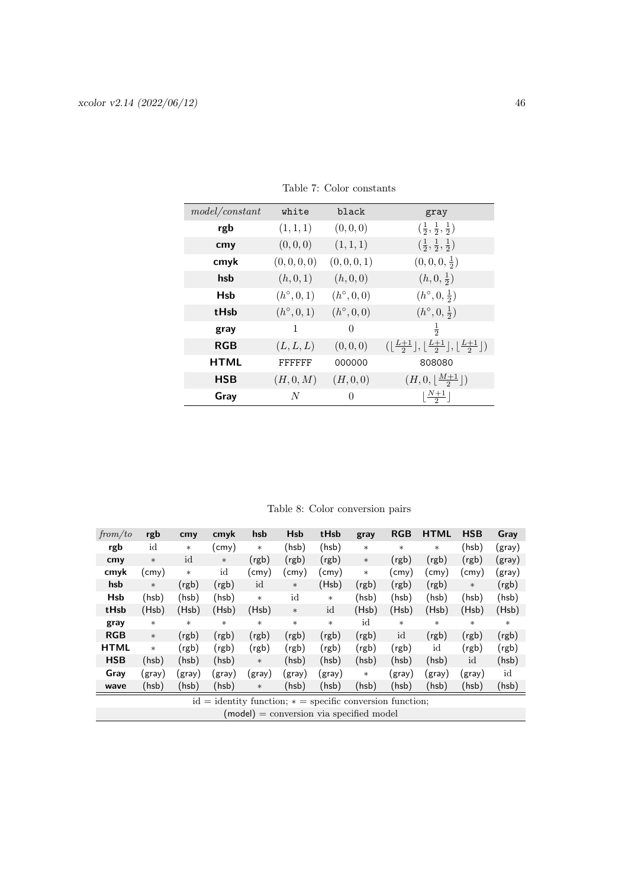Table 7: Color constants

| *model/constant* | `white` | `black` | `gray` |
|---|---|---|---|
| **rgb** | $(1,1,1)$ | $(0,0,0)$ | $(\frac{1}{2},\frac{1}{2},\frac{1}{2})$ |
| **cmy** | $(0,0,0)$ | $(1,1,1)$ | $(\frac{1}{2},\frac{1}{2},\frac{1}{2})$ |
| **cmyk** | $(0,0,0,0)$ | $(0,0,0,1)$ | $(0,0,0,\frac{1}{2})$ |
| **hsb** | $(h,0,1)$ | $(h,0,0)$ | $(h,0,\frac{1}{2})$ |
| **Hsb** | $(h^\circ,0,1)$ | $(h^\circ,0,0)$ | $(h^\circ,0,\frac{1}{2})$ |
| **tHsb** | $(h^\circ,0,1)$ | $(h^\circ,0,0)$ | $(h^\circ,0,\frac{1}{2})$ |
| **gray** | $1$ | $0$ | $\frac{1}{2}$ |
| **RGB** | $(L,L,L)$ | $(0,0,0)$ | $(\lfloor\frac{L+1}{2}\rfloor,\lfloor\frac{L+1}{2}\rfloor,\lfloor\frac{L+1}{2}\rfloor)$ |
| **HTML** | FFFFFF | 000000 | 808080 |
| **HSB** | $(H,0,M)$ | $(H,0,0)$ | $(H,0,\lfloor\frac{M+1}{2}\rfloor)$ |
| **Gray** | $N$ | $0$ | $\lfloor\frac{N+1}{2}\rfloor$ |

Table 8: Color conversion pairs

| *from/to* | **rgb** | **cmy** | **cmyk** | **hsb** | **Hsb** | **tHsb** | **gray** | **RGB** | **HTML** | **HSB** | **Gray** |
|---|---|---|---|---|---|---|---|---|---|---|---|
| **rgb** | id | * | (cmy) | * | (hsb) | (hsb) | * | * | * | (hsb) | (gray) |
| **cmy** | * | id | * | (rgb) | (rgb) | (rgb) | * | (rgb) | (rgb) | (rgb) | (gray) |
| **cmyk** | (cmy) | * | id | (cmy) | (cmy) | (cmy) | * | (cmy) | (cmy) | (cmy) | (gray) |
| **hsb** | * | (rgb) | (rgb) | id | * | (Hsb) | (rgb) | (rgb) | (rgb) | * | (rgb) |
| **Hsb** | (hsb) | (hsb) | (hsb) | * | id | * | (hsb) | (hsb) | (hsb) | (hsb) | (hsb) |
| **tHsb** | (Hsb) | (Hsb) | (Hsb) | (Hsb) | * | id | (Hsb) | (Hsb) | (Hsb) | (Hsb) | (Hsb) |
| **gray** | * | * | * | * | * | * | id | * | * | * | * |
| **RGB** | * | (rgb) | (rgb) | (rgb) | (rgb) | (rgb) | (rgb) | id | (rgb) | (rgb) | (rgb) |
| **HTML** | * | (rgb) | (rgb) | (rgb) | (rgb) | (rgb) | (rgb) | (rgb) | id | (rgb) | (rgb) |
| **HSB** | (hsb) | (hsb) | (hsb) | * | (hsb) | (hsb) | (hsb) | (hsb) | (hsb) | id | (hsb) |
| **Gray** | (gray) | (gray) | (gray) | (gray) | (gray) | (gray) | * | (gray) | (gray) | (gray) | id |
| **wave** | (hsb) | (hsb) | (hsb) | * | (hsb) | (hsb) | (hsb) | (hsb) | (hsb) | (hsb) | (hsb) |

id = identity function; * = specific conversion function;
(model) = conversion via specified model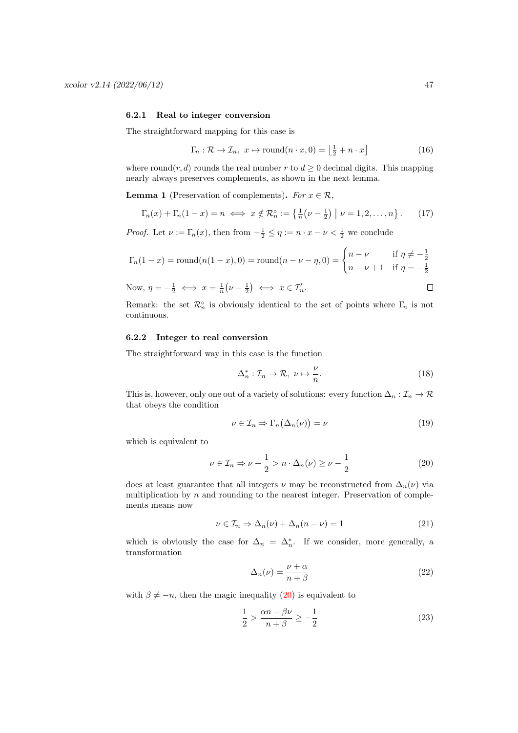#### 6.2.1 Real to integer conversion

The straightforward mapping for this case is

$$\Gamma_n : \mathcal{R} \to \mathcal{I}_n,\ x \mapsto \operatorname{round}(n \cdot x, 0) = \left\lfloor \tfrac{1}{2} + n \cdot x \right\rfloor \tag{16}$$

where $\operatorname{round}(r, d)$ rounds the real number $r$ to $d \geq 0$ decimal digits. This mapping nearly always preserves complements, as shown in the next lemma.

**Lemma 1** (Preservation of complements)**.** *For* $x \in \mathcal{R}$,

$$\Gamma_n(x) + \Gamma_n(1 - x) = n \iff x \notin \mathcal{R}_n^\circ := \left\{ \tfrac{1}{n}\left(\nu - \tfrac{1}{2}\right) \;\middle|\; \nu = 1, 2, \ldots, n \right\}. \tag{17}$$

*Proof.* Let $\nu := \Gamma_n(x)$, then from $-\frac{1}{2} \leq \eta := n \cdot x - \nu < \frac{1}{2}$ we conclude

$$\Gamma_n(1 - x) = \operatorname{round}(n(1 - x), 0) = \operatorname{round}(n - \nu - \eta, 0) = \begin{cases} n - \nu & \text{if } \eta \neq -\frac{1}{2} \\ n - \nu + 1 & \text{if } \eta = -\frac{1}{2} \end{cases}$$

Now, $\eta = -\frac{1}{2} \iff x = \frac{1}{n}\left(\nu - \frac{1}{2}\right) \iff x \in \mathcal{I}_n'$. ∎

Remark: the set $\mathcal{R}_n^\circ$ is obviously identical to the set of points where $\Gamma_n$ is not continuous.

#### 6.2.2 Integer to real conversion

The straightforward way in this case is the function

$$\Delta_n^* : \mathcal{I}_n \to \mathcal{R},\ \nu \mapsto \frac{\nu}{n}. \tag{18}$$

This is, however, only one out of a variety of solutions: every function $\Delta_n : \mathcal{I}_n \to \mathcal{R}$ that obeys the condition

$$\nu \in \mathcal{I}_n \Rightarrow \Gamma_n\big(\Delta_n(\nu)\big) = \nu \tag{19}$$

which is equivalent to

$$\nu \in \mathcal{I}_n \Rightarrow \nu + \frac{1}{2} > n \cdot \Delta_n(\nu) \geq \nu - \frac{1}{2} \tag{20}$$

does at least guarantee that all integers $\nu$ may be reconstructed from $\Delta_n(\nu)$ via multiplication by $n$ and rounding to the nearest integer. Preservation of complements means now

$$\nu \in \mathcal{I}_n \Rightarrow \Delta_n(\nu) + \Delta_n(n - \nu) = 1 \tag{21}$$

which is obviously the case for $\Delta_n = \Delta_n^*$. If we consider, more generally, a transformation

$$\Delta_n(\nu) = \frac{\nu + \alpha}{n + \beta} \tag{22}$$

with $\beta \neq -n$, then the magic inequality (20) is equivalent to

$$\frac{1}{2} > \frac{\alpha n - \beta \nu}{n + \beta} \geq -\frac{1}{2} \tag{23}$$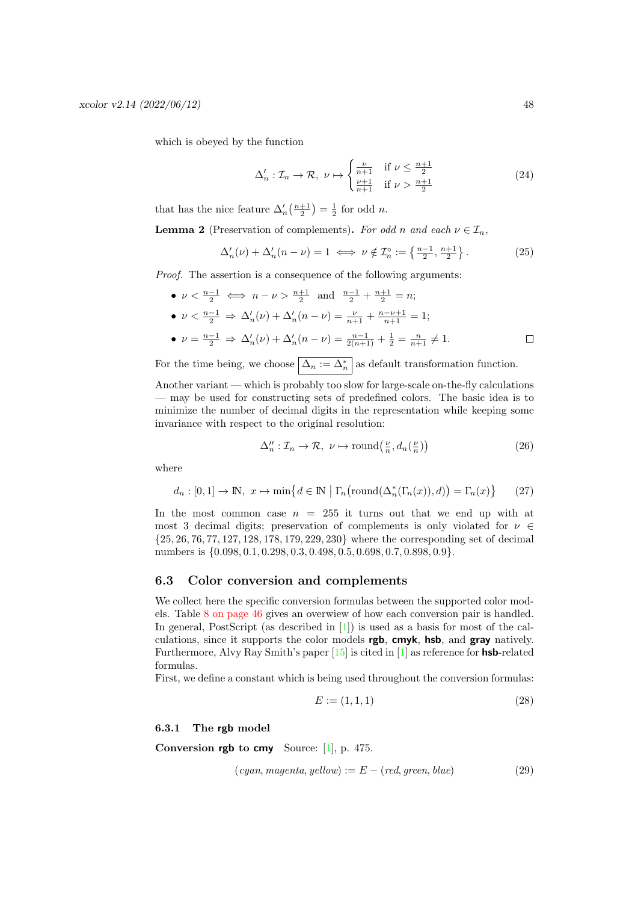which is obeyed by the function

$$\Delta'_n : \mathcal{I}_n \to \mathcal{R},\ \nu \mapsto \begin{cases} \frac{\nu}{n+1} & \text{if } \nu \le \frac{n+1}{2} \\ \frac{\nu+1}{n+1} & \text{if } \nu > \frac{n+1}{2} \end{cases} \tag{24}$$

that has the nice feature $\Delta'_n\big(\frac{n+1}{2}\big) = \frac{1}{2}$ for odd $n$.

**Lemma 2** (Preservation of complements)**.** *For odd $n$ and each $\nu \in \mathcal{I}_n$,*

$$\Delta'_n(\nu) + \Delta'_n(n-\nu) = 1 \iff \nu \notin \mathcal{I}_n^\circ := \left\{\tfrac{n-1}{2}, \tfrac{n+1}{2}\right\}. \tag{25}$$

*Proof.* The assertion is a consequence of the following arguments:

- $\nu < \frac{n-1}{2} \iff n - \nu > \frac{n+1}{2}$ and $\frac{n-1}{2} + \frac{n+1}{2} = n$;
- $\nu < \frac{n-1}{2} \Rightarrow \Delta'_n(\nu) + \Delta'_n(n-\nu) = \frac{\nu}{n+1} + \frac{n-\nu+1}{n+1} = 1$;
- $\nu = \frac{n-1}{2} \Rightarrow \Delta'_n(\nu) + \Delta'_n(n-\nu) = \frac{n-1}{2(n+1)} + \frac{1}{2} = \frac{n}{n+1} \neq 1$. □

For the time being, we choose $\boxed{\Delta_n := \Delta^*_n}$ as default transformation function.

Another variant — which is probably too slow for large-scale on-the-fly calculations — may be used for constructing sets of predefined colors. The basic idea is to minimize the number of decimal digits in the representation while keeping some invariance with respect to the original resolution:

$$\Delta''_n : \mathcal{I}_n \to \mathcal{R},\ \nu \mapsto \operatorname{round}\big(\tfrac{\nu}{n}, d_n(\tfrac{\nu}{n})\big) \tag{26}$$

where

$$d_n : [0,1] \to \mathbb{N},\ x \mapsto \min\big\{d \in \mathbb{N} \mid \Gamma_n\big(\operatorname{round}(\Delta^*_n(\Gamma_n(x)), d)\big) = \Gamma_n(x)\big\} \tag{27}$$

In the most common case $n = 255$ it turns out that we end up with at most 3 decimal digits; preservation of complements is only violated for $\nu \in \{25, 26, 76, 77, 127, 128, 178, 179, 229, 230\}$ where the corresponding set of decimal numbers is $\{0.098, 0.1, 0.298, 0.3, 0.498, 0.5, 0.698, 0.7, 0.898, 0.9\}$.

## 6.3 Color conversion and complements

We collect here the specific conversion formulas between the supported color models. Table 8 on page 46 gives an overwiew of how each conversion pair is handled. In general, PostScript (as described in [1]) is used as a basis for most of the calculations, since it supports the color models **rgb**, **cmyk**, **hsb**, and **gray** natively. Furthermore, Alvy Ray Smith's paper [15] is cited in [1] as reference for **hsb**-related formulas.

First, we define a constant which is being used throughout the conversion formulas:

$$E := (1, 1, 1) \tag{28}$$

### 6.3.1 The rgb model

**Conversion rgb to cmy** Source: [1], p. 475.

$$(\mathit{cyan}, \mathit{magenta}, \mathit{yellow}) := E - (\mathit{red}, \mathit{green}, \mathit{blue}) \tag{29}$$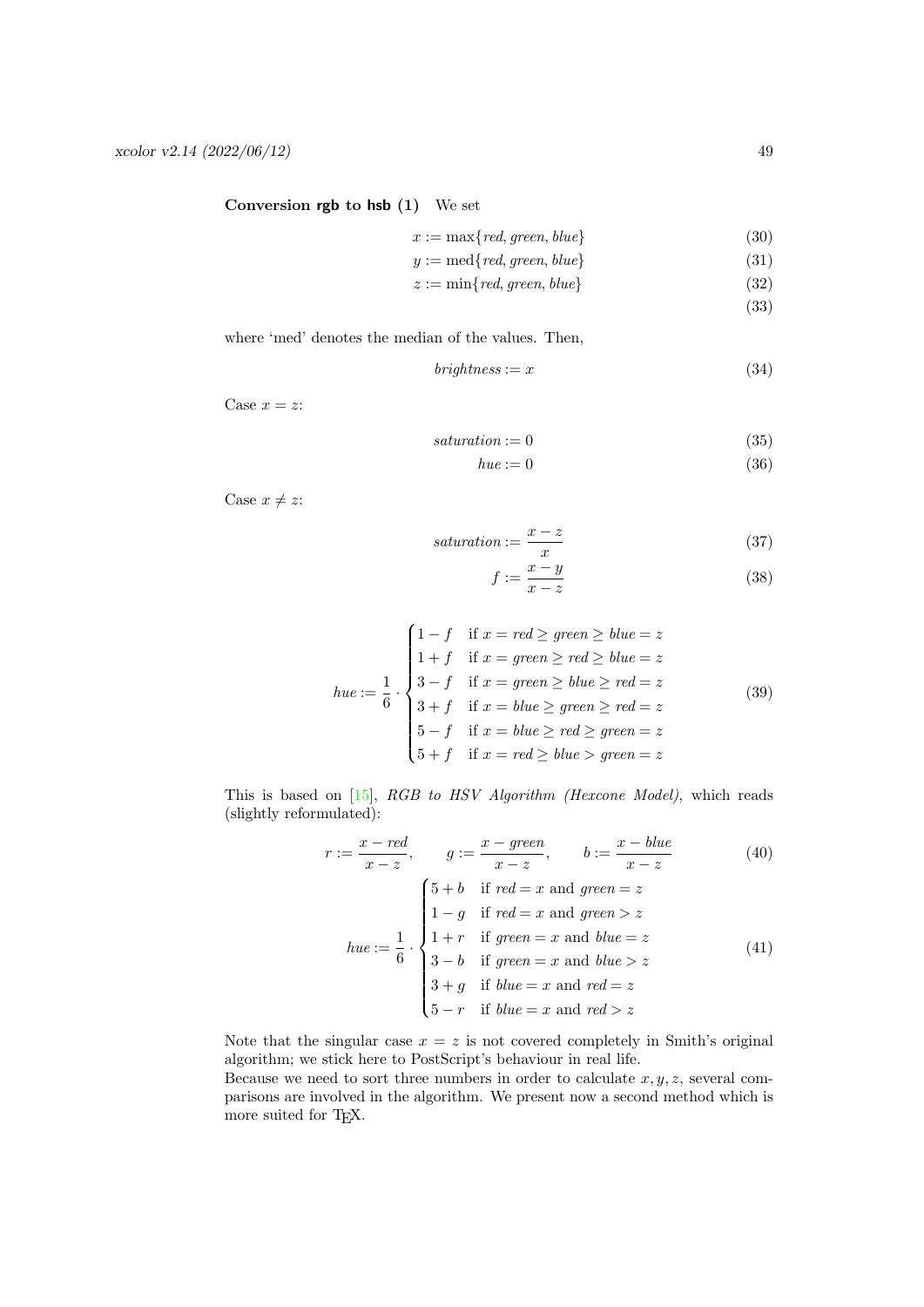**Conversion rgb to hsb (1)** We set

$$x := \max\{\mathit{red}, \mathit{green}, \mathit{blue}\} \tag{30}$$

$$y := \operatorname{med}\{\mathit{red}, \mathit{green}, \mathit{blue}\} \tag{31}$$

$$z := \min\{\mathit{red}, \mathit{green}, \mathit{blue}\} \tag{32}$$

$$\tag{33}$$

where 'med' denotes the median of the values. Then,

$$\mathit{brightness} := x \tag{34}$$

Case $x = z$:

$$\mathit{saturation} := 0 \tag{35}$$

$$\mathit{hue} := 0 \tag{36}$$

Case $x \neq z$:

$$\mathit{saturation} := \frac{x - z}{x} \tag{37}$$

$$f := \frac{x - y}{x - z} \tag{38}$$

$$\mathit{hue} := \frac{1}{6} \cdot \begin{cases} 1 - f & \text{if } x = \mathit{red} \geq \mathit{green} \geq \mathit{blue} = z \\ 1 + f & \text{if } x = \mathit{green} \geq \mathit{red} \geq \mathit{blue} = z \\ 3 - f & \text{if } x = \mathit{green} \geq \mathit{blue} \geq \mathit{red} = z \\ 3 + f & \text{if } x = \mathit{blue} \geq \mathit{green} \geq \mathit{red} = z \\ 5 - f & \text{if } x = \mathit{blue} \geq \mathit{red} \geq \mathit{green} = z \\ 5 + f & \text{if } x = \mathit{red} \geq \mathit{blue} > \mathit{green} = z \end{cases} \tag{39}$$

This is based on [15], *RGB to HSV Algorithm (Hexcone Model)*, which reads (slightly reformulated):

$$r := \frac{x - \mathit{red}}{x - z}, \qquad g := \frac{x - \mathit{green}}{x - z}, \qquad b := \frac{x - \mathit{blue}}{x - z} \tag{40}$$

$$\mathit{hue} := \frac{1}{6} \cdot \begin{cases} 5 + b & \text{if } \mathit{red} = x \text{ and } \mathit{green} = z \\ 1 - g & \text{if } \mathit{red} = x \text{ and } \mathit{green} > z \\ 1 + r & \text{if } \mathit{green} = x \text{ and } \mathit{blue} = z \\ 3 - b & \text{if } \mathit{green} = x \text{ and } \mathit{blue} > z \\ 3 + g & \text{if } \mathit{blue} = x \text{ and } \mathit{red} = z \\ 5 - r & \text{if } \mathit{blue} = x \text{ and } \mathit{red} > z \end{cases} \tag{41}$$

Note that the singular case $x = z$ is not covered completely in Smith's original algorithm; we stick here to PostScript's behaviour in real life.
Because we need to sort three numbers in order to calculate $x, y, z$, several comparisons are involved in the algorithm. We present now a second method which is more suited for TEX.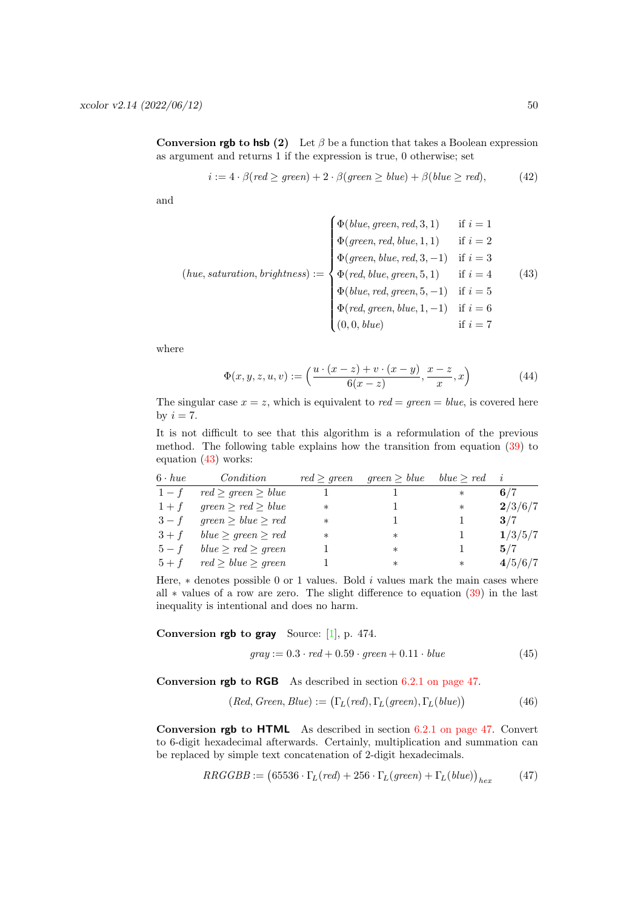**Conversion rgb to hsb (2)** Let $\beta$ be a function that takes a Boolean expression as argument and returns 1 if the expression is true, 0 otherwise; set

$$i := 4 \cdot \beta(red \geq green) + 2 \cdot \beta(green \geq blue) + \beta(blue \geq red), \tag{42}$$

and

$$(hue, saturation, brightness) := \begin{cases} \Phi(blue, green, red, 3, 1) & \text{if } i = 1 \\ \Phi(green, red, blue, 1, 1) & \text{if } i = 2 \\ \Phi(green, blue, red, 3, -1) & \text{if } i = 3 \\ \Phi(red, blue, green, 5, 1) & \text{if } i = 4 \\ \Phi(blue, red, green, 5, -1) & \text{if } i = 5 \\ \Phi(red, green, blue, 1, -1) & \text{if } i = 6 \\ (0, 0, blue) & \text{if } i = 7 \end{cases} \tag{43}$$

where

$$\Phi(x, y, z, u, v) := \left( \frac{u \cdot (x - z) + v \cdot (x - y)}{6(x - z)}, \frac{x - z}{x}, x \right) \tag{44}$$

The singular case $x = z$, which is equivalent to $red = green = blue$, is covered here by $i = 7$.

It is not difficult to see that this algorithm is a reformulation of the previous method. The following table explains how the transition from equation (39) to equation (43) works:

| $6 \cdot hue$ | *Condition* | $red \geq green$ | $green \geq blue$ | $blue \geq red$ | $i$ |
|---|---|---|---|---|---|
| $1 - f$ | $red \geq green \geq blue$ | 1 | 1 | $*$ | **6**/7 |
| $1 + f$ | $green \geq red \geq blue$ | $*$ | 1 | $*$ | **2**/3/6/7 |
| $3 - f$ | $green \geq blue \geq red$ | $*$ | 1 | 1 | **3**/7 |
| $3 + f$ | $blue \geq green \geq red$ | $*$ | $*$ | 1 | **1**/3/5/7 |
| $5 - f$ | $blue \geq red \geq green$ | 1 | $*$ | 1 | **5**/7 |
| $5 + f$ | $red \geq blue \geq green$ | 1 | $*$ | $*$ | **4**/5/6/7 |

Here, $*$ denotes possible 0 or 1 values. Bold $i$ values mark the main cases where all $*$ values of a row are zero. The slight difference to equation (39) in the last inequality is intentional and does no harm.

**Conversion rgb to gray** Source: [1], p. 474.

$$gray := 0.3 \cdot red + 0.59 \cdot green + 0.11 \cdot blue \tag{45}$$

**Conversion rgb to RGB** As described in section 6.2.1 on page 47.

$$(Red, Green, Blue) := \big(\Gamma_L(red), \Gamma_L(green), \Gamma_L(blue)\big) \tag{46}$$

**Conversion rgb to HTML** As described in section 6.2.1 on page 47. Convert to 6-digit hexadecimal afterwards. Certainly, multiplication and summation can be replaced by simple text concatenation of 2-digit hexadecimals.

$$RRGGBB := \big(65536 \cdot \Gamma_L(red) + 256 \cdot \Gamma_L(green) + \Gamma_L(blue)\big)_{hex} \tag{47}$$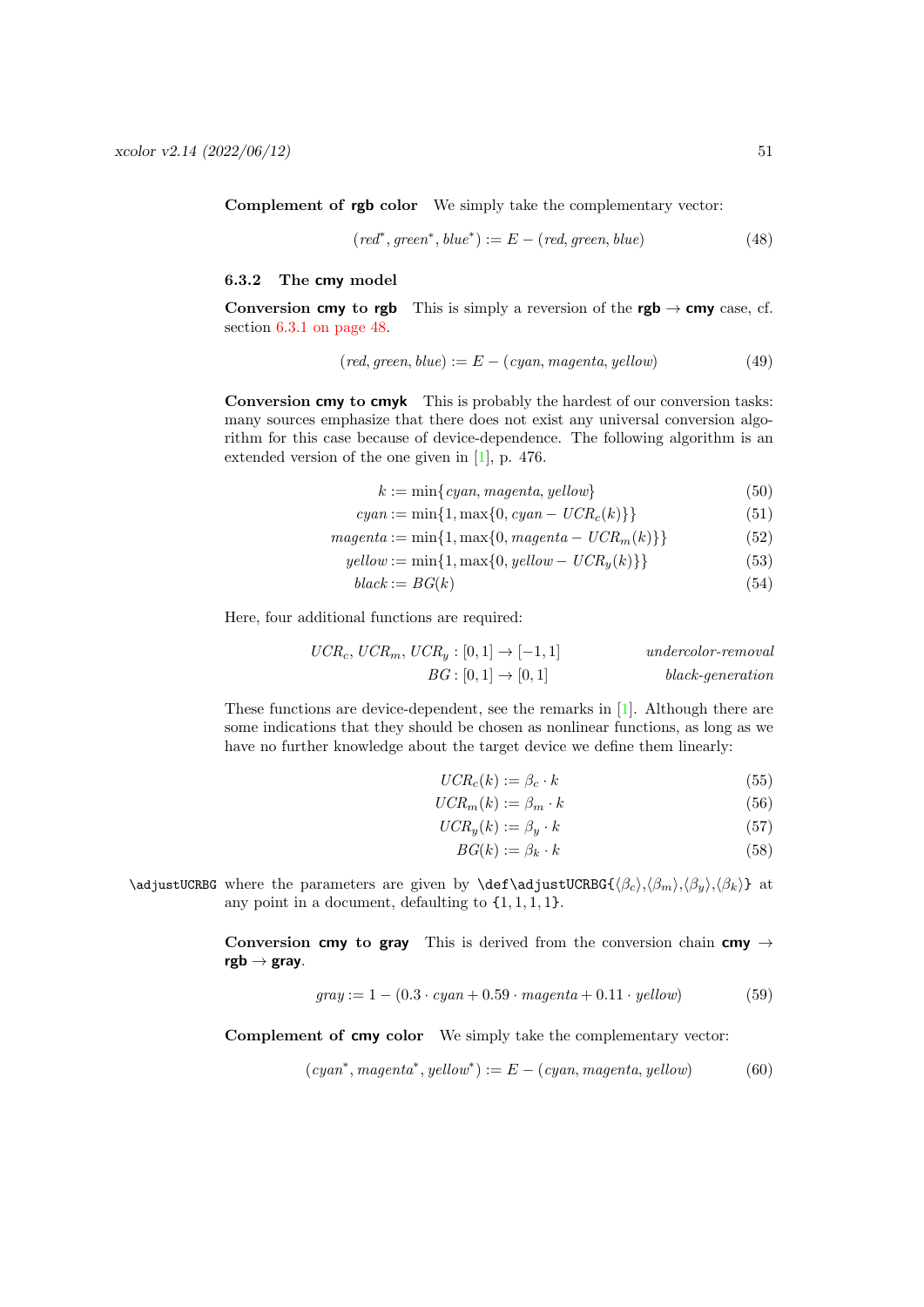**Complement of rgb color** We simply take the complementary vector:

$$(red^*, green^*, blue^*) := E - (red, green, blue) \tag{48}$$

### 6.3.2 The cmy model

**Conversion cmy to rgb** This is simply a reversion of the **rgb** → **cmy** case, cf. section 6.3.1 on page 48.

$$(red, green, blue) := E - (cyan, magenta, yellow) \tag{49}$$

**Conversion cmy to cmyk** This is probably the hardest of our conversion tasks: many sources emphasize that there does not exist any universal conversion algorithm for this case because of device-dependence. The following algorithm is an extended version of the one given in [1], p. 476.

$$k := \min\{cyan, magenta, yellow\} \tag{50}$$

$$cyan := \min\{1, \max\{0, cyan - UCR_c(k)\}\} \tag{51}$$

$$magenta := \min\{1, \max\{0, magenta - UCR_m(k)\}\} \tag{52}$$

$$yellow := \min\{1, \max\{0, yellow - UCR_y(k)\}\} \tag{53}$$

$$black := BG(k) \tag{54}$$

Here, four additional functions are required:

$$UCR_c, UCR_m, UCR_y : [0,1] \to [-1,1] \qquad \textit{undercolor-removal}$$

$$BG : [0,1] \to [0,1] \qquad \textit{black-generation}$$

These functions are device-dependent, see the remarks in [1]. Although there are some indications that they should be chosen as nonlinear functions, as long as we have no further knowledge about the target device we define them linearly:

$$UCR_c(k) := \beta_c \cdot k \tag{55}$$

$$UCR_m(k) := \beta_m \cdot k \tag{56}$$

$$UCR_y(k) := \beta_y \cdot k \tag{57}$$

$$BG(k) := \beta_k \cdot k \tag{58}$$

`\adjustUCRBG` where the parameters are given by `\def\adjustUCRBG{`$\langle\beta_c\rangle$,$\langle\beta_m\rangle$,$\langle\beta_y\rangle$,$\langle\beta_k\rangle$`}` at any point in a document, defaulting to `{1,1,1,1}`.

**Conversion cmy to gray** This is derived from the conversion chain **cmy** → **rgb** → **gray**.

$$gray := 1 - (0.3 \cdot cyan + 0.59 \cdot magenta + 0.11 \cdot yellow) \tag{59}$$

**Complement of cmy color** We simply take the complementary vector:

$$(cyan^*, magenta^*, yellow^*) := E - (cyan, magenta, yellow) \tag{60}$$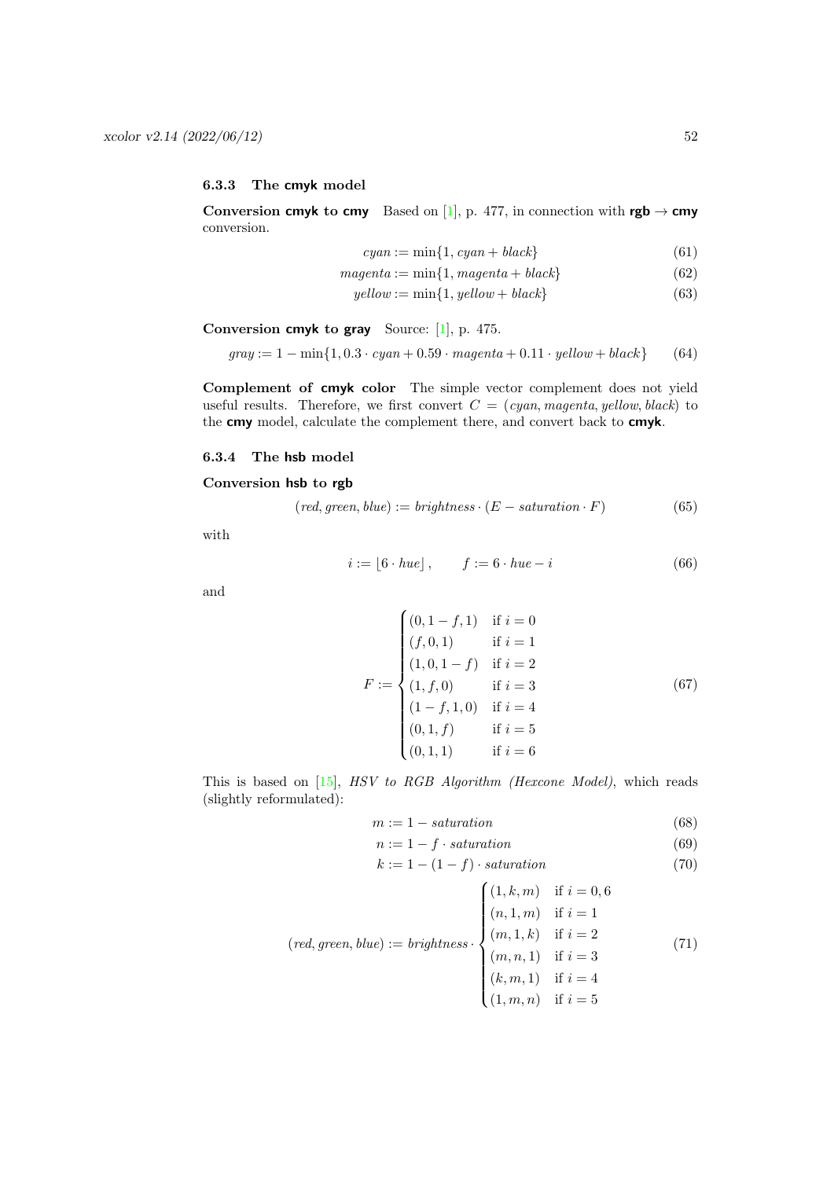### 6.3.3 The cmyk model

**Conversion cmyk to cmy** Based on [1], p. 477, in connection with **rgb** → **cmy** conversion.

$$cyan := \min\{1, cyan + black\} \tag{61}$$

$$magenta := \min\{1, magenta + black\} \tag{62}$$

$$yellow := \min\{1, yellow + black\} \tag{63}$$

**Conversion cmyk to gray** Source: [1], p. 475.

$$gray := 1 - \min\{1, 0.3 \cdot cyan + 0.59 \cdot magenta + 0.11 \cdot yellow + black\} \tag{64}$$

**Complement of cmyk color** The simple vector complement does not yield useful results. Therefore, we first convert $C = (cyan, magenta, yellow, black)$ to the **cmy** model, calculate the complement there, and convert back to **cmyk**.

### 6.3.4 The hsb model

**Conversion hsb to rgb**

$$(red, green, blue) := brightness \cdot (E - saturation \cdot F) \tag{65}$$

with

$$i := \lfloor 6 \cdot hue \rfloor, \qquad f := 6 \cdot hue - i \tag{66}$$

and

$$F := \begin{cases} (0, 1-f, 1) & \text{if } i = 0 \\ (f, 0, 1) & \text{if } i = 1 \\ (1, 0, 1-f) & \text{if } i = 2 \\ (1, f, 0) & \text{if } i = 3 \\ (1-f, 1, 0) & \text{if } i = 4 \\ (0, 1, f) & \text{if } i = 5 \\ (0, 1, 1) & \text{if } i = 6 \end{cases} \tag{67}$$

This is based on [15], *HSV to RGB Algorithm (Hexcone Model)*, which reads (slightly reformulated):

$$m := 1 - saturation \tag{68}$$

$$n := 1 - f \cdot saturation \tag{69}$$

$$k := 1 - (1-f) \cdot saturation \tag{70}$$

$$(red, green, blue) := brightness \cdot \begin{cases} (1, k, m) & \text{if } i = 0, 6 \\ (n, 1, m) & \text{if } i = 1 \\ (m, 1, k) & \text{if } i = 2 \\ (m, n, 1) & \text{if } i = 3 \\ (k, m, 1) & \text{if } i = 4 \\ (1, m, n) & \text{if } i = 5 \end{cases} \tag{71}$$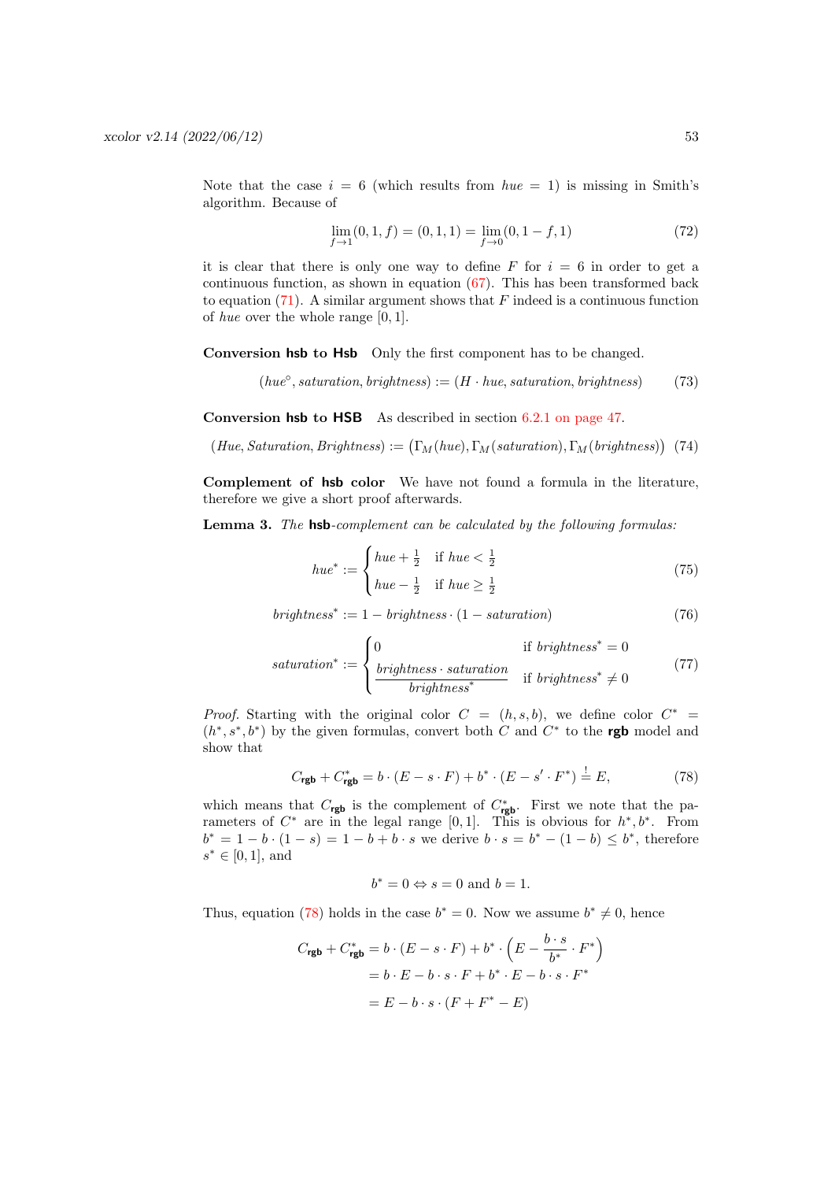Note that the case $i = 6$ (which results from $hue = 1$) is missing in Smith's algorithm. Because of

$$\lim_{f \to 1} (0, 1, f) = (0, 1, 1) = \lim_{f \to 0} (0, 1 - f, 1) \tag{72}$$

it is clear that there is only one way to define $F$ for $i = 6$ in order to get a continuous function, as shown in equation (67). This has been transformed back to equation (71). A similar argument shows that $F$ indeed is a continuous function of $hue$ over the whole range $[0, 1]$.

**Conversion hsb to Hsb** Only the first component has to be changed.

$$(hue^\circ, saturation, brightness) := (H \cdot hue, saturation, brightness) \tag{73}$$

**Conversion hsb to HSB** As described in section 6.2.1 on page 47.

$$(Hue, Saturation, Brightness) := \big(\Gamma_M(hue), \Gamma_M(saturation), \Gamma_M(brightness)\big) \tag{74}$$

**Complement of hsb color** We have not found a formula in the literature, therefore we give a short proof afterwards.

**Lemma 3.** *The* **hsb***-complement can be calculated by the following formulas:*

$$hue^* := \begin{cases} hue + \frac{1}{2} & \text{if } hue < \frac{1}{2} \\ hue - \frac{1}{2} & \text{if } hue \geq \frac{1}{2} \end{cases} \tag{75}$$

$$brightness^* := 1 - brightness \cdot (1 - saturation) \tag{76}$$

$$saturation^* := \begin{cases} 0 & \text{if } brightness^* = 0 \\ \dfrac{brightness \cdot saturation}{brightness^*} & \text{if } brightness^* \neq 0 \end{cases} \tag{77}$$

*Proof.* Starting with the original color $C = (h, s, b)$, we define color $C^* = (h^*, s^*, b^*)$ by the given formulas, convert both $C$ and $C^*$ to the **rgb** model and show that

$$C_{\mathsf{rgb}} + C^*_{\mathsf{rgb}} = b \cdot (E - s \cdot F) + b^* \cdot (E - s' \cdot F^*) \stackrel{!}{=} E, \tag{78}$$

which means that $C_{\mathsf{rgb}}$ is the complement of $C^*_{\mathsf{rgb}}$. First we note that the parameters of $C^*$ are in the legal range $[0, 1]$. This is obvious for $h^*, b^*$. From $b^* = 1 - b \cdot (1 - s) = 1 - b + b \cdot s$ we derive $b \cdot s = b^* - (1 - b) \leq b^*$, therefore $s^* \in [0, 1]$, and

$$b^* = 0 \Leftrightarrow s = 0 \text{ and } b = 1.$$

Thus, equation (78) holds in the case $b^* = 0$. Now we assume $b^* \neq 0$, hence

$$\begin{aligned} C_{\mathsf{rgb}} + C^*_{\mathsf{rgb}} &= b \cdot (E - s \cdot F) + b^* \cdot \left(E - \frac{b \cdot s}{b^*} \cdot F^*\right) \\ &= b \cdot E - b \cdot s \cdot F + b^* \cdot E - b \cdot s \cdot F^* \\ &= E - b \cdot s \cdot (F + F^* - E) \end{aligned}$$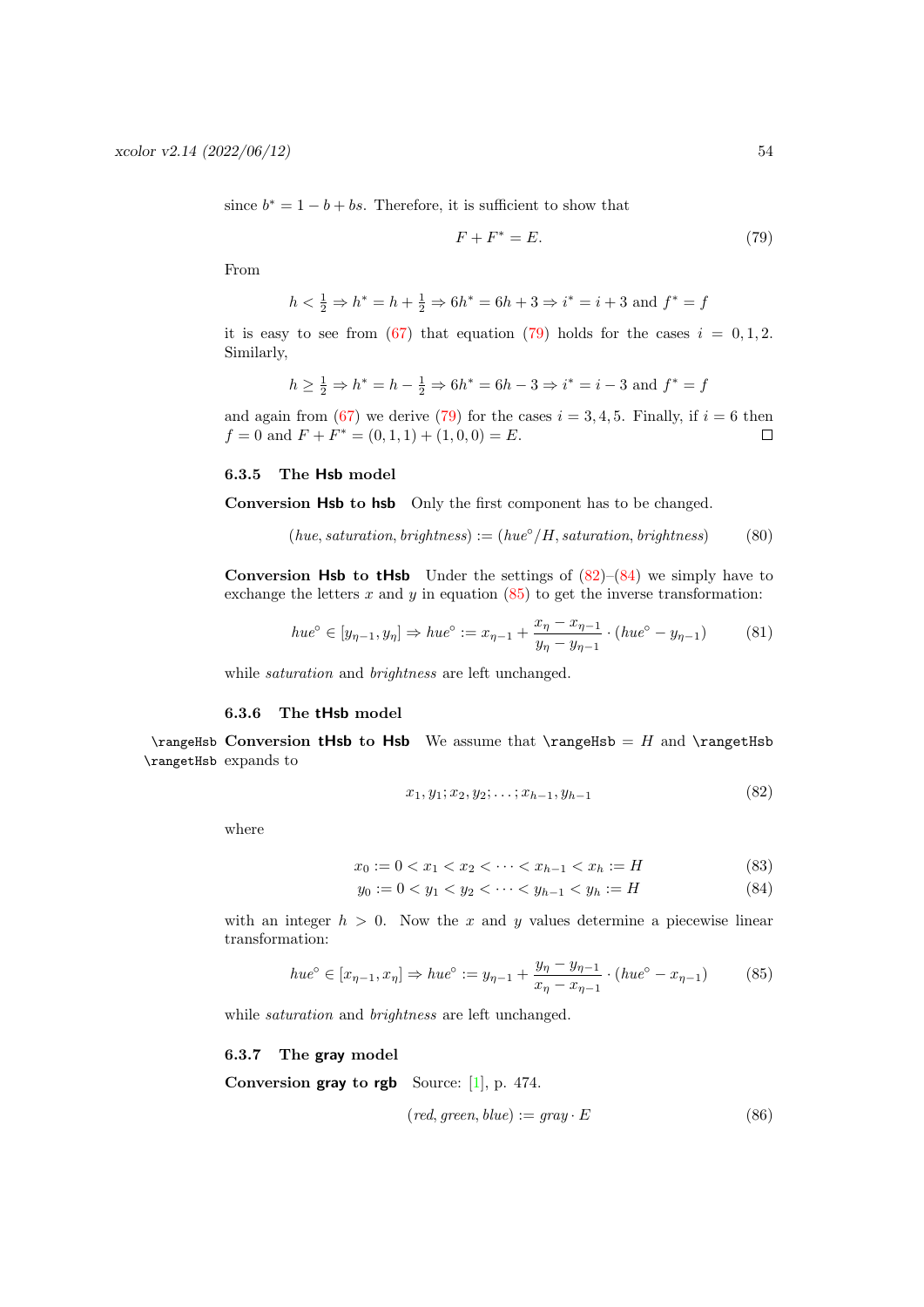since $b^* = 1 - b + bs$. Therefore, it is sufficient to show that

$$F + F^* = E. \tag{79}$$

From

$$h < \tfrac{1}{2} \Rightarrow h^* = h + \tfrac{1}{2} \Rightarrow 6h^* = 6h + 3 \Rightarrow i^* = i + 3 \text{ and } f^* = f$$

it is easy to see from (67) that equation (79) holds for the cases $i = 0, 1, 2$. Similarly,

$$h \geq \tfrac{1}{2} \Rightarrow h^* = h - \tfrac{1}{2} \Rightarrow 6h^* = 6h - 3 \Rightarrow i^* = i - 3 \text{ and } f^* = f$$

and again from (67) we derive (79) for the cases $i = 3, 4, 5$. Finally, if $i = 6$ then $f = 0$ and $F + F^* = (0, 1, 1) + (1, 0, 0) = E$. □

#### 6.3.5 The Hsb model

**Conversion Hsb to hsb** Only the first component has to be changed.

$$(\mathit{hue}, \mathit{saturation}, \mathit{brightness}) := (\mathit{hue}^\circ / H, \mathit{saturation}, \mathit{brightness}) \tag{80}$$

**Conversion Hsb to tHsb** Under the settings of (82)–(84) we simply have to exchange the letters $x$ and $y$ in equation (85) to get the inverse transformation:

$$\mathit{hue}^\circ \in [y_{\eta-1}, y_\eta] \Rightarrow \mathit{hue}^\circ := x_{\eta-1} + \frac{x_\eta - x_{\eta-1}}{y_\eta - y_{\eta-1}} \cdot (\mathit{hue}^\circ - y_{\eta-1}) \tag{81}$$

while *saturation* and *brightness* are left unchanged.

#### 6.3.6 The tHsb model

`\rangeHsb` `\rangetHsb`

**Conversion tHsb to Hsb** We assume that `\rangeHsb` $= H$ and `\rangetHsb` expands to

$$x_1, y_1; x_2, y_2; \ldots; x_{h-1}, y_{h-1} \tag{82}$$

where

$$x_0 := 0 < x_1 < x_2 < \cdots < x_{h-1} < x_h := H \tag{83}$$

$$y_0 := 0 < y_1 < y_2 < \cdots < y_{h-1} < y_h := H \tag{84}$$

with an integer $h > 0$. Now the $x$ and $y$ values determine a piecewise linear transformation:

$$\mathit{hue}^\circ \in [x_{\eta-1}, x_\eta] \Rightarrow \mathit{hue}^\circ := y_{\eta-1} + \frac{y_\eta - y_{\eta-1}}{x_\eta - x_{\eta-1}} \cdot (\mathit{hue}^\circ - x_{\eta-1}) \tag{85}$$

while *saturation* and *brightness* are left unchanged.

#### 6.3.7 The gray model

**Conversion gray to rgb** Source: [1], p. 474.

$$(\mathit{red}, \mathit{green}, \mathit{blue}) := \mathit{gray} \cdot E \tag{86}$$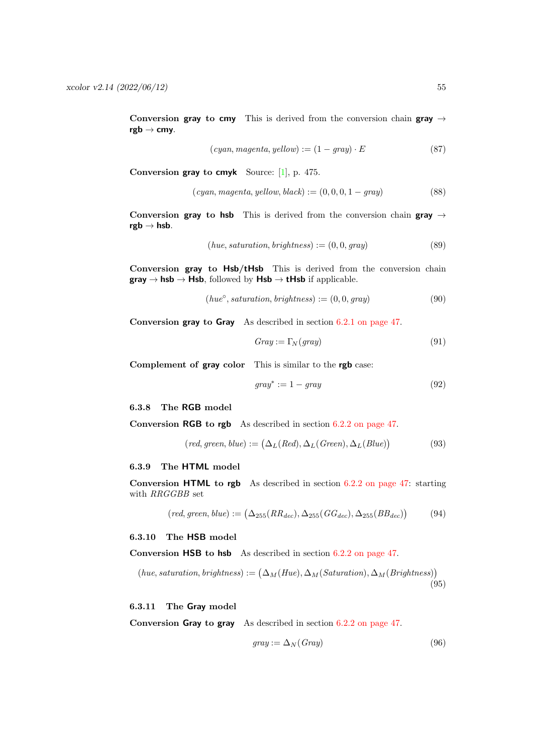**Conversion gray to cmy** This is derived from the conversion chain **gray** → **rgb** → **cmy**.

$$(\mathit{cyan}, \mathit{magenta}, \mathit{yellow}) := (1 - \mathit{gray}) \cdot E \tag{87}$$

**Conversion gray to cmyk** Source: [1], p. 475.

$$(\mathit{cyan}, \mathit{magenta}, \mathit{yellow}, \mathit{black}) := (0, 0, 0, 1 - \mathit{gray}) \tag{88}$$

**Conversion gray to hsb** This is derived from the conversion chain **gray** → **rgb** → **hsb**.

$$(\mathit{hue}, \mathit{saturation}, \mathit{brightness}) := (0, 0, \mathit{gray}) \tag{89}$$

**Conversion gray to Hsb/tHsb** This is derived from the conversion chain **gray** → **hsb** → **Hsb**, followed by **Hsb** → **tHsb** if applicable.

$$(\mathit{hue}^\circ, \mathit{saturation}, \mathit{brightness}) := (0, 0, \mathit{gray}) \tag{90}$$

**Conversion gray to Gray** As described in section 6.2.1 on page 47.

$$\mathit{Gray} := \Gamma_N(\mathit{gray}) \tag{91}$$

**Complement of gray color** This is similar to the **rgb** case:

$$\mathit{gray}^* := 1 - \mathit{gray} \tag{92}$$

### 6.3.8 The RGB model

**Conversion RGB to rgb** As described in section 6.2.2 on page 47.

$$(\mathit{red}, \mathit{green}, \mathit{blue}) := \big(\Delta_L(\mathit{Red}), \Delta_L(\mathit{Green}), \Delta_L(\mathit{Blue})\big) \tag{93}$$

### 6.3.9 The HTML model

**Conversion HTML to rgb** As described in section 6.2.2 on page 47: starting with *RRGGBB* set

$$(\mathit{red}, \mathit{green}, \mathit{blue}) := \big(\Delta_{255}(\mathit{RR}_{dec}), \Delta_{255}(\mathit{GG}_{dec}), \Delta_{255}(\mathit{BB}_{dec})\big) \tag{94}$$

### 6.3.10 The HSB model

**Conversion HSB to hsb** As described in section 6.2.2 on page 47.

$$(\mathit{hue}, \mathit{saturation}, \mathit{brightness}) := \big(\Delta_M(\mathit{Hue}), \Delta_M(\mathit{Saturation}), \Delta_M(\mathit{Brightness})\big) \tag{95}$$

### 6.3.11 The Gray model

**Conversion Gray to gray** As described in section 6.2.2 on page 47.

$$\mathit{gray} := \Delta_N(\mathit{Gray}) \tag{96}$$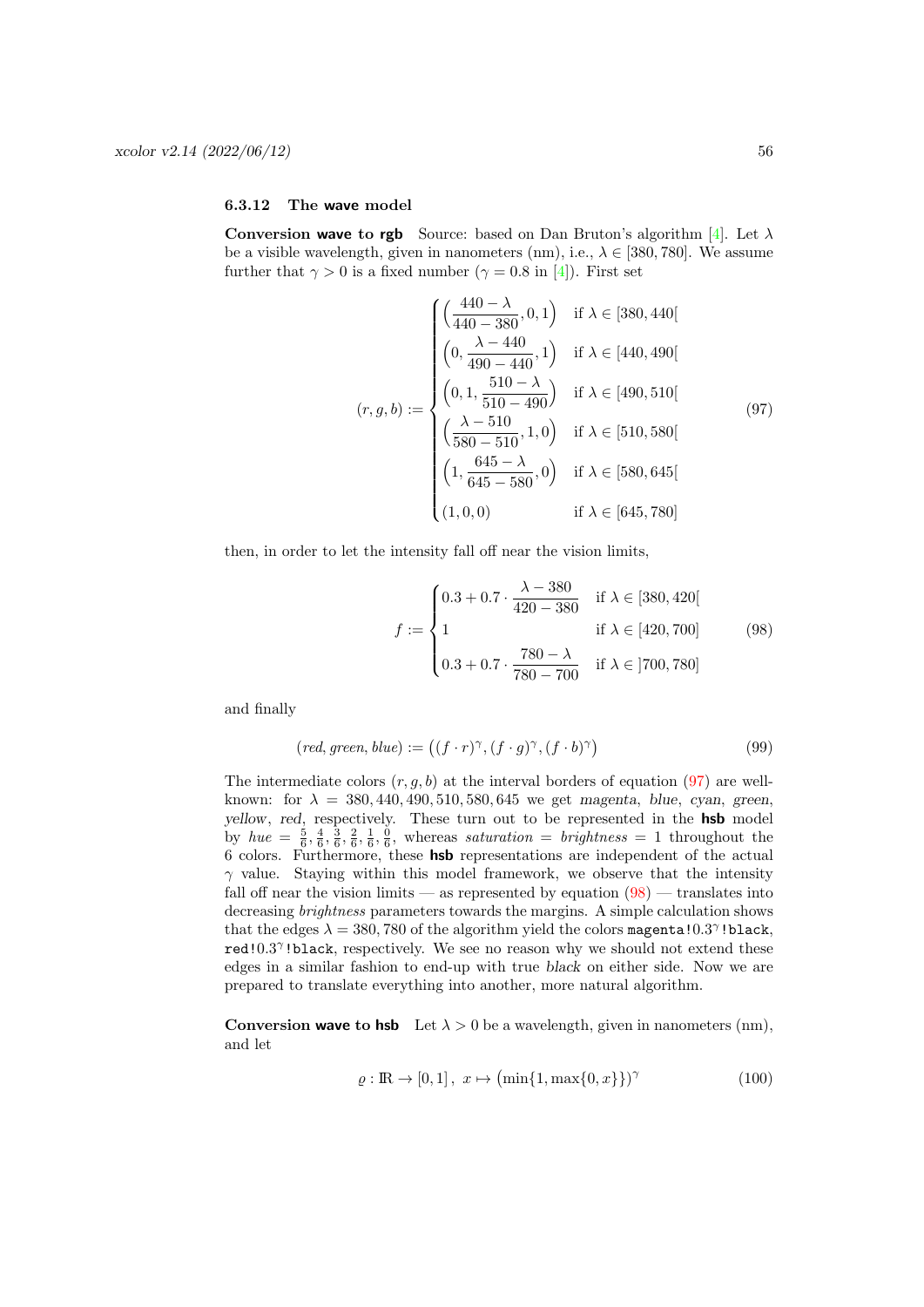### 6.3.12 The wave model

**Conversion wave to rgb** Source: based on Dan Bruton's algorithm [4]. Let $\lambda$ be a visible wavelength, given in nanometers (nm), i.e., $\lambda \in [380, 780]$. We assume further that $\gamma > 0$ is a fixed number ($\gamma = 0.8$ in [4]). First set

$$
(r, g, b) := \begin{cases}
\left(\dfrac{440-\lambda}{440-380}, 0, 1\right) & \text{if } \lambda \in [380, 440[ \\
\left(0, \dfrac{\lambda-440}{490-440}, 1\right) & \text{if } \lambda \in [440, 490[ \\
\left(0, 1, \dfrac{510-\lambda}{510-490}\right) & \text{if } \lambda \in [490, 510[ \\
\left(\dfrac{\lambda-510}{580-510}, 1, 0\right) & \text{if } \lambda \in [510, 580[ \\
\left(1, \dfrac{645-\lambda}{645-580}, 0\right) & \text{if } \lambda \in [580, 645[ \\
(1, 0, 0) & \text{if } \lambda \in [645, 780]
\end{cases} \tag{97}
$$

then, in order to let the intensity fall off near the vision limits,

$$
f := \begin{cases}
0.3 + 0.7 \cdot \dfrac{\lambda - 380}{420 - 380} & \text{if } \lambda \in [380, 420[ \\
1 & \text{if } \lambda \in [420, 700] \\
0.3 + 0.7 \cdot \dfrac{780 - \lambda}{780 - 700} & \text{if } \lambda \in ]700, 780]
\end{cases} \tag{98}
$$

and finally

$$
(\mathit{red}, \mathit{green}, \mathit{blue}) := \big((f \cdot r)^\gamma, (f \cdot g)^\gamma, (f \cdot b)^\gamma\big) \tag{99}
$$

The intermediate colors $(r, g, b)$ at the interval borders of equation (97) are well-known: for $\lambda = 380, 440, 490, 510, 580, 645$ we get magenta, blue, cyan, green, yellow, red, respectively. These turn out to be represented in the **hsb** model by $\mathit{hue} = \frac{5}{6}, \frac{4}{6}, \frac{3}{6}, \frac{2}{6}, \frac{1}{6}, \frac{0}{6}$, whereas $\mathit{saturation} = \mathit{brightness} = 1$ throughout the 6 colors. Furthermore, these **hsb** representations are independent of the actual $\gamma$ value. Staying within this model framework, we observe that the intensity fall off near the vision limits — as represented by equation (98) — translates into decreasing *brightness* parameters towards the margins. A simple calculation shows that the edges $\lambda = 380, 780$ of the algorithm yield the colors `magenta!`$0.3^\gamma$`!black`, `red!`$0.3^\gamma$`!black`, respectively. We see no reason why we should not extend these edges in a similar fashion to end-up with true black on either side. Now we are prepared to translate everything into another, more natural algorithm.

**Conversion wave to hsb** Let $\lambda > 0$ be a wavelength, given in nanometers (nm), and let

$$
\varrho : \mathbb{R} \to [0, 1], \; x \mapsto \big(\min\{1, \max\{0, x\}\}\big)^\gamma \tag{100}
$$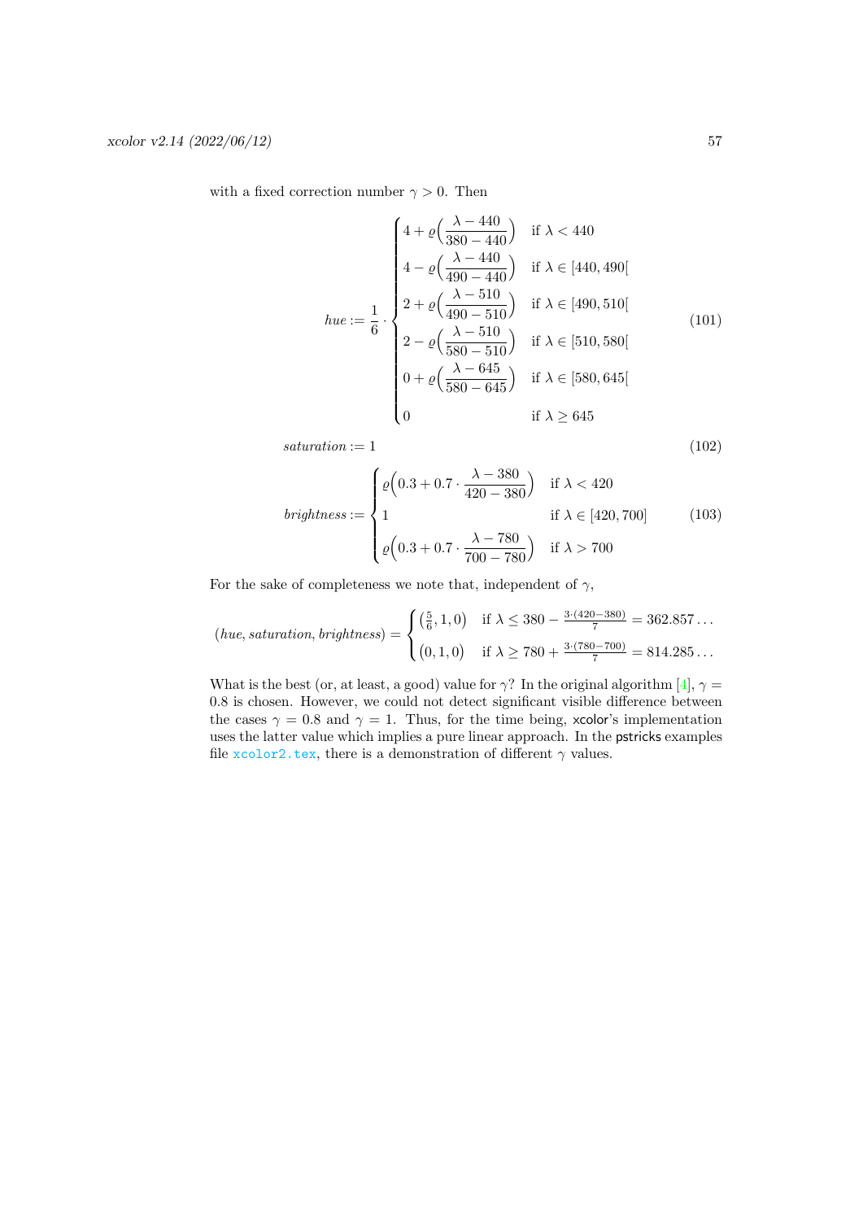with a fixed correction number $\gamma > 0$. Then

$$
hue := \frac{1}{6} \cdot \begin{cases} 4 + \varrho\Big(\dfrac{\lambda - 440}{380 - 440}\Big) & \text{if } \lambda < 440 \\ 4 - \varrho\Big(\dfrac{\lambda - 440}{490 - 440}\Big) & \text{if } \lambda \in [440, 490[ \\ 2 + \varrho\Big(\dfrac{\lambda - 510}{490 - 510}\Big) & \text{if } \lambda \in [490, 510[ \\ 2 - \varrho\Big(\dfrac{\lambda - 510}{580 - 510}\Big) & \text{if } \lambda \in [510, 580[ \\ 0 + \varrho\Big(\dfrac{\lambda - 645}{580 - 645}\Big) & \text{if } \lambda \in [580, 645[ \\ 0 & \text{if } \lambda \geq 645 \end{cases} \tag{101}
$$

$$
saturation := 1 \tag{102}
$$

$$
brightness := \begin{cases} \varrho\Big(0.3 + 0.7 \cdot \dfrac{\lambda - 380}{420 - 380}\Big) & \text{if } \lambda < 420 \\ 1 & \text{if } \lambda \in [420, 700] \\ \varrho\Big(0.3 + 0.7 \cdot \dfrac{\lambda - 780}{700 - 780}\Big) & \text{if } \lambda > 700 \end{cases} \tag{103}
$$

For the sake of completeness we note that, independent of $\gamma$,

$$
(hue, saturation, brightness) = \begin{cases} \big(\frac{5}{6}, 1, 0\big) & \text{if } \lambda \leq 380 - \frac{3 \cdot (420-380)}{7} = 362.857\ldots \\ \big(0, 1, 0\big) & \text{if } \lambda \geq 780 + \frac{3 \cdot (780-700)}{7} = 814.285\ldots \end{cases}
$$

What is the best (or, at least, a good) value for $\gamma$? In the original algorithm [4], $\gamma = 0.8$ is chosen. However, we could not detect significant visible difference between the cases $\gamma = 0.8$ and $\gamma = 1$. Thus, for the time being, xcolor's implementation uses the latter value which implies a pure linear approach. In the pstricks examples file xcolor2.tex, there is a demonstration of different $\gamma$ values.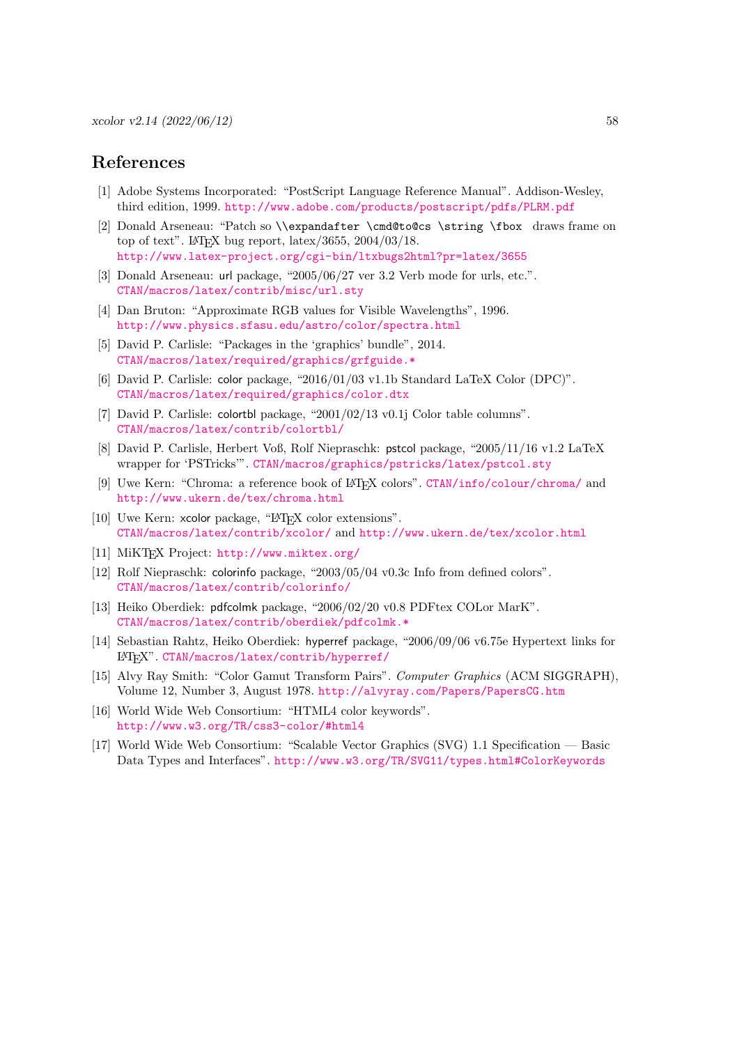# References

[1] Adobe Systems Incorporated: "PostScript Language Reference Manual". Addison-Wesley, third edition, 1999. http://www.adobe.com/products/postscript/pdfs/PLRM.pdf

[2] Donald Arseneau: "Patch so \\expandafter \cmd@to@cs \string \fbox  draws frame on top of text". LaTeX bug report, latex/3655, 2004/03/18. http://www.latex-project.org/cgi-bin/ltxbugs2html?pr=latex/3655

[3] Donald Arseneau: url package, "2005/06/27 ver 3.2 Verb mode for urls, etc.". CTAN/macros/latex/contrib/misc/url.sty

[4] Dan Bruton: "Approximate RGB values for Visible Wavelengths", 1996. http://www.physics.sfasu.edu/astro/color/spectra.html

[5] David P. Carlisle: "Packages in the 'graphics' bundle", 2014. CTAN/macros/latex/required/graphics/grfguide.*

[6] David P. Carlisle: color package, "2016/01/03 v1.1b Standard LaTeX Color (DPC)". CTAN/macros/latex/required/graphics/color.dtx

[7] David P. Carlisle: colortbl package, "2001/02/13 v0.1j Color table columns". CTAN/macros/latex/contrib/colortbl/

[8] David P. Carlisle, Herbert Voß, Rolf Niepraschk: pstcol package, "2005/11/16 v1.2 LaTeX wrapper for 'PSTricks'". CTAN/macros/graphics/pstricks/latex/pstcol.sty

[9] Uwe Kern: "Chroma: a reference book of LaTeX colors". CTAN/info/colour/chroma/ and http://www.ukern.de/tex/chroma.html

[10] Uwe Kern: xcolor package, "LaTeX color extensions". CTAN/macros/latex/contrib/xcolor/ and http://www.ukern.de/tex/xcolor.html

[11] MiKTeX Project: http://www.miktex.org/

[12] Rolf Niepraschk: colorinfo package, "2003/05/04 v0.3c Info from defined colors". CTAN/macros/latex/contrib/colorinfo/

[13] Heiko Oberdiek: pdfcolmk package, "2006/02/20 v0.8 PDFtex COLor MarK". CTAN/macros/latex/contrib/oberdiek/pdfcolmk.*

[14] Sebastian Rahtz, Heiko Oberdiek: hyperref package, "2006/09/06 v6.75e Hypertext links for LaTeX". CTAN/macros/latex/contrib/hyperref/

[15] Alvy Ray Smith: "Color Gamut Transform Pairs". *Computer Graphics* (ACM SIGGRAPH), Volume 12, Number 3, August 1978. http://alvyray.com/Papers/PapersCG.htm

[16] World Wide Web Consortium: "HTML4 color keywords". http://www.w3.org/TR/css3-color/#html4

[17] World Wide Web Consortium: "Scalable Vector Graphics (SVG) 1.1 Specification — Basic Data Types and Interfaces". http://www.w3.org/TR/SVG11/types.html#ColorKeywords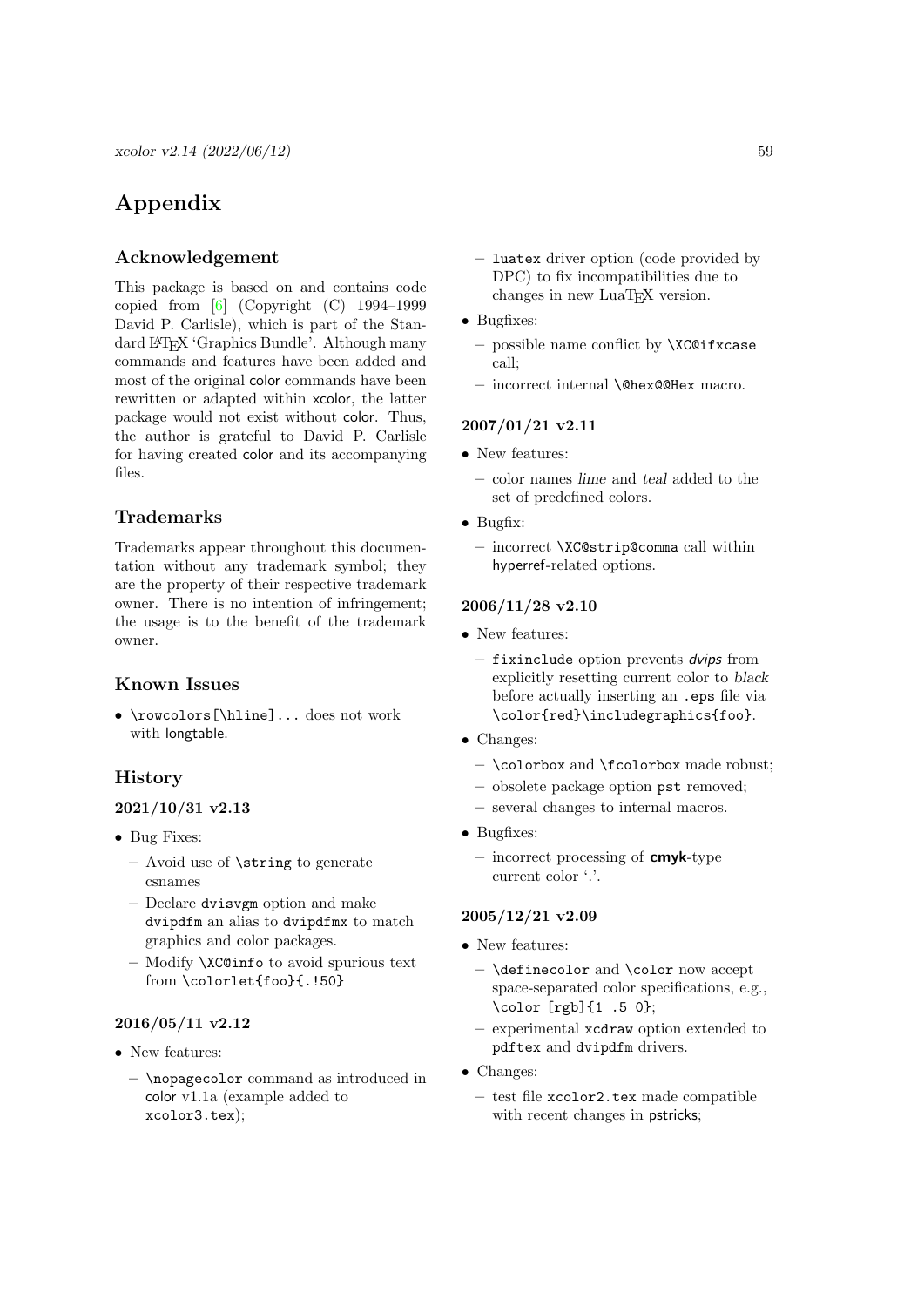# Appendix

## Acknowledgement

This package is based on and contains code copied from [6] (Copyright (C) 1994–1999 David P. Carlisle), which is part of the Standard LaTeX 'Graphics Bundle'. Although many commands and features have been added and most of the original color commands have been rewritten or adapted within xcolor, the latter package would not exist without color. Thus, the author is grateful to David P. Carlisle for having created color and its accompanying files.

## Trademarks

Trademarks appear throughout this documentation without any trademark symbol; they are the property of their respective trademark owner. There is no intention of infringement; the usage is to the benefit of the trademark owner.

## Known Issues

- `\rowcolors[\hline]...` does not work with longtable.

## History

### 2021/10/31 v2.13

- Bug Fixes:
  - Avoid use of `\string` to generate csnames
  - Declare `dvisvgm` option and make `dvipdfm` an alias to `dvipdfmx` to match graphics and color packages.
  - Modify `\XC@info` to avoid spurious text from `\colorlet{foo}{.!50}`

### 2016/05/11 v2.12

- New features:
  - `\nopagecolor` command as introduced in color v1.1a (example added to `xcolor3.tex`);
  - `luatex` driver option (code provided by DPC) to fix incompatibilities due to changes in new LuaTeX version.
- Bugfixes:
  - possible name conflict by `\XC@ifxcase` call;
  - incorrect internal `\@hex@@Hex` macro.

### 2007/01/21 v2.11

- New features:
  - color names *lime* and *teal* added to the set of predefined colors.
- Bugfix:
  - incorrect `\XC@strip@comma` call within hyperref-related options.

### 2006/11/28 v2.10

- New features:
  - `fixinclude` option prevents *dvips* from explicitly resetting current color to *black* before actually inserting an `.eps` file via `\color{red}\includegraphics{foo}`.
- Changes:
  - `\colorbox` and `\fcolorbox` made robust;
  - obsolete package option `pst` removed;
  - several changes to internal macros.
- Bugfixes:
  - incorrect processing of **cmyk**-type current color '.'.

### 2005/12/21 v2.09

- New features:
  - `\definecolor` and `\color` now accept space-separated color specifications, e.g., `\color [rgb]{1 .5 0}`;
  - experimental `xcdraw` option extended to `pdftex` and `dvipdfm` drivers.
- Changes:
  - test file `xcolor2.tex` made compatible with recent changes in pstricks;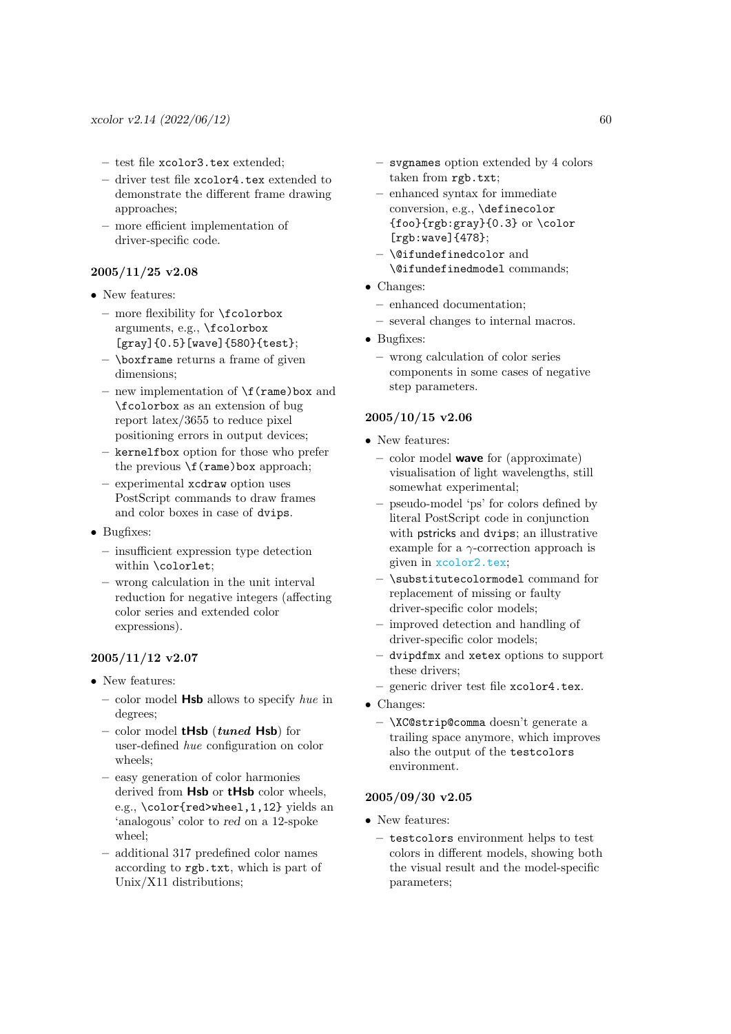- test file `xcolor3.tex` extended;
- driver test file `xcolor4.tex` extended to demonstrate the different frame drawing approaches;
- more efficient implementation of driver-specific code.

### 2005/11/25 v2.08

- New features:
  - more flexibility for `\fcolorbox` arguments, e.g., `\fcolorbox [gray]{0.5}[wave]{580}{test}`;
  - `\boxframe` returns a frame of given dimensions;
  - new implementation of `\f(rame)box` and `\fcolorbox` as an extension of bug report latex/3655 to reduce pixel positioning errors in output devices;
  - `kernelfbox` option for those who prefer the previous `\f(rame)box` approach;
  - experimental `xcdraw` option uses PostScript commands to draw frames and color boxes in case of `dvips`.
- Bugfixes:
  - insufficient expression type detection within `\colorlet`;
  - wrong calculation in the unit interval reduction for negative integers (affecting color series and extended color expressions).

### 2005/11/12 v2.07

- New features:
  - color model **Hsb** allows to specify *hue* in degrees;
  - color model **tHsb** (***tuned* Hsb**) for user-defined *hue* configuration on color wheels;
  - easy generation of color harmonies derived from **Hsb** or **tHsb** color wheels, e.g., `\color{red>wheel,1,12}` yields an 'analogous' color to *red* on a 12-spoke wheel;
  - additional 317 predefined color names according to `rgb.txt`, which is part of Unix/X11 distributions;
  - `svgnames` option extended by 4 colors taken from `rgb.txt`;
  - enhanced syntax for immediate conversion, e.g., `\definecolor {foo}{rgb:gray}{0.3}` or `\color [rgb:wave]{478}`;
  - `\@ifundefinedcolor` and `\@ifundefinedmodel` commands;
- Changes:
  - enhanced documentation;
  - several changes to internal macros.
- Bugfixes:
  - wrong calculation of color series components in some cases of negative step parameters.

### 2005/10/15 v2.06

- New features:
  - color model **wave** for (approximate) visualisation of light wavelengths, still somewhat experimental;
  - pseudo-model 'ps' for colors defined by literal PostScript code in conjunction with pstricks and `dvips`; an illustrative example for a $\gamma$-correction approach is given in `xcolor2.tex`;
  - `\substitutecolormodel` command for replacement of missing or faulty driver-specific color models;
  - improved detection and handling of driver-specific color models;
  - `dvipdfmx` and `xetex` options to support these drivers;
  - generic driver test file `xcolor4.tex`.
- Changes:
  - `\XC@strip@comma` doesn't generate a trailing space anymore, which improves also the output of the `testcolors` environment.

### 2005/09/30 v2.05

- New features:
  - `testcolors` environment helps to test colors in different models, showing both the visual result and the model-specific parameters;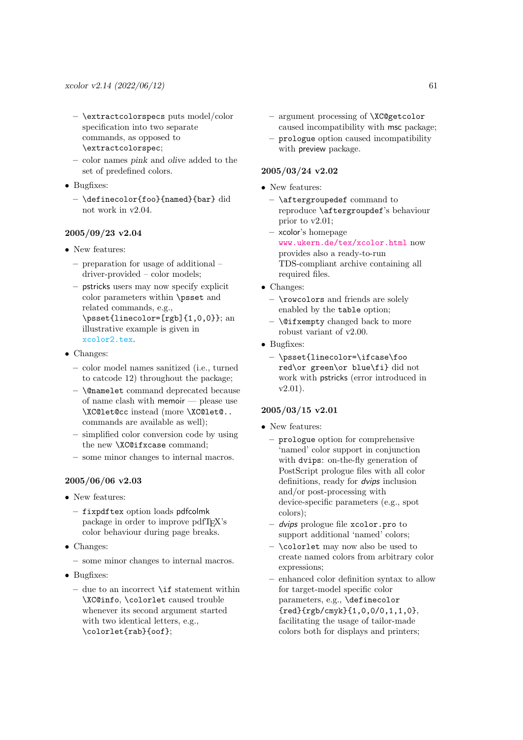- `\extractcolorspecs` puts model/color specification into two separate commands, as opposed to `\extractcolorspec`;
  - color names *pink* and *olive* added to the set of predefined colors.
- Bugfixes:
  - `\definecolor{foo}{named}{bar}` did not work in v2.04.

### 2005/09/23 v2.04

- New features:
  - preparation for usage of additional – driver-provided – color models;
  - pstricks users may now specify explicit color parameters within `\psset` and related commands, e.g., `\psset{linecolor=[rgb]{1,0,0}}`; an illustrative example is given in `xcolor2.tex`.
- Changes:
  - color model names sanitized (i.e., turned to catcode 12) throughout the package;
  - `\@namelet` command deprecated because of name clash with memoir — please use `\XC@let@cc` instead (more `\XC@let@..` commands are available as well);
  - simplified color conversion code by using the new `\XC@ifxcase` command;
  - some minor changes to internal macros.

### 2005/06/06 v2.03

- New features:
  - `fixpdftex` option loads pdfcolmk package in order to improve pdfTEX's color behaviour during page breaks.
- Changes:
  - some minor changes to internal macros.
- Bugfixes:
  - due to an incorrect `\if` statement within `\XC@info`, `\colorlet` caused trouble whenever its second argument started with two identical letters, e.g., `\colorlet{rab}{oof}`;
  - argument processing of `\XC@getcolor` caused incompatibility with msc package;
  - `prologue` option caused incompatibility with preview package.

### 2005/03/24 v2.02

- New features:
  - `\aftergroupedef` command to reproduce `\aftergroupdef`'s behaviour prior to v2.01;
  - xcolor's homepage `www.ukern.de/tex/xcolor.html` now provides also a ready-to-run TDS-compliant archive containing all required files.
- Changes:
  - `\rowcolors` and friends are solely enabled by the `table` option;
  - `\@ifxempty` changed back to more robust variant of v2.00.
- Bugfixes:
  - `\psset{linecolor=\ifcase\foo red\or green\or blue\fi}` did not work with pstricks (error introduced in v2.01).

### 2005/03/15 v2.01

- New features:
  - `prologue` option for comprehensive 'named' color support in conjunction with `dvips`: on-the-fly generation of PostScript prologue files with all color definitions, ready for *dvips* inclusion and/or post-processing with device-specific parameters (e.g., spot colors);
  - *dvips* prologue file `xcolor.pro` to support additional 'named' colors;
  - `\colorlet` may now also be used to create named colors from arbitrary color expressions;
  - enhanced color definition syntax to allow for target-model specific color parameters, e.g., `\definecolor {red}{rgb/cmyk}{1,0,0/0,1,1,0}`, facilitating the usage of tailor-made colors both for displays and printers;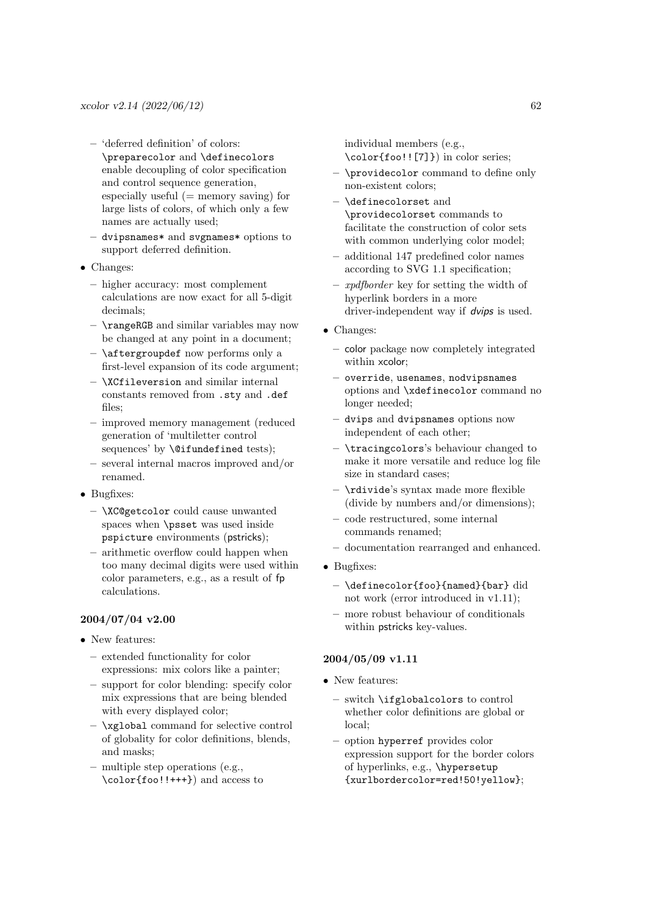- 'deferred definition' of colors: `\preparecolor` and `\definecolors` enable decoupling of color specification and control sequence generation, especially useful (= memory saving) for large lists of colors, of which only a few names are actually used;
   - `dvipsnames*` and `svgnames*` options to support deferred definition.
- Changes:
   - higher accuracy: most complement calculations are now exact for all 5-digit decimals;
   - `\rangeRGB` and similar variables may now be changed at any point in a document;
   - `\aftergroupdef` now performs only a first-level expansion of its code argument;
   - `\XCfileversion` and similar internal constants removed from `.sty` and `.def` files;
   - improved memory management (reduced generation of 'multiletter control sequences' by `\@ifundefined` tests);
   - several internal macros improved and/or renamed.
- Bugfixes:
   - `\XC@getcolor` could cause unwanted spaces when `\psset` was used inside `pspicture` environments (pstricks);
   - arithmetic overflow could happen when too many decimal digits were used within color parameters, e.g., as a result of fp calculations.

### 2004/07/04 v2.00

- New features:
   - extended functionality for color expressions: mix colors like a painter;
   - support for color blending: specify color mix expressions that are being blended with every displayed color;
   - `\xglobal` command for selective control of globality for color definitions, blends, and masks;
   - multiple step operations (e.g., `\color{foo!!+++}`) and access to individual members (e.g., `\color{foo!![7]}`) in color series;
   - `\providecolor` command to define only non-existent colors;
   - `\definecolorset` and `\providecolorset` commands to facilitate the construction of color sets with common underlying color model;
   - additional 147 predefined color names according to SVG 1.1 specification;
   - *xpdfborder* key for setting the width of hyperlink borders in a more driver-independent way if *dvips* is used.
- Changes:
   - color package now completely integrated within xcolor;
   - `override`, `usenames`, `nodvipsnames` options and `\xdefinecolor` command no longer needed;
   - `dvips` and `dvipsnames` options now independent of each other;
   - `\tracingcolors`'s behaviour changed to make it more versatile and reduce log file size in standard cases;
   - `\rdivide`'s syntax made more flexible (divide by numbers and/or dimensions);
   - code restructured, some internal commands renamed;
   - documentation rearranged and enhanced.
- Bugfixes:
   - `\definecolor{foo}{named}{bar}` did not work (error introduced in v1.11);
   - more robust behaviour of conditionals within pstricks key-values.

### 2004/05/09 v1.11

- New features:
   - switch `\ifglobalcolors` to control whether color definitions are global or local;
   - option `hyperref` provides color expression support for the border colors of hyperlinks, e.g., `\hypersetup {xurlbordercolor=red!50!yellow}`;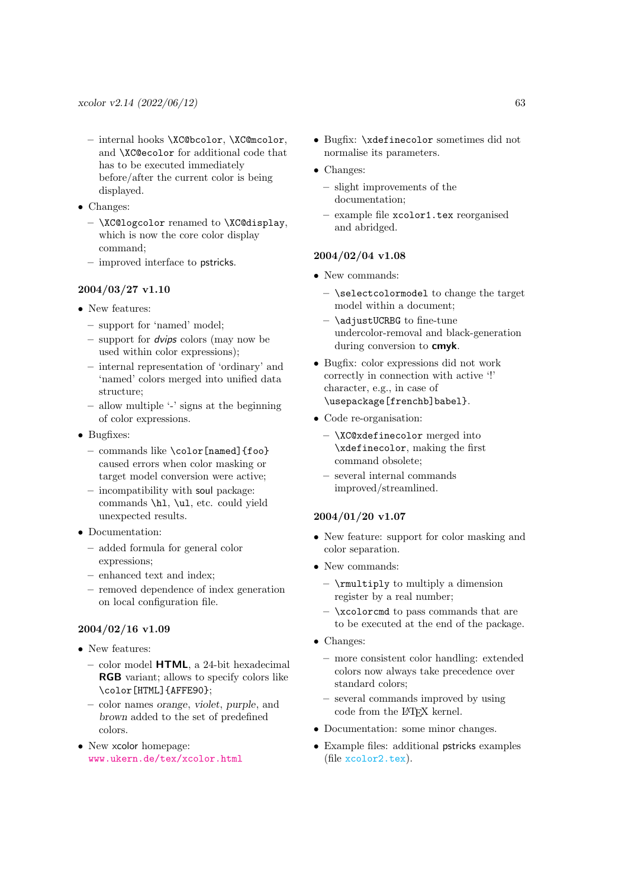- internal hooks `\XC@bcolor`, `\XC@mcolor`, and `\XC@ecolor` for additional code that has to be executed immediately before/after the current color is being displayed.

- Changes:
  - `\XC@logcolor` renamed to `\XC@display`, which is now the core color display command;
  - improved interface to pstricks.

### 2004/03/27 v1.10

- New features:
  - support for 'named' model;
  - support for *dvips* colors (may now be used within color expressions);
  - internal representation of 'ordinary' and 'named' colors merged into unified data structure;
  - allow multiple '-' signs at the beginning of color expressions.
- Bugfixes:
  - commands like `\color[named]{foo}` caused errors when color masking or target model conversion were active;
  - incompatibility with soul package: commands `\hl`, `\ul`, etc. could yield unexpected results.
- Documentation:
  - added formula for general color expressions;
  - enhanced text and index;
  - removed dependence of index generation on local configuration file.

### 2004/02/16 v1.09

- New features:
  - color model **HTML**, a 24-bit hexadecimal **RGB** variant; allows to specify colors like `\color[HTML]{AFFE90}`;
  - color names *orange*, *violet*, *purple*, and *brown* added to the set of predefined colors.
- New xcolor homepage: `www.ukern.de/tex/xcolor.html`
- Bugfix: `\xdefinecolor` sometimes did not normalise its parameters.
- Changes:
  - slight improvements of the documentation;
  - example file `xcolor1.tex` reorganised and abridged.

### 2004/02/04 v1.08

- New commands:
  - `\selectcolormodel` to change the target model within a document;
  - `\adjustUCRBG` to fine-tune undercolor-removal and black-generation during conversion to **cmyk**.
- Bugfix: color expressions did not work correctly in connection with active '!' character, e.g., in case of `\usepackage[frenchb]babel}`.
- Code re-organisation:
  - `\XC@xdefinecolor` merged into `\xdefinecolor`, making the first command obsolete;
  - several internal commands improved/streamlined.

### 2004/01/20 v1.07

- New feature: support for color masking and color separation.
- New commands:
  - `\rmultiply` to multiply a dimension register by a real number;
  - `\xcolorcmd` to pass commands that are to be executed at the end of the package.
- Changes:
  - more consistent color handling: extended colors now always take precedence over standard colors;
  - several commands improved by using code from the LaTeX kernel.
- Documentation: some minor changes.
- Example files: additional pstricks examples (file `xcolor2.tex`).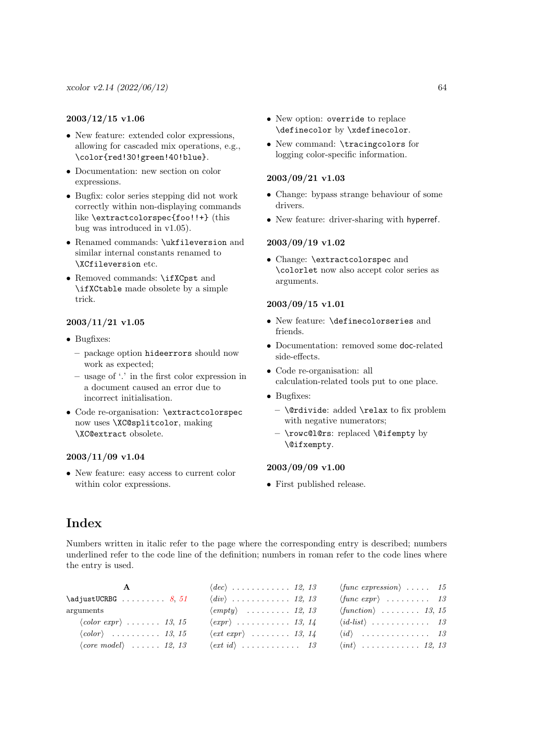#### 2003/12/15 v1.06

- New feature: extended color expressions, allowing for cascaded mix operations, e.g., `\color{red!30!green!40!blue}`.
- Documentation: new section on color expressions.
- Bugfix: color series stepping did not work correctly within non-displaying commands like `\extractcolorspec{foo!!+}` (this bug was introduced in v1.05).
- Renamed commands: `\ukfileversion` and similar internal constants renamed to `\XCfileversion` etc.
- Removed commands: `\ifXCpst` and `\ifXCtable` made obsolete by a simple trick.

#### 2003/11/21 v1.05

- Bugfixes:
  - package option `hideerrors` should now work as expected;
  - usage of '.' in the first color expression in a document caused an error due to incorrect initialisation.
- Code re-organisation: `\extractcolorspec` now uses `\XC@splitcolor`, making `\XC@extract` obsolete.

#### 2003/11/09 v1.04

- New feature: easy access to current color within color expressions.
- New option: `override` to replace `\definecolor` by `\xdefinecolor`.
- New command: `\tracingcolors` for logging color-specific information.

#### 2003/09/21 v1.03

- Change: bypass strange behaviour of some drivers.
- New feature: driver-sharing with hyperref.

#### 2003/09/19 v1.02

- Change: `\extractcolorspec` and `\colorlet` now also accept color series as arguments.

#### 2003/09/15 v1.01

- New feature: `\definecolorseries` and friends.
- Documentation: removed some doc-related side-effects.
- Code re-organisation: all calculation-related tools put to one place.
- Bugfixes:
  - `\@rdivide`: added `\relax` to fix problem with negative numerators;
  - `\rowc@l@rs`: replaced `\@ifempty` by `\@ifxempty`.

#### 2003/09/09 v1.00

- First published release.

# Index

Numbers written in italic refer to the page where the corresponding entry is described; numbers underlined refer to the code line of the definition; numbers in roman refer to the code lines where the entry is used.

**A**

`\adjustUCRBG` . . . . . . . . . *8*, *51*

arguments

- ⟨*color expr*⟩ . . . . . . . *13*, *15*
- ⟨*color*⟩ . . . . . . . . . . *13*, *15*
- ⟨*core model*⟩ . . . . . . *12*, *13*
- ⟨*dec*⟩ . . . . . . . . . . . . *12*, *13*
- ⟨*div*⟩ . . . . . . . . . . . . *12*, *13*
- ⟨*empty*⟩ . . . . . . . . . *12*, *13*
- ⟨*expr*⟩ . . . . . . . . . . . *13*, *14*
- ⟨*ext expr*⟩ . . . . . . . . *13*, *14*
- ⟨*ext id*⟩ . . . . . . . . . . . . *13*
- ⟨*func expression*⟩ . . . . . *15*
- ⟨*func expr*⟩ . . . . . . . . . *13*
- ⟨*function*⟩ . . . . . . . . *13*, *15*
- ⟨*id-list*⟩ . . . . . . . . . . . . *13*
- ⟨*id*⟩ . . . . . . . . . . . . . . *13*
- ⟨*int*⟩ . . . . . . . . . . . . *12*, *13*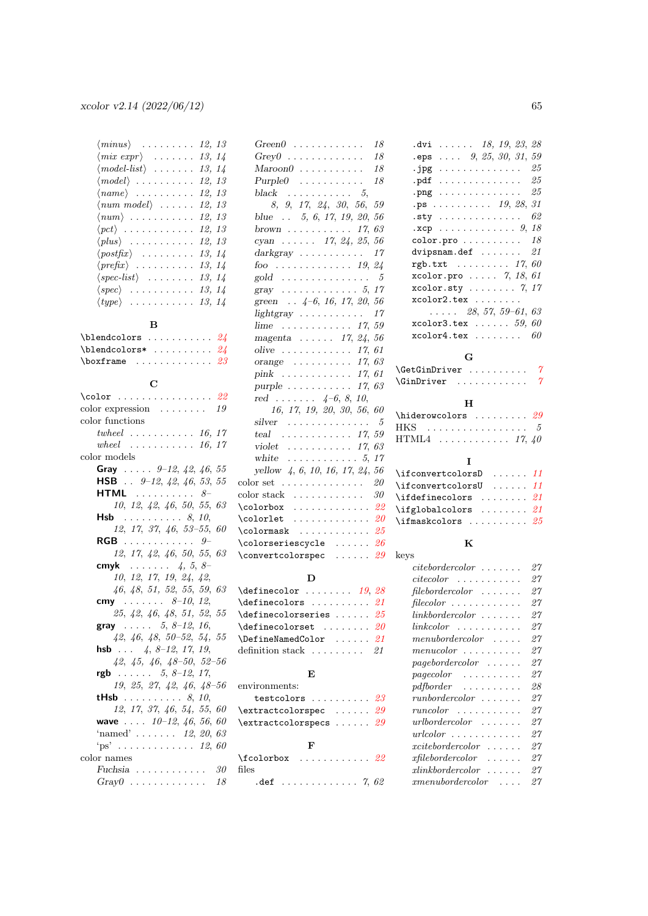⟨*minus*⟩ . . . . . . . . . 12, 13
⟨*mix expr*⟩ . . . . . . . 13, 14
⟨*model-list*⟩ . . . . . . . 13, 14
⟨*model*⟩ . . . . . . . . . . 12, 13
⟨*name*⟩ . . . . . . . . . . 12, 13
⟨*num model*⟩ . . . . . . 12, 13
⟨*num*⟩ . . . . . . . . . . . 12, 13
⟨*pct*⟩ . . . . . . . . . . . 12, 13
⟨*plus*⟩ . . . . . . . . . . 12, 13
⟨*postfix*⟩ . . . . . . . . . 13, 14
⟨*prefix*⟩ . . . . . . . . . . 13, 14
⟨*spec-list*⟩ . . . . . . . . 13, 14
⟨*spec*⟩ . . . . . . . . . . 13, 14
⟨*type*⟩ . . . . . . . . . . . 13, 14

**B**

\blendcolors . . . . . . . . . . . 24
\blendcolors* . . . . . . . . . . 24
\boxframe . . . . . . . . . . . . . 23

**C**

\color . . . . . . . . . . . . . . . . 22
color expression . . . . . . . . 19
color functions
*twheel* . . . . . . . . . . . 16, 17
*wheel* . . . . . . . . . . . 16, 17
color models
**Gray** . . . . . 9–12, 42, 46, 55
**HSB** . . 9–12, 42, 46, 53, 55
**HTML** . . . . . . . . . . 8–10, 12, 42, 46, 50, 55, 63
**Hsb** . . . . . . . . . . 8, 10, 12, 17, 37, 46, 53–55, 60
**RGB** . . . . . . . . . . . . 9–12, 17, 42, 46, 50, 55, 63
**cmyk** . . . . . . . 4, 5, 8–10, 12, 17, 19, 24, 42, 46, 48, 51, 52, 55, 59, 63
**cmy** . . . . . . . 8–10, 12, 25, 42, 46, 48, 51, 52, 55
**gray** . . . . . 5, 8–12, 16, 42, 46, 48, 50–52, 54, 55
**hsb** . . . 4, 8–12, 17, 19, 42, 45, 46, 48–50, 52–56
**rgb** . . . . . . 5, 8–12, 17, 19, 25, 27, 42, 46, 48–56
**tHsb** . . . . . . . . . . 8, 10, 12, 17, 37, 46, 54, 55, 60
**wave** . . . . 10–12, 46, 56, 60
'named' . . . . . . . 12, 20, 63
'ps' . . . . . . . . . . . . . 12, 60
color names
*Fuchsia* . . . . . . . . . . . . 30
*Gray0* . . . . . . . . . . . . . 18
*Green0* . . . . . . . . . . . . 18
*Grey0* . . . . . . . . . . . . . 18
*Maroon0* . . . . . . . . . . . 18
*Purple0* . . . . . . . . . . . 18
*black* . . . . . . . . . . . 5, 8, 9, 17, 24, 30, 56, 59
*blue* . . 5, 6, 17, 19, 20, 56
*brown* . . . . . . . . . . . 17, 63
*cyan* . . . . . . 17, 24, 25, 56
*darkgray* . . . . . . . . . . . 17
*foo* . . . . . . . . . . . . . 19, 24
*gold* . . . . . . . . . . . . . . . 5
*gray* . . . . . . . . . . . . . 5, 17
*green* . . 4–6, 16, 17, 20, 56
*lightgray* . . . . . . . . . . . 17
*lime* . . . . . . . . . . . . 17, 59
*magenta* . . . . . . 17, 24, 56
*olive* . . . . . . . . . . . . 17, 61
*orange* . . . . . . . . . . . 17, 63
*pink* . . . . . . . . . . . . 17, 61
*purple* . . . . . . . . . . . 17, 63
*red* . . . . . . . 4–6, 8, 10, 16, 17, 19, 20, 30, 56, 60
*silver* . . . . . . . . . . . . . . 5
*teal* . . . . . . . . . . . . 17, 59
*violet* . . . . . . . . . . . 17, 63
*white* . . . . . . . . . . . . 5, 17
*yellow* 4, 6, 10, 16, 17, 24, 56
color set . . . . . . . . . . . . . . 20
color stack . . . . . . . . . . . . 30
\colorbox . . . . . . . . . . . . . 22
\colorlet . . . . . . . . . . . . . 20
\colormask . . . . . . . . . . . . 25
\colorseriescycle . . . . . . 26
\convertcolorspec . . . . . . 29

**D**

\definecolor . . . . . . . . 19, 28
\definecolors . . . . . . . . . . 21
\definecolorseries . . . . . . 25
\definecolorset . . . . . . . . 20
\DefineNamedColor . . . . . . 21
definition stack . . . . . . . . . 21

**E**

environments:
testcolors . . . . . . . . . . 23
\extractcolorspec . . . . . . 29
\extractcolorspecs . . . . . . 29

**F**

\fcolorbox . . . . . . . . . . . . 22
files
.def . . . . . . . . . . . . . 7, 62
.dvi . . . . . . 18, 19, 23, 28
.eps . . . . 9, 25, 30, 31, 59
.jpg . . . . . . . . . . . . . . 25
.pdf . . . . . . . . . . . . . . 25
.png . . . . . . . . . . . . . . 25
.ps . . . . . . . . . . 19, 28, 31
.sty . . . . . . . . . . . . . . 62
.xcp . . . . . . . . . . . . . 9, 18
color.pro . . . . . . . . . . 18
dvipsnam.def . . . . . . . 21
rgb.txt . . . . . . . . . 17, 60
xcolor.pro . . . . . 7, 18, 61
xcolor.sty . . . . . . . . 7, 17
xcolor2.tex . . . . . . . . . . . . . 28, 57, 59–61, 63
xcolor3.tex . . . . . . 59, 60
xcolor4.tex . . . . . . . . 60

**G**

\GetGinDriver . . . . . . . . . . 7
\GinDriver . . . . . . . . . . . . 7

**H**

\hiderowcolors . . . . . . . . . 29
HKS . . . . . . . . . . . . . . . . . 5
HTML4 . . . . . . . . . . . . 17, 40

**I**

\ifconvertcolorsD . . . . . . 11
\ifconvertcolorsU . . . . . . 11
\ifdefinecolors . . . . . . . . 21
\ifglobalcolors . . . . . . . . 21
\ifmaskcolors . . . . . . . . . . 25

**K**

keys
*citebordercolor* . . . . . . . 27
*citecolor* . . . . . . . . . . . 27
*filebordercolor* . . . . . . . 27
*filecolor* . . . . . . . . . . . 27
*linkbordercolor* . . . . . . . 27
*linkcolor* . . . . . . . . . . . 27
*menubordercolor* . . . . . 27
*menucolor* . . . . . . . . . . 27
*pagebordercolor* . . . . . . 27
*pagecolor* . . . . . . . . . . 27
*pdfborder* . . . . . . . . . . 28
*runbordercolor* . . . . . . . 27
*runcolor* . . . . . . . . . . . 27
*urlbordercolor* . . . . . . . 27
*urlcolor* . . . . . . . . . . . 27
*xcitebordercolor* . . . . . . 27
*xfilebordercolor* . . . . . . 27
*xlinkbordercolor* . . . . . . 27
*xmenubordercolor* . . . . 27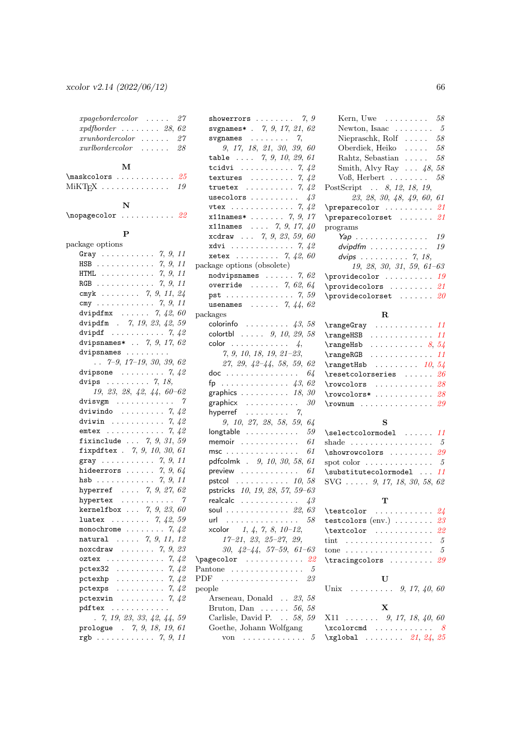*xpagebordercolor* . . . . . *27*
*xpdfborder* . . . . . . . . *28*, *62*
*xrunbordercolor* . . . . . . *27*
*xurlbordercolor* . . . . . . *28*

**M**

\maskcolors . . . . . . . . . . . . *25*
MiKTEX . . . . . . . . . . . . . . *19*

**N**

\nopagecolor . . . . . . . . . . . *22*

**P**

package options
- Gray . . . . . . . . . . . *7*, *9*, *11*
- HSB . . . . . . . . . . . . *7*, *9*, *11*
- HTML . . . . . . . . . . . *7*, *9*, *11*
- RGB . . . . . . . . . . . . *7*, *9*, *11*
- cmyk . . . . . . . . *7*, *9*, *11*, *24*
- cmy . . . . . . . . . . . . *7*, *9*, *11*
- dvipdfmx . . . . . . *7*, *42*, *60*
- dvipdfm . *7*, *19*, *23*, *42*, *59*
- dvipdf . . . . . . . . . . . *7*, *42*
- dvipsnames* . . *7*, *9*, *17*, *62*
- dvipsnames . . . . . . . . . *7–9*, *17–19*, *30*, *39*, *62*
- dvipsone . . . . . . . . . *7*, *42*
- dvips . . . . . . . . . *7*, *18*, *19*, *23*, *28*, *42*, *44*, *60–62*
- dvisvgm . . . . . . . . . . . . *7*
- dviwindo . . . . . . . . . *7*, *42*
- dviwin . . . . . . . . . . . *7*, *42*
- emtex . . . . . . . . . . . . *7*, *42*
- fixinclude . . . *7*, *9*, *31*, *59*
- fixpdftex . *7*, *9*, *10*, *30*, *61*
- gray . . . . . . . . . . . *7*, *9*, *11*
- hideerrors . . . . . . *7*, *9*, *64*
- hsb . . . . . . . . . . . . *7*, *9*, *11*
- hyperref . . . . *7*, *9*, *27*, *62*
- hypertex . . . . . . . . . . . *7*
- kernelfbox . . . *7*, *9*, *23*, *60*
- luatex . . . . . . . . *7*, *42*, *59*
- monochrome . . . . . . . . *7*, *42*
- natural . . . . . *7*, *9*, *11*, *12*
- noxcdraw . . . . . . . *7*, *9*, *23*
- oztex . . . . . . . . . . . . *7*, *42*
- pctex32 . . . . . . . . . . *7*, *42*
- pctexhp . . . . . . . . . . *7*, *42*
- pctexps . . . . . . . . . . *7*, *42*
- pctexwin . . . . . . . . . *7*, *42*
- pdftex . . . . . . . . . . . . *7*, *19*, *23*, *33*, *42*, *44*, *59*
- prologue . *7*, *9*, *18*, *19*, *61*
- rgb . . . . . . . . . . . . *7*, *9*, *11*
- showerrors . . . . . . . . *7*, *9*
- svgnames* . *7*, *9*, *17*, *21*, *62*
- svgnames . . . . . . . . *7*, *9*, *17*, *18*, *21*, *30*, *39*, *60*
- table . . . . *7*, *9*, *10*, *29*, *61*
- tcidvi . . . . . . . . . . . *7*, *42*
- textures . . . . . . . . . *7*, *42*
- truetex . . . . . . . . . . *7*, *42*
- usecolors . . . . . . . . . *43*
- vtex . . . . . . . . . . . . . *7*, *42*
- x11names* . . . . . . . *7*, *9*, *17*
- x11names . . . . *7*, *9*, *17*, *40*
- xcdraw . . . *7*, *9*, *23*, *59*, *60*
- xdvi . . . . . . . . . . . . . *7*, *42*
- xetex . . . . . . . . *7*, *42*, *60*

package options (obsolete)
- nodvipsnames . . . . . . *7*, *62*
- override . . . . . . *7*, *62*, *64*
- pst . . . . . . . . . . . . . *7*, *59*
- usenames . . . . . . *7*, *44*, *62*

packages
- colorinfo . . . . . . . . . *43*, *58*
- colortbl . . . . . *9*, *10*, *29*, *58*
- color . . . . . . . . . . . . *4*, *7*, *9*, *10*, *18*, *19*, *21–23*, *27*, *29*, *42–44*, *58*, *59*, *62*
- doc . . . . . . . . . . . . . . . *64*
- fp . . . . . . . . . . . . . . *43*, *62*
- graphics . . . . . . . . . . *18*, *30*
- graphicx . . . . . . . . . . . *30*
- hyperref . . . . . . . . . *7*, *9*, *10*, *27*, *28*, *58*, *59*, *64*
- longtable . . . . . . . . . . . *59*
- memoir . . . . . . . . . . . . *61*
- msc . . . . . . . . . . . . . . . *61*
- pdfcolmk . *9*, *10*, *30*, *58*, *61*
- preview . . . . . . . . . . . . *61*
- pstcol . . . . . . . . . . . *10*, *58*
- pstricks *10*, *19*, *28*, *57*, *59–63*
- realcalc . . . . . . . . . . . . *43*
- soul . . . . . . . . . . . . . *22*, *63*
- url . . . . . . . . . . . . . . . *58*
- xcolor *1*, *4*, *7*, *8*, *10–12*, *17–21*, *23*, *25–27*, *29*, *30*, *42–44*, *57–59*, *61–63*

\pagecolor . . . . . . . . . . . . *22*
Pantone . . . . . . . . . . . . . . *5*
PDF . . . . . . . . . . . . . . . . *23*

people
- Arseneau, Donald . . *23*, *58*
- Bruton, Dan . . . . . . *56*, *58*
- Carlisle, David P. . . *58*, *59*
- Goethe, Johann Wolfgang von . . . . . . . . . . . . *5*
- Kern, Uwe . . . . . . . . . *58*
- Newton, Isaac . . . . . . . . *5*
- Niepraschk, Rolf . . . . . *58*
- Oberdiek, Heiko . . . . . *58*
- Rahtz, Sebastian . . . . . *58*
- Smith, Alvy Ray . . . *48*, *58*
- Voß, Herbert . . . . . . . . *58*

PostScript . . *8*, *12*, *18*, *19*, *23*, *28*, *30*, *48*, *49*, *60*, *61*
\preparecolor . . . . . . . . . . *21*
\preparecolorset . . . . . . . *21*

programs
- *Yap* . . . . . . . . . . . . . . *19*
- *dvipdfm* . . . . . . . . . . . *19*
- *dvips* . . . . . . . . . . *7*, *18*, *19*, *28*, *30*, *31*, *59*, *61–63*

\providecolor . . . . . . . . . . *19*
\providecolors . . . . . . . . . *21*
\providecolorset . . . . . . . *20*

**R**

\rangeGray . . . . . . . . . . . . *11*
\rangeHSB . . . . . . . . . . . . *11*
\rangeHsb . . . . . . . . . . . *8*, *54*
\rangeRGB . . . . . . . . . . . . *11*
\rangetHsb . . . . . . . . . *10*, *54*
\resetcolorseries . . . . . . *26*
\rowcolors . . . . . . . . . . . . *28*
\rowcolors* . . . . . . . . . . . *28*
\rownum . . . . . . . . . . . . . . *29*

**S**

\selectcolormodel . . . . . . *11*
shade . . . . . . . . . . . . . . . . *5*
\showrowcolors . . . . . . . . . *29*
spot color . . . . . . . . . . . . . *5*
\substitutecolormodel . . . *11*
SVG . . . . . *9*, *17*, *18*, *30*, *58*, *62*

**T**

\testcolor . . . . . . . . . . . . *24*
testcolors (env.) . . . . . . . . *23*
\textcolor . . . . . . . . . . . . *22*
tint . . . . . . . . . . . . . . . . . *5*
tone . . . . . . . . . . . . . . . . . *5*
\tracingcolors . . . . . . . . . *29*

**U**

Unix . . . . . . . . . *9*, *17*, *40*, *60*

**X**

X11 . . . . . . . *9*, *17*, *18*, *40*, *60*
\xcolorcmd . . . . . . . . . . . . *8*
\xglobal . . . . . . . . *21*, *24*, *25*